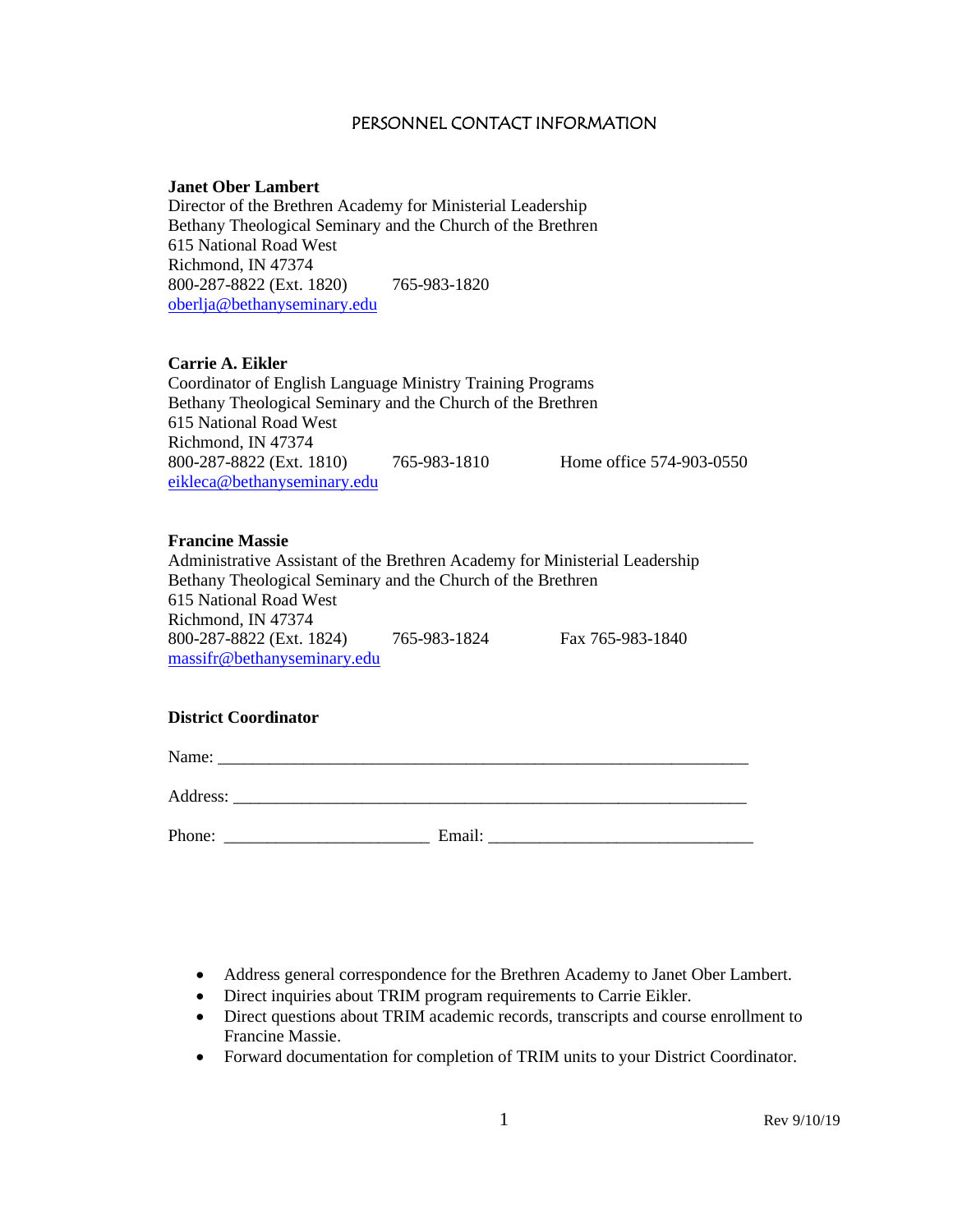# PERSONNEL CONTACT INFORMATION

**Janet Ober Lambert**
Director of the Brethren Academy for Ministerial Leadership
Bethany Theological Seminary and the Church of the Brethren
615 National Road West
Richmond, IN 47374
800-287-8822 (Ext. 1820)    765-983-1820
oberlja@bethanyseminary.edu

**Carrie A. Eikler**
Coordinator of English Language Ministry Training Programs
Bethany Theological Seminary and the Church of the Brethren
615 National Road West
Richmond, IN 47374
800-287-8822 (Ext. 1810)    765-983-1810    Home office 574-903-0550
eikleca@bethanyseminary.edu

**Francine Massie**
Administrative Assistant of the Brethren Academy for Ministerial Leadership
Bethany Theological Seminary and the Church of the Brethren
615 National Road West
Richmond, IN 47374
800-287-8822 (Ext. 1824)    765-983-1824    Fax 765-983-1840
massifr@bethanyseminary.edu

**District Coordinator**

Name: ______________________________________________________________

Address: ____________________________________________________________

Phone: ________________________ Email: ______________________________

- Address general correspondence for the Brethren Academy to Janet Ober Lambert.
- Direct inquiries about TRIM program requirements to Carrie Eikler.
- Direct questions about TRIM academic records, transcripts and course enrollment to Francine Massie.
- Forward documentation for completion of TRIM units to your District Coordinator.

Rev 9/10/19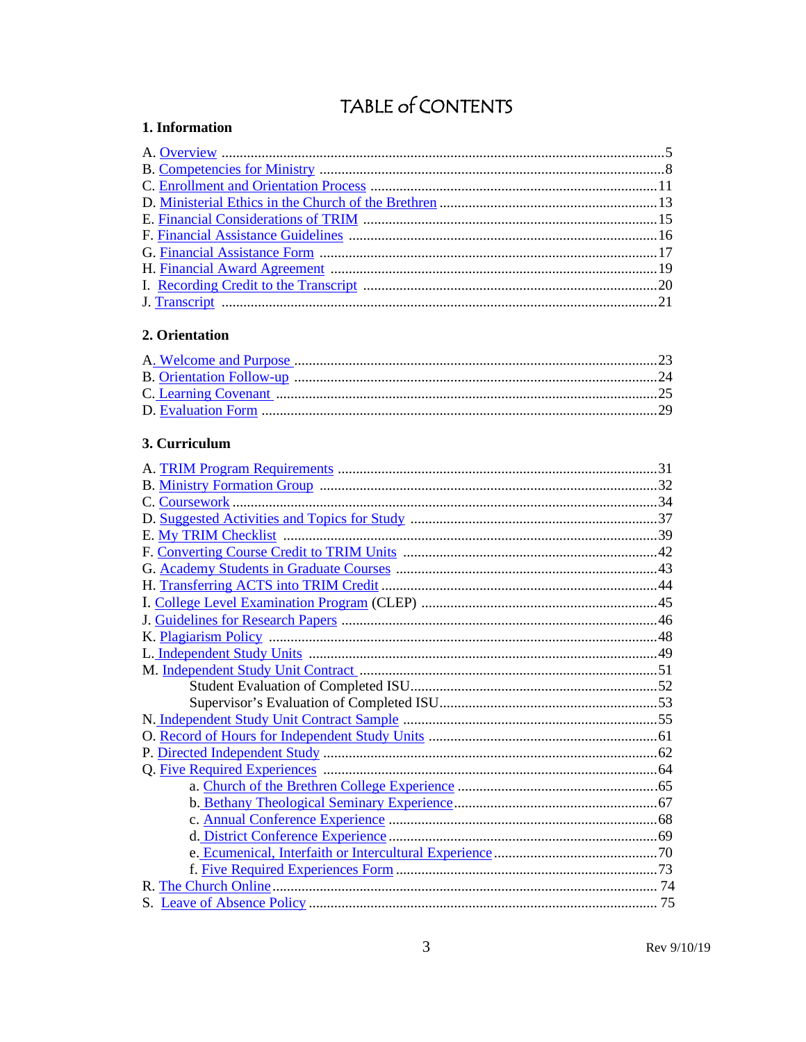# TABLE of CONTENTS

## 1. Information

A. Overview ......................................................5
B. Competencies for Ministry ......................................................8
C. Enrollment and Orientation Process ......................................................11
D. Ministerial Ethics in the Church of the Brethren ......................................................13
E. Financial Considerations of TRIM ......................................................15
F. Financial Assistance Guidelines ......................................................16
G. Financial Assistance Form ......................................................17
H. Financial Award Agreement ......................................................19
I. Recording Credit to the Transcript ......................................................20
J. Transcript ......................................................21

## 2. Orientation

A. Welcome and Purpose ......................................................23
B. Orientation Follow-up ......................................................24
C. Learning Covenant ......................................................25
D. Evaluation Form ......................................................29

## 3. Curriculum

A. TRIM Program Requirements ......................................................31
B. Ministry Formation Group ......................................................32
C. Coursework ......................................................34
D. Suggested Activities and Topics for Study ......................................................37
E. My TRIM Checklist ......................................................39
F. Converting Course Credit to TRIM Units ......................................................42
G. Academy Students in Graduate Courses ......................................................43
H. Transferring ACTS into TRIM Credit ......................................................44
I. College Level Examination Program (CLEP) ......................................................45
J. Guidelines for Research Papers ......................................................46
K. Plagiarism Policy ......................................................48
L. Independent Study Units ......................................................49
M. Independent Study Unit Contract ......................................................51
    Student Evaluation of Completed ISU......................................................52
    Supervisor's Evaluation of Completed ISU......................................................53
N. Independent Study Unit Contract Sample ......................................................55
O. Record of Hours for Independent Study Units ......................................................61
P. Directed Independent Study ......................................................62
Q. Five Required Experiences ......................................................64
    a. Church of the Brethren College Experience ......................................................65
    b. Bethany Theological Seminary Experience......................................................67
    c. Annual Conference Experience ......................................................68
    d. District Conference Experience ......................................................69
    e. Ecumenical, Interfaith or Intercultural Experience ......................................................70
    f. Five Required Experiences Form ......................................................73
R. The Church Online ......................................................74
S. Leave of Absence Policy ......................................................75

Rev 9/10/19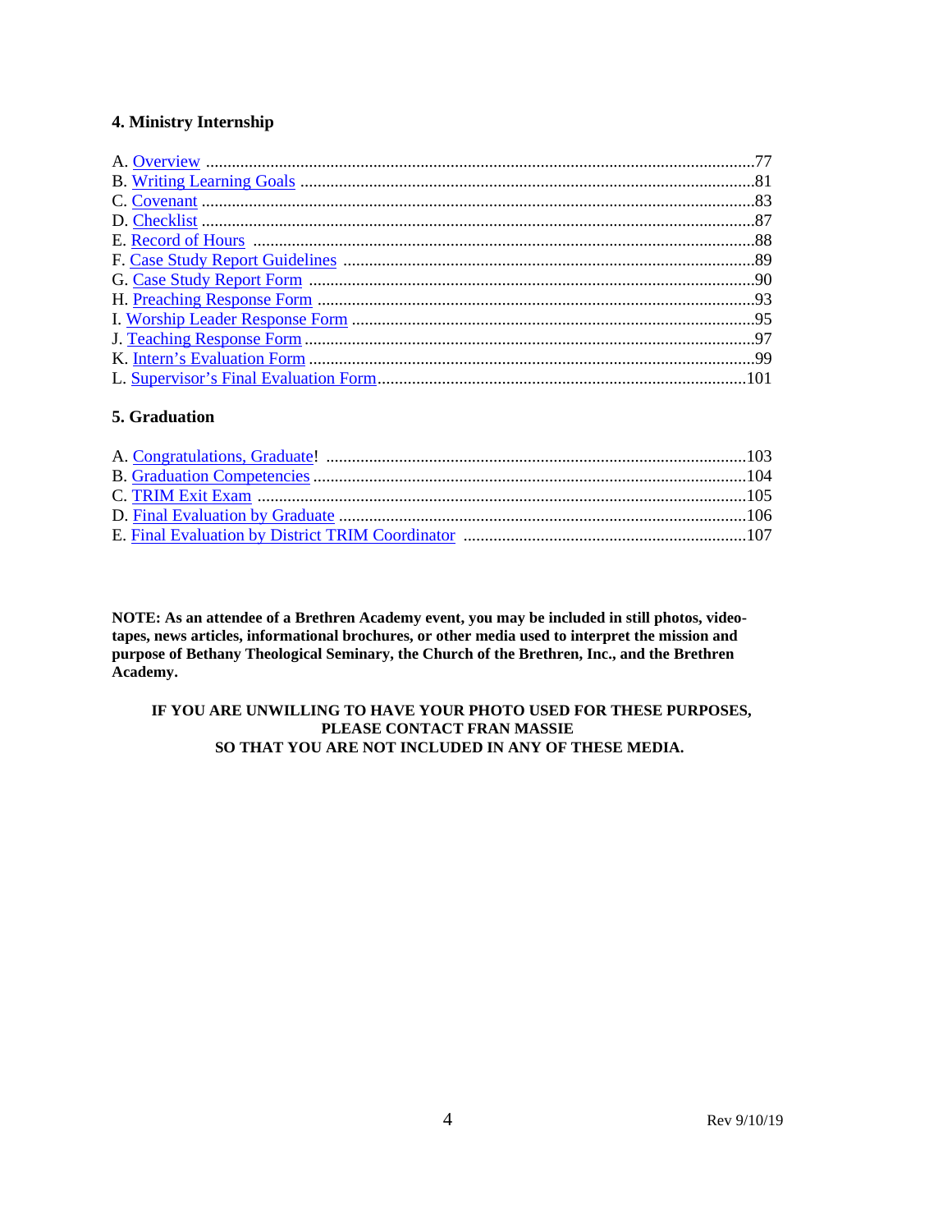### 4. Ministry Internship

A. Overview ....................................................................................................................77
B. Writing Learning Goals .............................................................................................81
C. Covenant ...................................................................................................................83
D. Checklist ...................................................................................................................87
E. Record of Hours .......................................................................................................88
F. Case Study Report Guidelines ..................................................................................89
G. Case Study Report Form ..........................................................................................90
H. Preaching Response Form .......................................................................................93
I. Worship Leader Response Form ................................................................................95
J. Teaching Response Form ...........................................................................................97
K. Intern's Evaluation Form ..........................................................................................99
L. Supervisor's Final Evaluation Form........................................................................101

### 5. Graduation

A. Congratulations, Graduate! ....................................................................................103
B. Graduation Competencies .......................................................................................104
C. TRIM Exit Exam ....................................................................................................105
D. Final Evaluation by Graduate .................................................................................106
E. Final Evaluation by District TRIM Coordinator ....................................................107

**NOTE: As an attendee of a Brethren Academy event, you may be included in still photos, video-tapes, news articles, informational brochures, or other media used to interpret the mission and purpose of Bethany Theological Seminary, the Church of the Brethren, Inc., and the Brethren Academy.**

**IF YOU ARE UNWILLING TO HAVE YOUR PHOTO USED FOR THESE PURPOSES, PLEASE CONTACT FRAN MASSIE SO THAT YOU ARE NOT INCLUDED IN ANY OF THESE MEDIA.**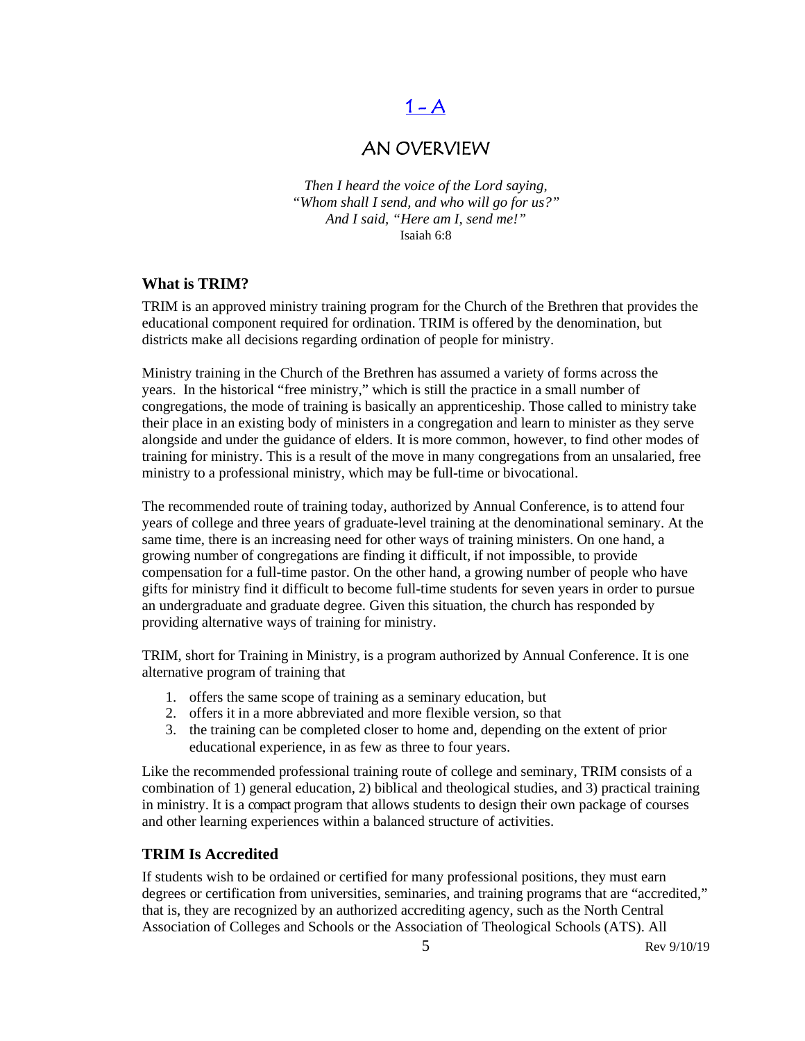# 1 - A

# AN OVERVIEW

*Then I heard the voice of the Lord saying,*
*"Whom shall I send, and who will go for us?"*
*And I said, "Here am I, send me!"*
Isaiah 6:8

### What is TRIM?

TRIM is an approved ministry training program for the Church of the Brethren that provides the educational component required for ordination. TRIM is offered by the denomination, but districts make all decisions regarding ordination of people for ministry.

Ministry training in the Church of the Brethren has assumed a variety of forms across the years. In the historical "free ministry," which is still the practice in a small number of congregations, the mode of training is basically an apprenticeship. Those called to ministry take their place in an existing body of ministers in a congregation and learn to minister as they serve alongside and under the guidance of elders. It is more common, however, to find other modes of training for ministry. This is a result of the move in many congregations from an unsalaried, free ministry to a professional ministry, which may be full-time or bivocational.

The recommended route of training today, authorized by Annual Conference, is to attend four years of college and three years of graduate-level training at the denominational seminary. At the same time, there is an increasing need for other ways of training ministers. On one hand, a growing number of congregations are finding it difficult, if not impossible, to provide compensation for a full-time pastor. On the other hand, a growing number of people who have gifts for ministry find it difficult to become full-time students for seven years in order to pursue an undergraduate and graduate degree. Given this situation, the church has responded by providing alternative ways of training for ministry.

TRIM, short for Training in Ministry, is a program authorized by Annual Conference. It is one alternative program of training that

1. offers the same scope of training as a seminary education, but
2. offers it in a more abbreviated and more flexible version, so that
3. the training can be completed closer to home and, depending on the extent of prior educational experience, in as few as three to four years.

Like the recommended professional training route of college and seminary, TRIM consists of a combination of 1) general education, 2) biblical and theological studies, and 3) practical training in ministry. It is a compact program that allows students to design their own package of courses and other learning experiences within a balanced structure of activities.

### TRIM Is Accredited

If students wish to be ordained or certified for many professional positions, they must earn degrees or certification from universities, seminaries, and training programs that are "accredited," that is, they are recognized by an authorized accrediting agency, such as the North Central Association of Colleges and Schools or the Association of Theological Schools (ATS). All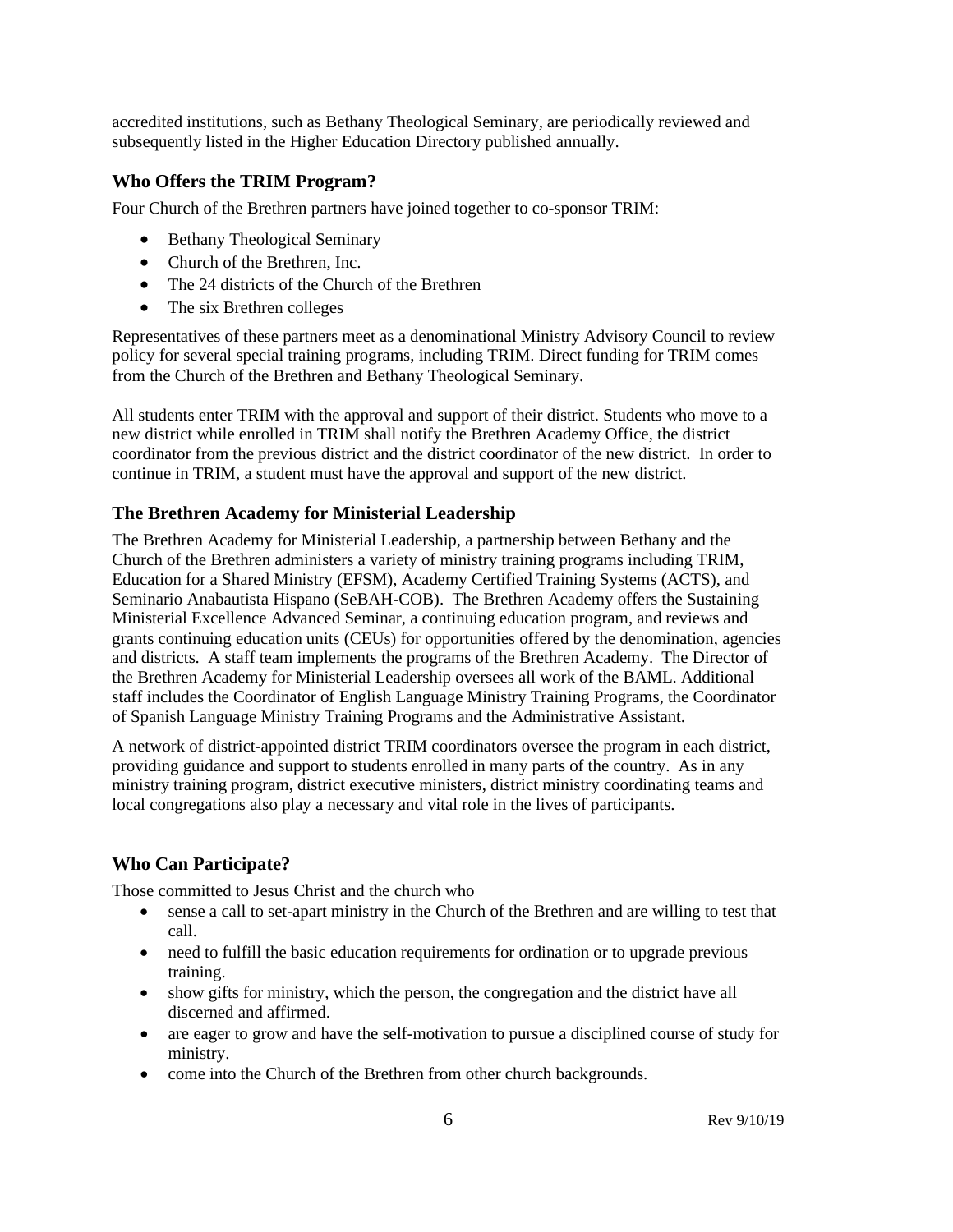accredited institutions, such as Bethany Theological Seminary, are periodically reviewed and subsequently listed in the Higher Education Directory published annually.

### Who Offers the TRIM Program?

Four Church of the Brethren partners have joined together to co-sponsor TRIM:

- Bethany Theological Seminary
- Church of the Brethren, Inc.
- The 24 districts of the Church of the Brethren
- The six Brethren colleges

Representatives of these partners meet as a denominational Ministry Advisory Council to review policy for several special training programs, including TRIM. Direct funding for TRIM comes from the Church of the Brethren and Bethany Theological Seminary.

All students enter TRIM with the approval and support of their district. Students who move to a new district while enrolled in TRIM shall notify the Brethren Academy Office, the district coordinator from the previous district and the district coordinator of the new district. In order to continue in TRIM, a student must have the approval and support of the new district.

### The Brethren Academy for Ministerial Leadership

The Brethren Academy for Ministerial Leadership, a partnership between Bethany and the Church of the Brethren administers a variety of ministry training programs including TRIM, Education for a Shared Ministry (EFSM), Academy Certified Training Systems (ACTS), and Seminario Anabautista Hispano (SeBAH-COB). The Brethren Academy offers the Sustaining Ministerial Excellence Advanced Seminar, a continuing education program, and reviews and grants continuing education units (CEUs) for opportunities offered by the denomination, agencies and districts. A staff team implements the programs of the Brethren Academy. The Director of the Brethren Academy for Ministerial Leadership oversees all work of the BAML. Additional staff includes the Coordinator of English Language Ministry Training Programs, the Coordinator of Spanish Language Ministry Training Programs and the Administrative Assistant.

A network of district-appointed district TRIM coordinators oversee the program in each district, providing guidance and support to students enrolled in many parts of the country. As in any ministry training program, district executive ministers, district ministry coordinating teams and local congregations also play a necessary and vital role in the lives of participants.

### Who Can Participate?

Those committed to Jesus Christ and the church who

- sense a call to set-apart ministry in the Church of the Brethren and are willing to test that call.
- need to fulfill the basic education requirements for ordination or to upgrade previous training.
- show gifts for ministry, which the person, the congregation and the district have all discerned and affirmed.
- are eager to grow and have the self-motivation to pursue a disciplined course of study for ministry.
- come into the Church of the Brethren from other church backgrounds.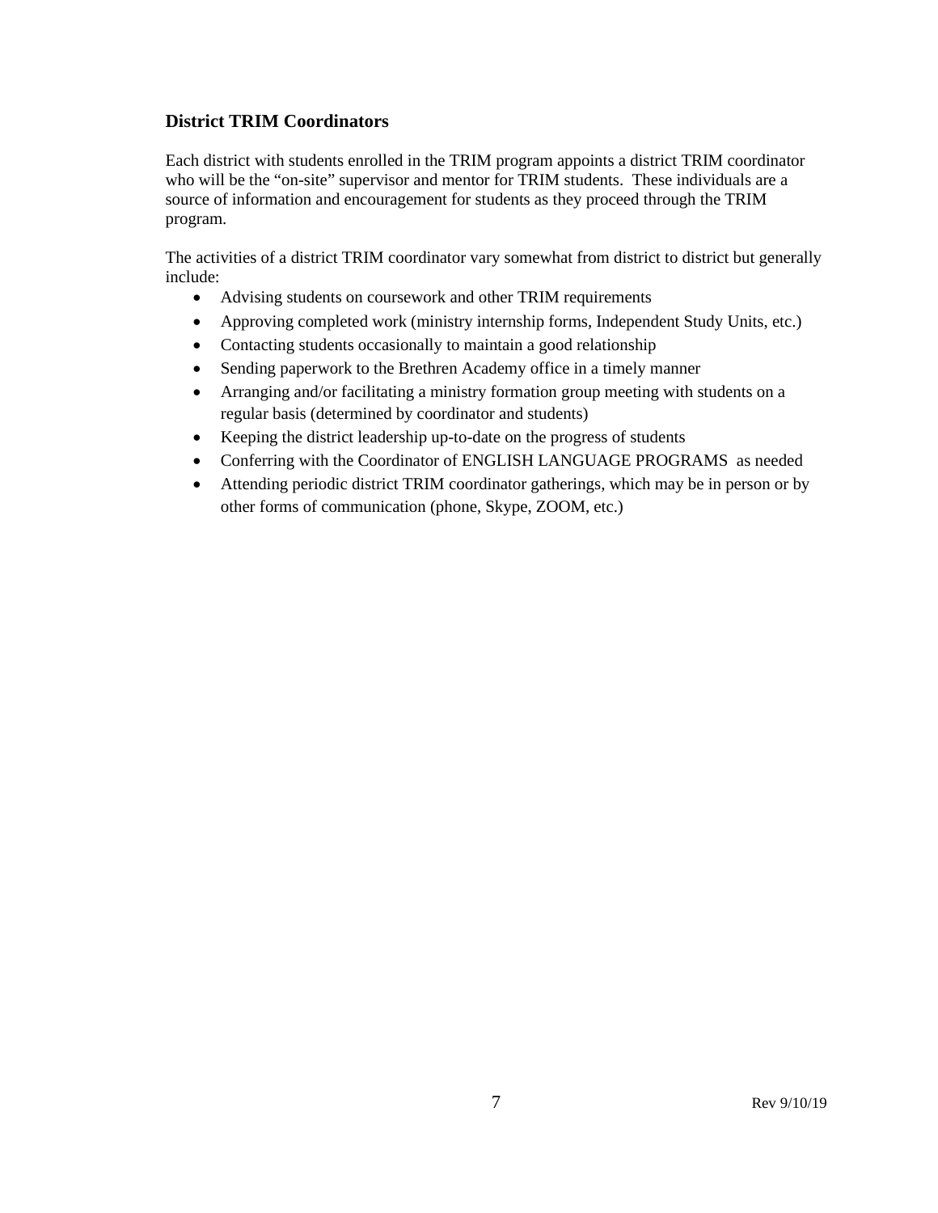### District TRIM Coordinators

Each district with students enrolled in the TRIM program appoints a district TRIM coordinator who will be the "on-site" supervisor and mentor for TRIM students. These individuals are a source of information and encouragement for students as they proceed through the TRIM program.

The activities of a district TRIM coordinator vary somewhat from district to district but generally include:

- Advising students on coursework and other TRIM requirements
- Approving completed work (ministry internship forms, Independent Study Units, etc.)
- Contacting students occasionally to maintain a good relationship
- Sending paperwork to the Brethren Academy office in a timely manner
- Arranging and/or facilitating a ministry formation group meeting with students on a regular basis (determined by coordinator and students)
- Keeping the district leadership up-to-date on the progress of students
- Conferring with the Coordinator of ENGLISH LANGUAGE PROGRAMS as needed
- Attending periodic district TRIM coordinator gatherings, which may be in person or by other forms of communication (phone, Skype, ZOOM, etc.)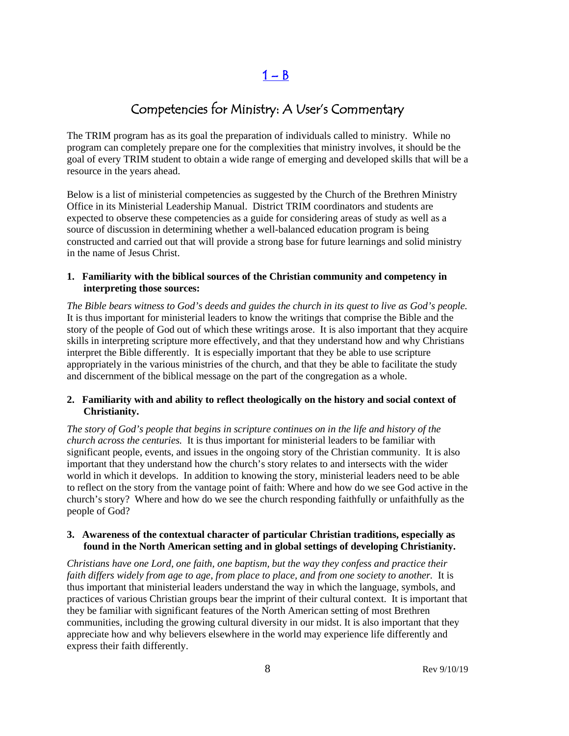## 1 – B

# Competencies for Ministry: A User's Commentary

The TRIM program has as its goal the preparation of individuals called to ministry. While no program can completely prepare one for the complexities that ministry involves, it should be the goal of every TRIM student to obtain a wide range of emerging and developed skills that will be a resource in the years ahead.

Below is a list of ministerial competencies as suggested by the Church of the Brethren Ministry Office in its Ministerial Leadership Manual. District TRIM coordinators and students are expected to observe these competencies as a guide for considering areas of study as well as a source of discussion in determining whether a well-balanced education program is being constructed and carried out that will provide a strong base for future learnings and solid ministry in the name of Jesus Christ.

**1. Familiarity with the biblical sources of the Christian community and competency in interpreting those sources:**

*The Bible bears witness to God's deeds and guides the church in its quest to live as God's people.* It is thus important for ministerial leaders to know the writings that comprise the Bible and the story of the people of God out of which these writings arose. It is also important that they acquire skills in interpreting scripture more effectively, and that they understand how and why Christians interpret the Bible differently. It is especially important that they be able to use scripture appropriately in the various ministries of the church, and that they be able to facilitate the study and discernment of the biblical message on the part of the congregation as a whole.

**2. Familiarity with and ability to reflect theologically on the history and social context of Christianity.**

*The story of God's people that begins in scripture continues on in the life and history of the church across the centuries.* It is thus important for ministerial leaders to be familiar with significant people, events, and issues in the ongoing story of the Christian community. It is also important that they understand how the church's story relates to and intersects with the wider world in which it develops. In addition to knowing the story, ministerial leaders need to be able to reflect on the story from the vantage point of faith: Where and how do we see God active in the church's story? Where and how do we see the church responding faithfully or unfaithfully as the people of God?

**3. Awareness of the contextual character of particular Christian traditions, especially as found in the North American setting and in global settings of developing Christianity.**

*Christians have one Lord, one faith, one baptism, but the way they confess and practice their faith differs widely from age to age, from place to place, and from one society to another.* It is thus important that ministerial leaders understand the way in which the language, symbols, and practices of various Christian groups bear the imprint of their cultural context. It is important that they be familiar with significant features of the North American setting of most Brethren communities, including the growing cultural diversity in our midst. It is also important that they appreciate how and why believers elsewhere in the world may experience life differently and express their faith differently.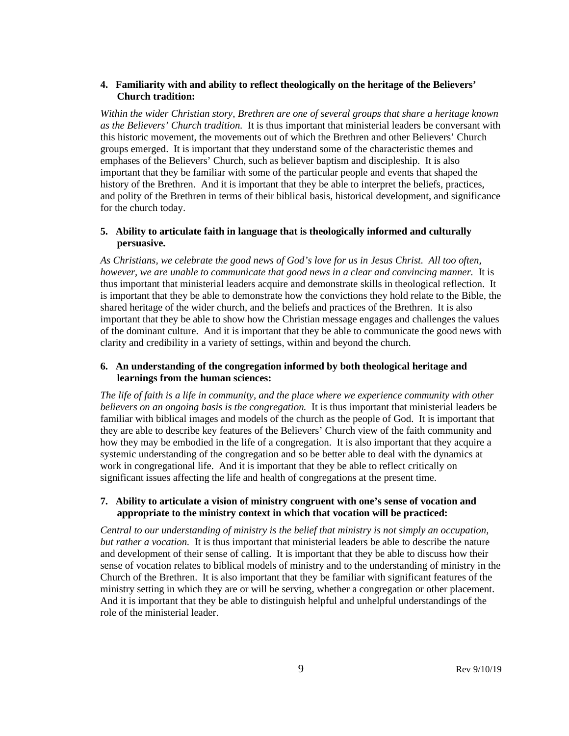**4. Familiarity with and ability to reflect theologically on the heritage of the Believers' Church tradition:**

*Within the wider Christian story, Brethren are one of several groups that share a heritage known as the Believers' Church tradition.* It is thus important that ministerial leaders be conversant with this historic movement, the movements out of which the Brethren and other Believers' Church groups emerged. It is important that they understand some of the characteristic themes and emphases of the Believers' Church, such as believer baptism and discipleship. It is also important that they be familiar with some of the particular people and events that shaped the history of the Brethren. And it is important that they be able to interpret the beliefs, practices, and polity of the Brethren in terms of their biblical basis, historical development, and significance for the church today.

**5. Ability to articulate faith in language that is theologically informed and culturally persuasive.**

*As Christians, we celebrate the good news of God's love for us in Jesus Christ. All too often, however, we are unable to communicate that good news in a clear and convincing manner.* It is thus important that ministerial leaders acquire and demonstrate skills in theological reflection. It is important that they be able to demonstrate how the convictions they hold relate to the Bible, the shared heritage of the wider church, and the beliefs and practices of the Brethren. It is also important that they be able to show how the Christian message engages and challenges the values of the dominant culture. And it is important that they be able to communicate the good news with clarity and credibility in a variety of settings, within and beyond the church.

**6. An understanding of the congregation informed by both theological heritage and learnings from the human sciences:**

*The life of faith is a life in community, and the place where we experience community with other believers on an ongoing basis is the congregation.* It is thus important that ministerial leaders be familiar with biblical images and models of the church as the people of God. It is important that they are able to describe key features of the Believers' Church view of the faith community and how they may be embodied in the life of a congregation. It is also important that they acquire a systemic understanding of the congregation and so be better able to deal with the dynamics at work in congregational life. And it is important that they be able to reflect critically on significant issues affecting the life and health of congregations at the present time.

**7. Ability to articulate a vision of ministry congruent with one's sense of vocation and appropriate to the ministry context in which that vocation will be practiced:**

*Central to our understanding of ministry is the belief that ministry is not simply an occupation, but rather a vocation.* It is thus important that ministerial leaders be able to describe the nature and development of their sense of calling. It is important that they be able to discuss how their sense of vocation relates to biblical models of ministry and to the understanding of ministry in the Church of the Brethren. It is also important that they be familiar with significant features of the ministry setting in which they are or will be serving, whether a congregation or other placement. And it is important that they be able to distinguish helpful and unhelpful understandings of the role of the ministerial leader.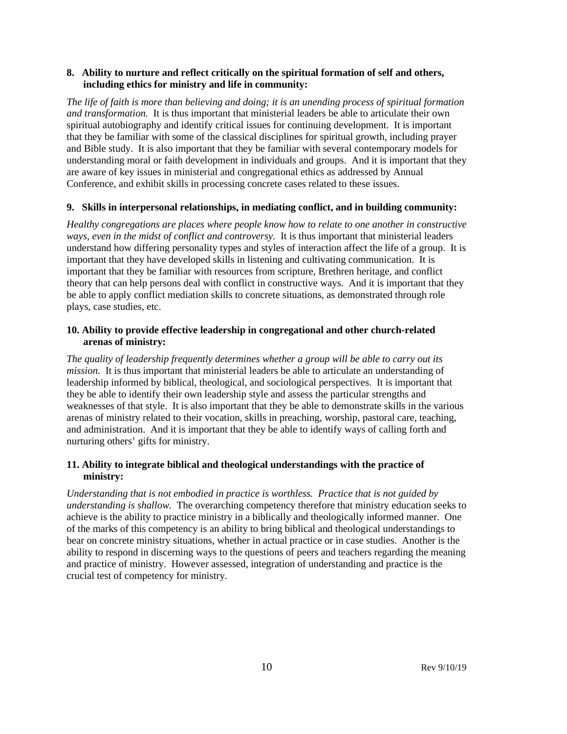**8. Ability to nurture and reflect critically on the spiritual formation of self and others, including ethics for ministry and life in community:**

*The life of faith is more than believing and doing; it is an unending process of spiritual formation and transformation.* It is thus important that ministerial leaders be able to articulate their own spiritual autobiography and identify critical issues for continuing development. It is important that they be familiar with some of the classical disciplines for spiritual growth, including prayer and Bible study. It is also important that they be familiar with several contemporary models for understanding moral or faith development in individuals and groups. And it is important that they are aware of key issues in ministerial and congregational ethics as addressed by Annual Conference, and exhibit skills in processing concrete cases related to these issues.

**9. Skills in interpersonal relationships, in mediating conflict, and in building community:**

*Healthy congregations are places where people know how to relate to one another in constructive ways, even in the midst of conflict and controversy.* It is thus important that ministerial leaders understand how differing personality types and styles of interaction affect the life of a group. It is important that they have developed skills in listening and cultivating communication. It is important that they be familiar with resources from scripture, Brethren heritage, and conflict theory that can help persons deal with conflict in constructive ways. And it is important that they be able to apply conflict mediation skills to concrete situations, as demonstrated through role plays, case studies, etc.

**10. Ability to provide effective leadership in congregational and other church-related arenas of ministry:**

*The quality of leadership frequently determines whether a group will be able to carry out its mission.* It is thus important that ministerial leaders be able to articulate an understanding of leadership informed by biblical, theological, and sociological perspectives. It is important that they be able to identify their own leadership style and assess the particular strengths and weaknesses of that style. It is also important that they be able to demonstrate skills in the various arenas of ministry related to their vocation, skills in preaching, worship, pastoral care, teaching, and administration. And it is important that they be able to identify ways of calling forth and nurturing others' gifts for ministry.

**11. Ability to integrate biblical and theological understandings with the practice of ministry:**

*Understanding that is not embodied in practice is worthless. Practice that is not guided by understanding is shallow.* The overarching competency therefore that ministry education seeks to achieve is the ability to practice ministry in a biblically and theologically informed manner. One of the marks of this competency is an ability to bring biblical and theological understandings to bear on concrete ministry situations, whether in actual practice or in case studies. Another is the ability to respond in discerning ways to the questions of peers and teachers regarding the meaning and practice of ministry. However assessed, integration of understanding and practice is the crucial test of competency for ministry.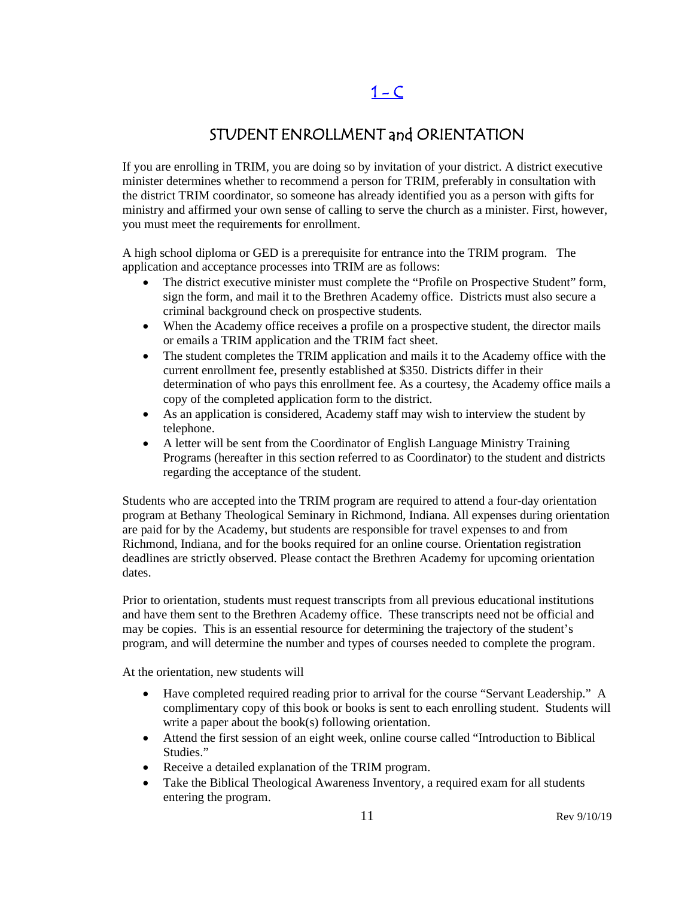## 1 - C

## STUDENT ENROLLMENT and ORIENTATION

If you are enrolling in TRIM, you are doing so by invitation of your district. A district executive minister determines whether to recommend a person for TRIM, preferably in consultation with the district TRIM coordinator, so someone has already identified you as a person with gifts for ministry and affirmed your own sense of calling to serve the church as a minister. First, however, you must meet the requirements for enrollment.

A high school diploma or GED is a prerequisite for entrance into the TRIM program. The application and acceptance processes into TRIM are as follows:

- The district executive minister must complete the "Profile on Prospective Student" form, sign the form, and mail it to the Brethren Academy office. Districts must also secure a criminal background check on prospective students.
- When the Academy office receives a profile on a prospective student, the director mails or emails a TRIM application and the TRIM fact sheet.
- The student completes the TRIM application and mails it to the Academy office with the current enrollment fee, presently established at $350. Districts differ in their determination of who pays this enrollment fee. As a courtesy, the Academy office mails a copy of the completed application form to the district.
- As an application is considered, Academy staff may wish to interview the student by telephone.
- A letter will be sent from the Coordinator of English Language Ministry Training Programs (hereafter in this section referred to as Coordinator) to the student and districts regarding the acceptance of the student.

Students who are accepted into the TRIM program are required to attend a four-day orientation program at Bethany Theological Seminary in Richmond, Indiana. All expenses during orientation are paid for by the Academy, but students are responsible for travel expenses to and from Richmond, Indiana, and for the books required for an online course. Orientation registration deadlines are strictly observed. Please contact the Brethren Academy for upcoming orientation dates.

Prior to orientation, students must request transcripts from all previous educational institutions and have them sent to the Brethren Academy office. These transcripts need not be official and may be copies. This is an essential resource for determining the trajectory of the student's program, and will determine the number and types of courses needed to complete the program.

At the orientation, new students will

- Have completed required reading prior to arrival for the course "Servant Leadership." A complimentary copy of this book or books is sent to each enrolling student. Students will write a paper about the book(s) following orientation.
- Attend the first session of an eight week, online course called "Introduction to Biblical Studies."
- Receive a detailed explanation of the TRIM program.
- Take the Biblical Theological Awareness Inventory, a required exam for all students entering the program.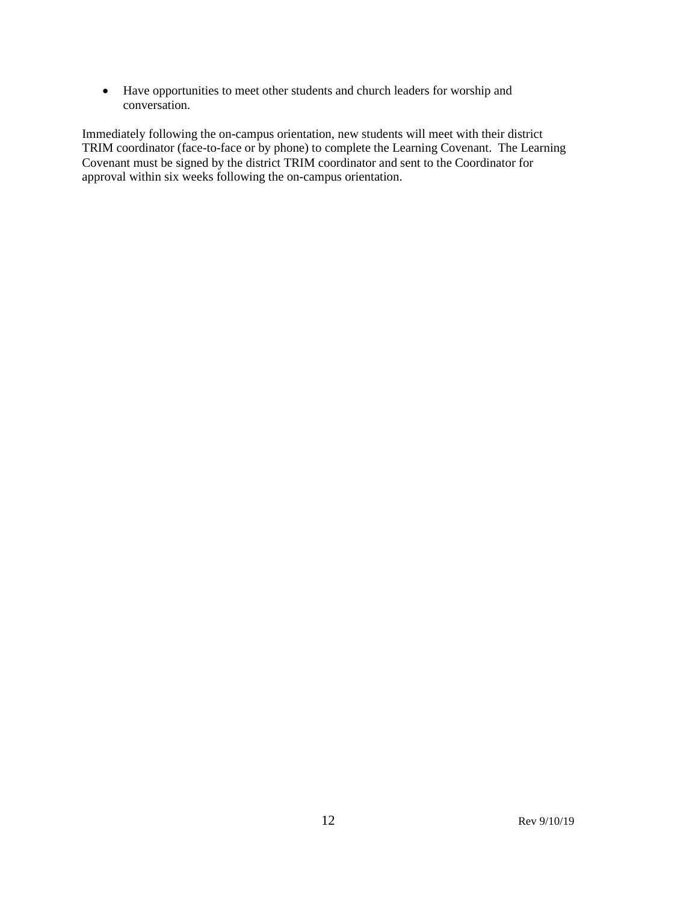- Have opportunities to meet other students and church leaders for worship and conversation.

Immediately following the on-campus orientation, new students will meet with their district TRIM coordinator (face-to-face or by phone) to complete the Learning Covenant. The Learning Covenant must be signed by the district TRIM coordinator and sent to the Coordinator for approval within six weeks following the on-campus orientation.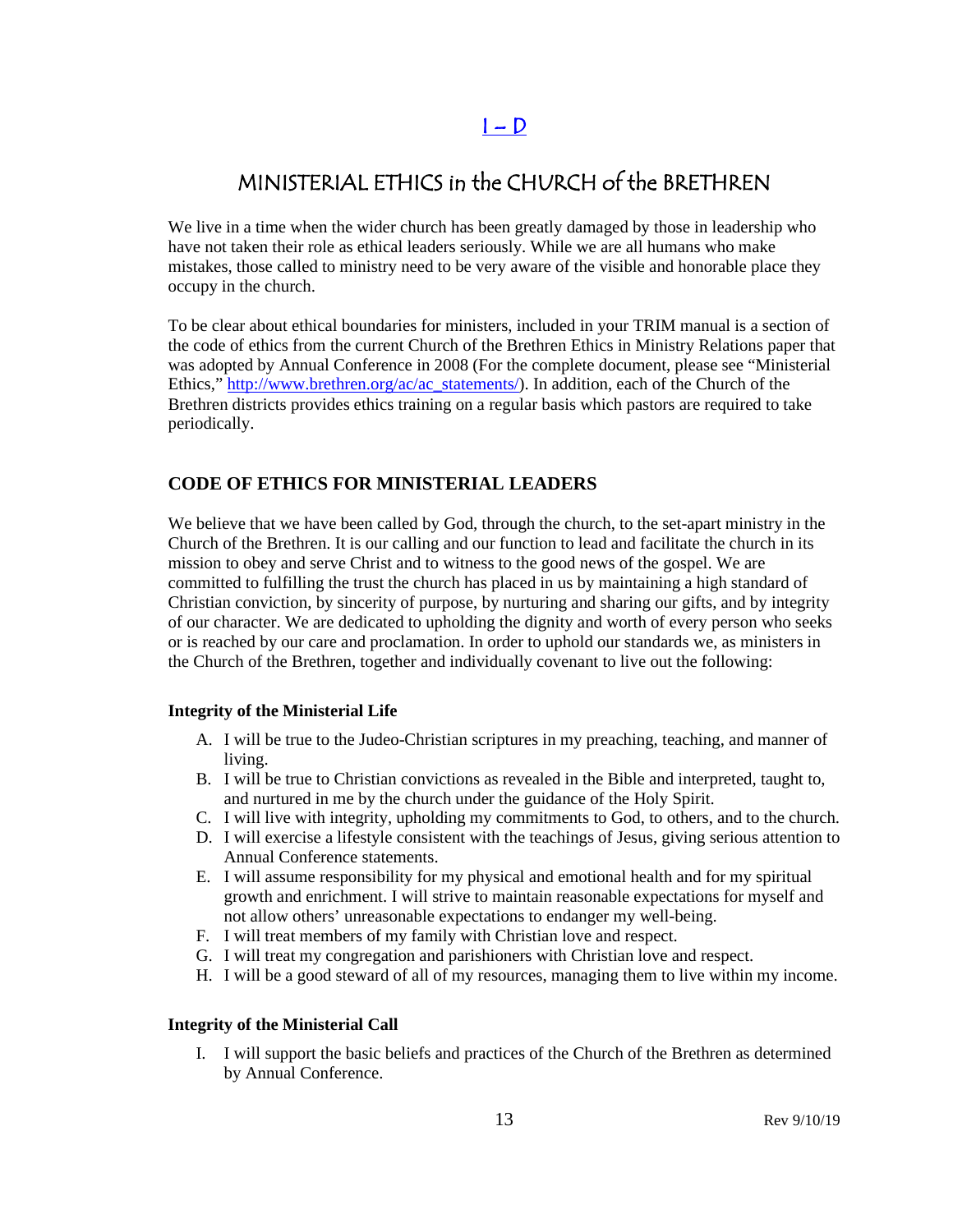## I – D

# MINISTERIAL ETHICS in the CHURCH of the BRETHREN

We live in a time when the wider church has been greatly damaged by those in leadership who have not taken their role as ethical leaders seriously. While we are all humans who make mistakes, those called to ministry need to be very aware of the visible and honorable place they occupy in the church.

To be clear about ethical boundaries for ministers, included in your TRIM manual is a section of the code of ethics from the current Church of the Brethren Ethics in Ministry Relations paper that was adopted by Annual Conference in 2008 (For the complete document, please see "Ministerial Ethics," http://www.brethren.org/ac/ac_statements/). In addition, each of the Church of the Brethren districts provides ethics training on a regular basis which pastors are required to take periodically.

## CODE OF ETHICS FOR MINISTERIAL LEADERS

We believe that we have been called by God, through the church, to the set-apart ministry in the Church of the Brethren. It is our calling and our function to lead and facilitate the church in its mission to obey and serve Christ and to witness to the good news of the gospel. We are committed to fulfilling the trust the church has placed in us by maintaining a high standard of Christian conviction, by sincerity of purpose, by nurturing and sharing our gifts, and by integrity of our character. We are dedicated to upholding the dignity and worth of every person who seeks or is reached by our care and proclamation. In order to uphold our standards we, as ministers in the Church of the Brethren, together and individually covenant to live out the following:

### Integrity of the Ministerial Life

A. I will be true to the Judeo-Christian scriptures in my preaching, teaching, and manner of living.
B. I will be true to Christian convictions as revealed in the Bible and interpreted, taught to, and nurtured in me by the church under the guidance of the Holy Spirit.
C. I will live with integrity, upholding my commitments to God, to others, and to the church.
D. I will exercise a lifestyle consistent with the teachings of Jesus, giving serious attention to Annual Conference statements.
E. I will assume responsibility for my physical and emotional health and for my spiritual growth and enrichment. I will strive to maintain reasonable expectations for myself and not allow others' unreasonable expectations to endanger my well-being.
F. I will treat members of my family with Christian love and respect.
G. I will treat my congregation and parishioners with Christian love and respect.
H. I will be a good steward of all of my resources, managing them to live within my income.

### Integrity of the Ministerial Call

I. I will support the basic beliefs and practices of the Church of the Brethren as determined by Annual Conference.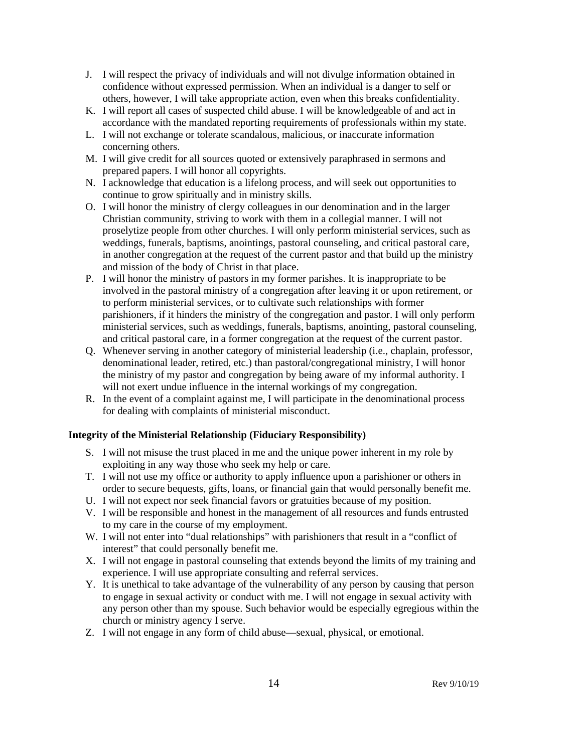J. I will respect the privacy of individuals and will not divulge information obtained in confidence without expressed permission. When an individual is a danger to self or others, however, I will take appropriate action, even when this breaks confidentiality.
K. I will report all cases of suspected child abuse. I will be knowledgeable of and act in accordance with the mandated reporting requirements of professionals within my state.
L. I will not exchange or tolerate scandalous, malicious, or inaccurate information concerning others.
M. I will give credit for all sources quoted or extensively paraphrased in sermons and prepared papers. I will honor all copyrights.
N. I acknowledge that education is a lifelong process, and will seek out opportunities to continue to grow spiritually and in ministry skills.
O. I will honor the ministry of clergy colleagues in our denomination and in the larger Christian community, striving to work with them in a collegial manner. I will not proselytize people from other churches. I will only perform ministerial services, such as weddings, funerals, baptisms, anointings, pastoral counseling, and critical pastoral care, in another congregation at the request of the current pastor and that build up the ministry and mission of the body of Christ in that place.
P. I will honor the ministry of pastors in my former parishes. It is inappropriate to be involved in the pastoral ministry of a congregation after leaving it or upon retirement, or to perform ministerial services, or to cultivate such relationships with former parishioners, if it hinders the ministry of the congregation and pastor. I will only perform ministerial services, such as weddings, funerals, baptisms, anointing, pastoral counseling, and critical pastoral care, in a former congregation at the request of the current pastor.
Q. Whenever serving in another category of ministerial leadership (i.e., chaplain, professor, denominational leader, retired, etc.) than pastoral/congregational ministry, I will honor the ministry of my pastor and congregation by being aware of my informal authority. I will not exert undue influence in the internal workings of my congregation.
R. In the event of a complaint against me, I will participate in the denominational process for dealing with complaints of ministerial misconduct.

**Integrity of the Ministerial Relationship (Fiduciary Responsibility)**

S. I will not misuse the trust placed in me and the unique power inherent in my role by exploiting in any way those who seek my help or care.
T. I will not use my office or authority to apply influence upon a parishioner or others in order to secure bequests, gifts, loans, or financial gain that would personally benefit me.
U. I will not expect nor seek financial favors or gratuities because of my position.
V. I will be responsible and honest in the management of all resources and funds entrusted to my care in the course of my employment.
W. I will not enter into "dual relationships" with parishioners that result in a "conflict of interest" that could personally benefit me.
X. I will not engage in pastoral counseling that extends beyond the limits of my training and experience. I will use appropriate consulting and referral services.
Y. It is unethical to take advantage of the vulnerability of any person by causing that person to engage in sexual activity or conduct with me. I will not engage in sexual activity with any person other than my spouse. Such behavior would be especially egregious within the church or ministry agency I serve.
Z. I will not engage in any form of child abuse—sexual, physical, or emotional.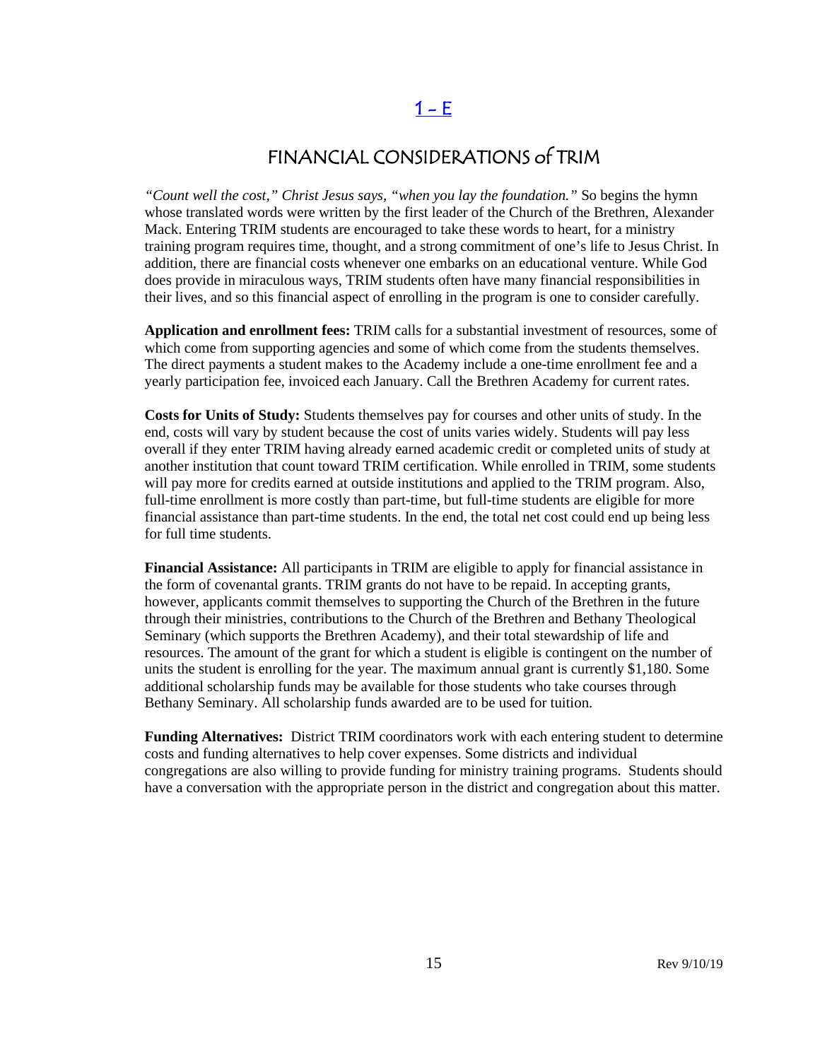## 1 – E

# FINANCIAL CONSIDERATIONS of TRIM

*"Count well the cost," Christ Jesus says, "when you lay the foundation."* So begins the hymn whose translated words were written by the first leader of the Church of the Brethren, Alexander Mack. Entering TRIM students are encouraged to take these words to heart, for a ministry training program requires time, thought, and a strong commitment of one's life to Jesus Christ. In addition, there are financial costs whenever one embarks on an educational venture. While God does provide in miraculous ways, TRIM students often have many financial responsibilities in their lives, and so this financial aspect of enrolling in the program is one to consider carefully.

**Application and enrollment fees:** TRIM calls for a substantial investment of resources, some of which come from supporting agencies and some of which come from the students themselves. The direct payments a student makes to the Academy include a one-time enrollment fee and a yearly participation fee, invoiced each January. Call the Brethren Academy for current rates.

**Costs for Units of Study:** Students themselves pay for courses and other units of study. In the end, costs will vary by student because the cost of units varies widely. Students will pay less overall if they enter TRIM having already earned academic credit or completed units of study at another institution that count toward TRIM certification. While enrolled in TRIM, some students will pay more for credits earned at outside institutions and applied to the TRIM program. Also, full-time enrollment is more costly than part-time, but full-time students are eligible for more financial assistance than part-time students. In the end, the total net cost could end up being less for full time students.

**Financial Assistance:** All participants in TRIM are eligible to apply for financial assistance in the form of covenantal grants. TRIM grants do not have to be repaid. In accepting grants, however, applicants commit themselves to supporting the Church of the Brethren in the future through their ministries, contributions to the Church of the Brethren and Bethany Theological Seminary (which supports the Brethren Academy), and their total stewardship of life and resources. The amount of the grant for which a student is eligible is contingent on the number of units the student is enrolling for the year. The maximum annual grant is currently $1,180. Some additional scholarship funds may be available for those students who take courses through Bethany Seminary. All scholarship funds awarded are to be used for tuition.

**Funding Alternatives:** District TRIM coordinators work with each entering student to determine costs and funding alternatives to help cover expenses. Some districts and individual congregations are also willing to provide funding for ministry training programs. Students should have a conversation with the appropriate person in the district and congregation about this matter.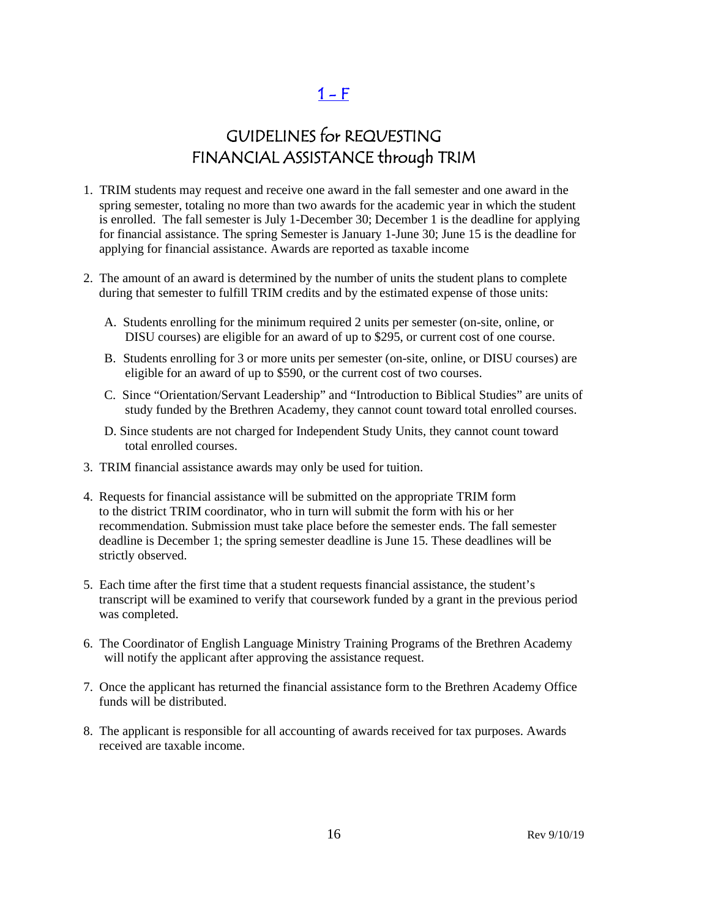## 1 - F

# GUIDELINES for REQUESTING FINANCIAL ASSISTANCE through TRIM

1. TRIM students may request and receive one award in the fall semester and one award in the spring semester, totaling no more than two awards for the academic year in which the student is enrolled. The fall semester is July 1-December 30; December 1 is the deadline for applying for financial assistance. The spring Semester is January 1-June 30; June 15 is the deadline for applying for financial assistance. Awards are reported as taxable income

2. The amount of an award is determined by the number of units the student plans to complete during that semester to fulfill TRIM credits and by the estimated expense of those units:

   A. Students enrolling for the minimum required 2 units per semester (on-site, online, or DISU courses) are eligible for an award of up to $295, or current cost of one course.

   B. Students enrolling for 3 or more units per semester (on-site, online, or DISU courses) are eligible for an award of up to $590, or the current cost of two courses.

   C. Since "Orientation/Servant Leadership" and "Introduction to Biblical Studies" are units of study funded by the Brethren Academy, they cannot count toward total enrolled courses.

   D. Since students are not charged for Independent Study Units, they cannot count toward total enrolled courses.

3. TRIM financial assistance awards may only be used for tuition.

4. Requests for financial assistance will be submitted on the appropriate TRIM form to the district TRIM coordinator, who in turn will submit the form with his or her recommendation. Submission must take place before the semester ends. The fall semester deadline is December 1; the spring semester deadline is June 15. These deadlines will be strictly observed.

5. Each time after the first time that a student requests financial assistance, the student's transcript will be examined to verify that coursework funded by a grant in the previous period was completed.

6. The Coordinator of English Language Ministry Training Programs of the Brethren Academy will notify the applicant after approving the assistance request.

7. Once the applicant has returned the financial assistance form to the Brethren Academy Office funds will be distributed.

8. The applicant is responsible for all accounting of awards received for tax purposes. Awards received are taxable income.

Rev 9/10/19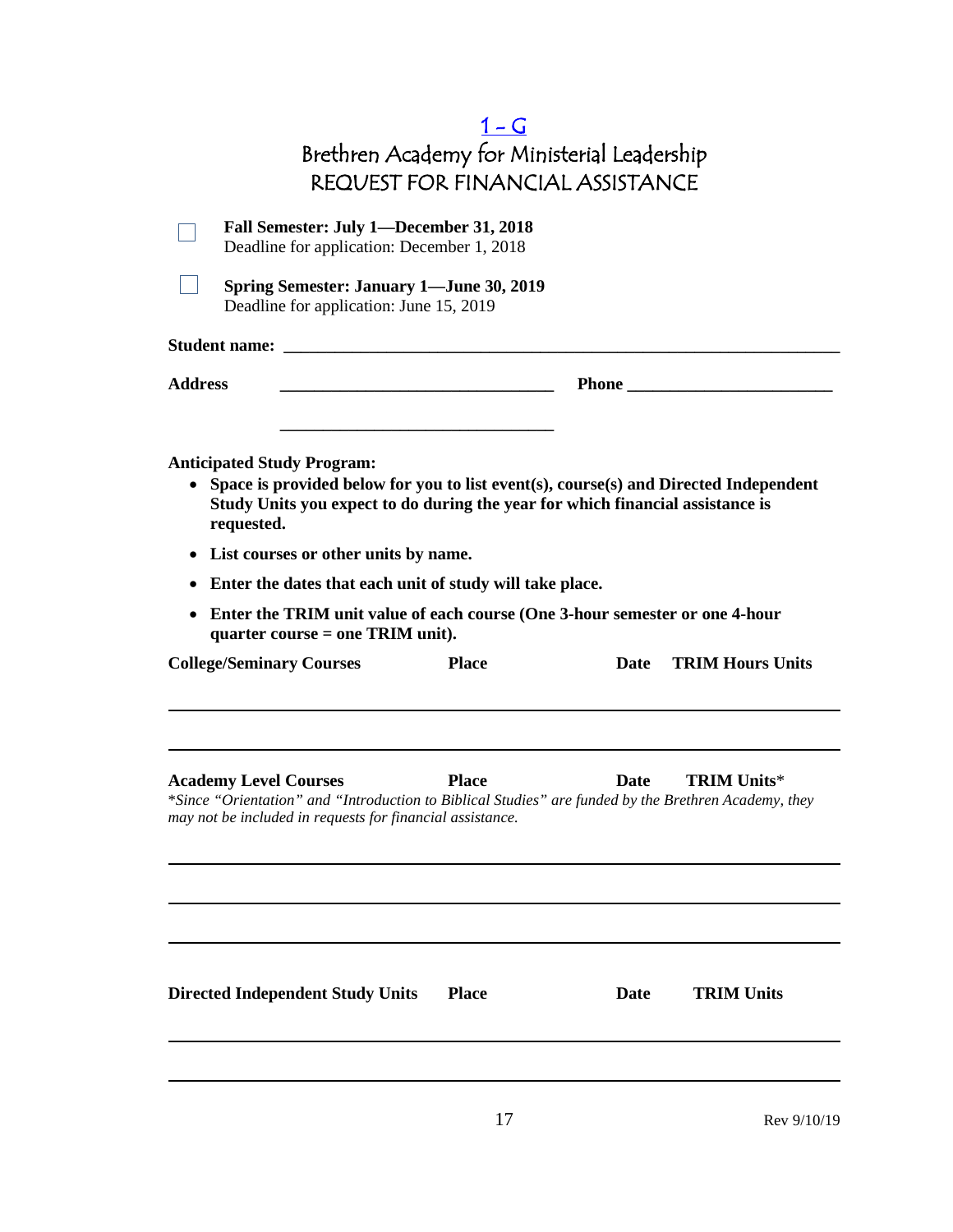# 1 - G

# Brethren Academy for Ministerial Leadership

## REQUEST FOR FINANCIAL ASSISTANCE

☐ **Fall Semester: July 1—December 31, 2018**
Deadline for application: December 1, 2018

☐ **Spring Semester: January 1—June 30, 2019**
Deadline for application: June 15, 2019

**Student name:** ___________________________________________________________

**Address** ________________________________ **Phone** _______________________

________________________________

**Anticipated Study Program:**

- **Space is provided below for you to list event(s), course(s) and Directed Independent Study Units you expect to do during the year for which financial assistance is requested.**
- **List courses or other units by name.**
- **Enter the dates that each unit of study will take place.**
- **Enter the TRIM unit value of each course (One 3-hour semester or one 4-hour quarter course = one TRIM unit).**

| College/Seminary Courses | Place | Date | TRIM Hours Units |
|---|---|---|---|
| | | | |
| | | | |

| Academy Level Courses | Place | Date | TRIM Units* |
|---|---|---|---|
| | | | |
| | | | |
| | | | |

*\*Since "Orientation" and "Introduction to Biblical Studies" are funded by the Brethren Academy, they may not be included in requests for financial assistance.*

| Directed Independent Study Units | Place | Date | TRIM Units |
|---|---|---|---|
| | | | |
| | | | |

Rev 9/10/19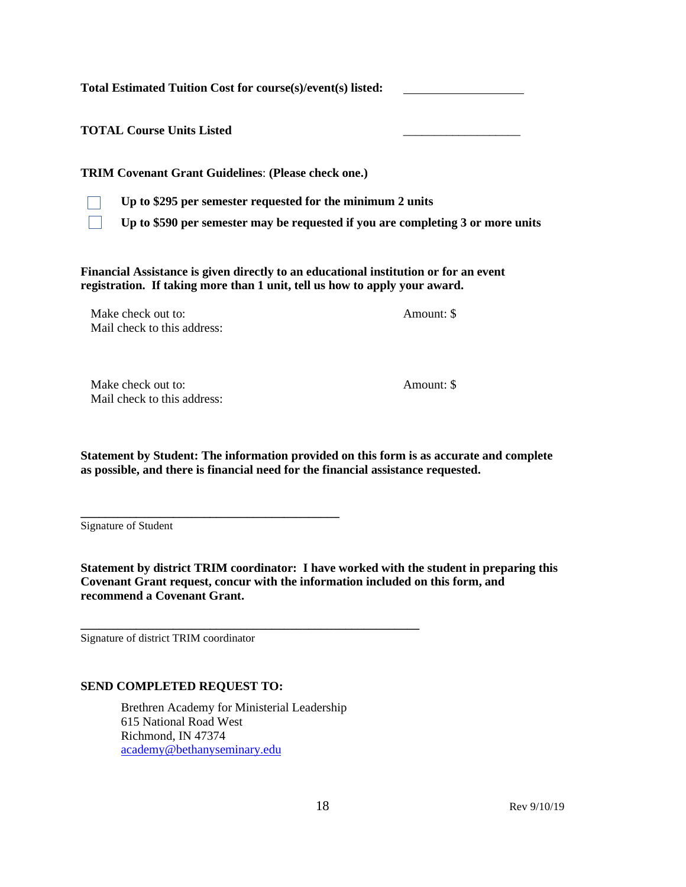**Total Estimated Tuition Cost for course(s)/event(s) listed:** ____________________

**TOTAL Course Units Listed** ____________________

**TRIM Covenant Grant Guidelines**: **(Please check one.)**

- ☐ **Up to $295 per semester requested for the minimum 2 units**
- ☐ **Up to $590 per semester may be requested if you are completing 3 or more units**

**Financial Assistance is given directly to an educational institution or for an event registration. If taking more than 1 unit, tell us how to apply your award.**

Make check out to: Amount: $
Mail check to this address:

Make check out to: Amount: $
Mail check to this address:

**Statement by Student: The information provided on this form is as accurate and complete as possible, and there is financial need for the financial assistance requested.**

_____________________________________________
Signature of Student

**Statement by district TRIM coordinator: I have worked with the student in preparing this Covenant Grant request, concur with the information included on this form, and recommend a Covenant Grant.**

_________________________________________________________
Signature of district TRIM coordinator

**SEND COMPLETED REQUEST TO:**

Brethren Academy for Ministerial Leadership
615 National Road West
Richmond, IN 47374
academy@bethanyseminary.edu

Rev 9/10/19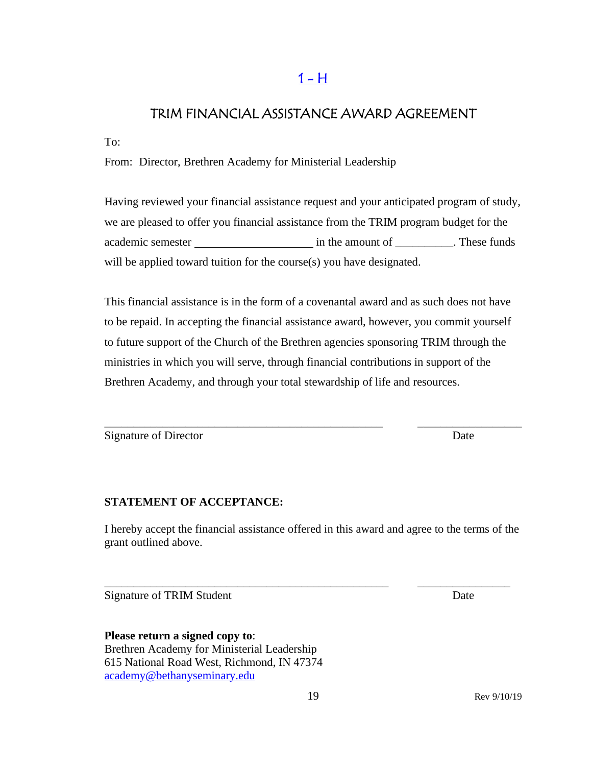[1 - H](#)

## TRIM FINANCIAL ASSISTANCE AWARD AGREEMENT

To:

From: Director, Brethren Academy for Ministerial Leadership

Having reviewed your financial assistance request and your anticipated program of study, we are pleased to offer you financial assistance from the TRIM program budget for the academic semester ____________________ in the amount of __________. These funds will be applied toward tuition for the course(s) you have designated.

This financial assistance is in the form of a covenantal award and as such does not have to be repaid. In accepting the financial assistance award, however, you commit yourself to future support of the Church of the Brethren agencies sponsoring TRIM through the ministries in which you will serve, through financial contributions in support of the Brethren Academy, and through your total stewardship of life and resources.

_______________________________________________ __________________

Signature of Director Date

**STATEMENT OF ACCEPTANCE:**

I hereby accept the financial assistance offered in this award and agree to the terms of the grant outlined above.

_______________________________________________ ________________

Signature of TRIM Student Date

**Please return a signed copy to**:
Brethren Academy for Ministerial Leadership
615 National Road West, Richmond, IN 47374
[academy@bethanyseminary.edu](mailto:academy@bethanyseminary.edu)

Rev 9/10/19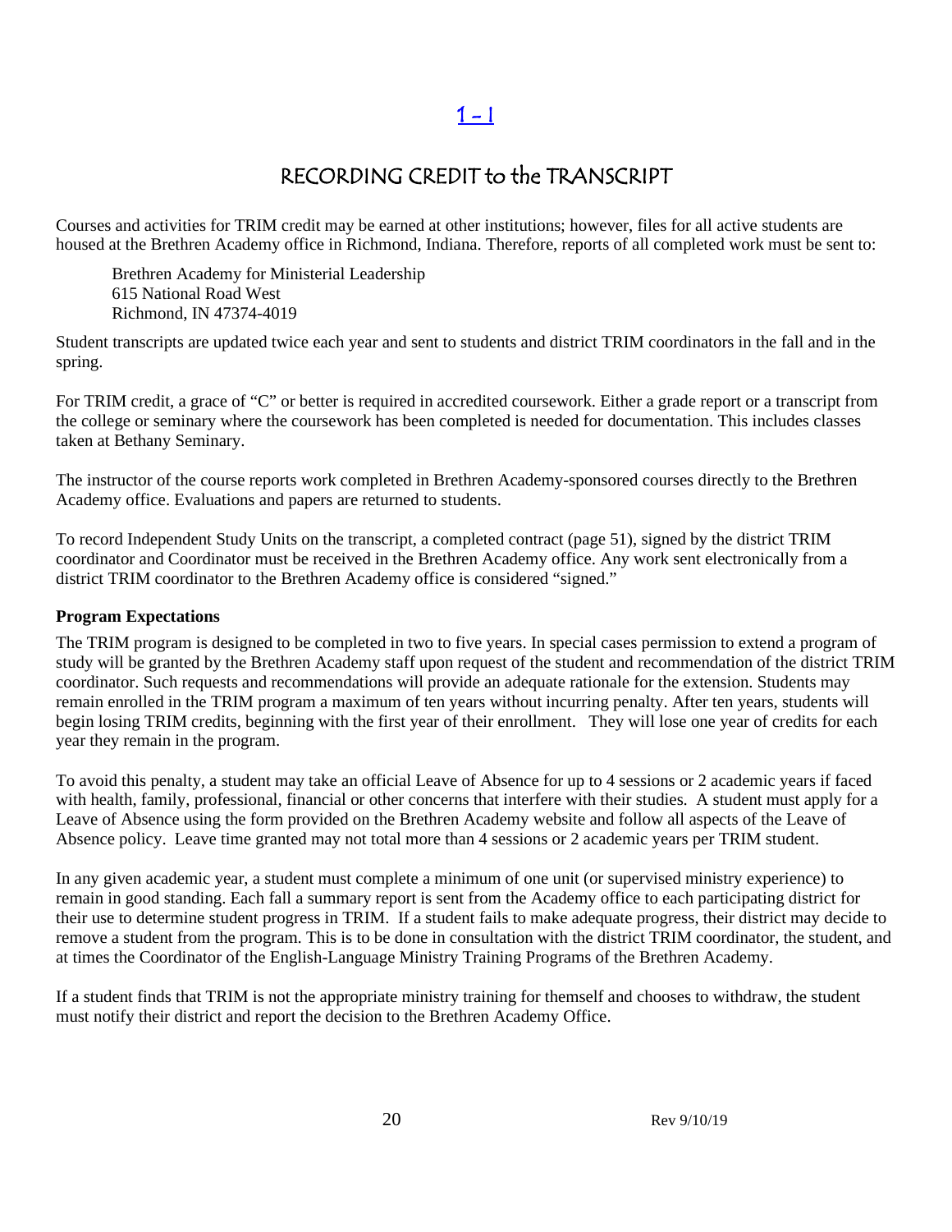[1 - 1](#)

# RECORDING CREDIT to the TRANSCRIPT

Courses and activities for TRIM credit may be earned at other institutions; however, files for all active students are housed at the Brethren Academy office in Richmond, Indiana. Therefore, reports of all completed work must be sent to:

Brethren Academy for Ministerial Leadership
615 National Road West
Richmond, IN 47374-4019

Student transcripts are updated twice each year and sent to students and district TRIM coordinators in the fall and in the spring.

For TRIM credit, a grace of "C" or better is required in accredited coursework. Either a grade report or a transcript from the college or seminary where the coursework has been completed is needed for documentation. This includes classes taken at Bethany Seminary.

The instructor of the course reports work completed in Brethren Academy-sponsored courses directly to the Brethren Academy office. Evaluations and papers are returned to students.

To record Independent Study Units on the transcript, a completed contract (page 51), signed by the district TRIM coordinator and Coordinator must be received in the Brethren Academy office. Any work sent electronically from a district TRIM coordinator to the Brethren Academy office is considered "signed."

**Program Expectations**

The TRIM program is designed to be completed in two to five years. In special cases permission to extend a program of study will be granted by the Brethren Academy staff upon request of the student and recommendation of the district TRIM coordinator. Such requests and recommendations will provide an adequate rationale for the extension. Students may remain enrolled in the TRIM program a maximum of ten years without incurring penalty. After ten years, students will begin losing TRIM credits, beginning with the first year of their enrollment. They will lose one year of credits for each year they remain in the program.

To avoid this penalty, a student may take an official Leave of Absence for up to 4 sessions or 2 academic years if faced with health, family, professional, financial or other concerns that interfere with their studies. A student must apply for a Leave of Absence using the form provided on the Brethren Academy website and follow all aspects of the Leave of Absence policy. Leave time granted may not total more than 4 sessions or 2 academic years per TRIM student.

In any given academic year, a student must complete a minimum of one unit (or supervised ministry experience) to remain in good standing. Each fall a summary report is sent from the Academy office to each participating district for their use to determine student progress in TRIM. If a student fails to make adequate progress, their district may decide to remove a student from the program. This is to be done in consultation with the district TRIM coordinator, the student, and at times the Coordinator of the English-Language Ministry Training Programs of the Brethren Academy.

If a student finds that TRIM is not the appropriate ministry training for themself and chooses to withdraw, the student must notify their district and report the decision to the Brethren Academy Office.

Rev 9/10/19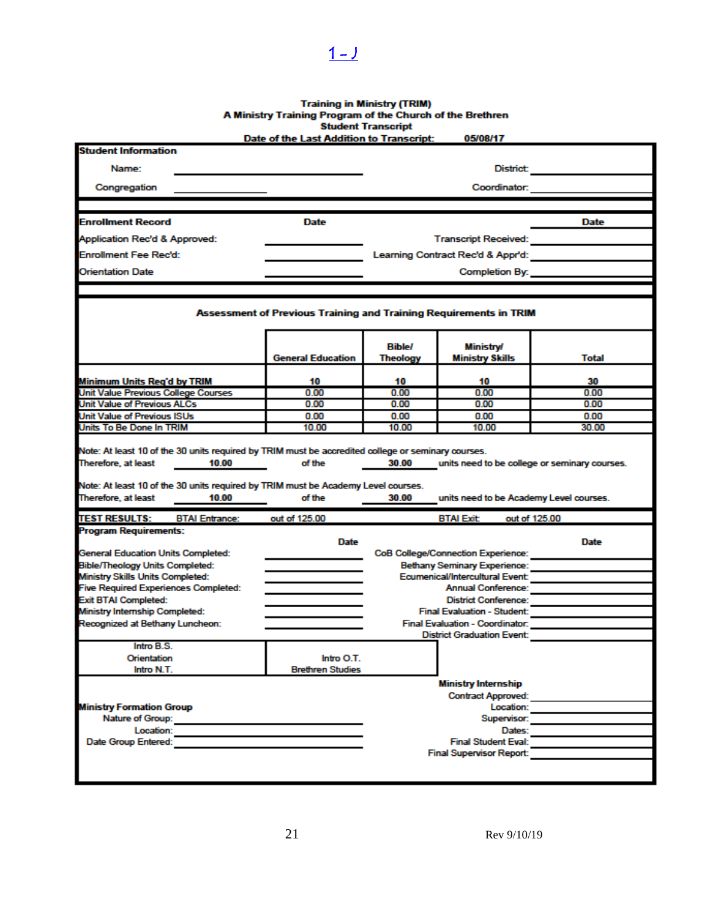1 - J

**Training in Ministry (TRIM)**
**A Ministry Training Program of the Church of the Brethren**
**Student Transcript**
**Date of the Last Addition to Transcript: 05/08/17**

**Student Information**

| | | | |
|---|---|---|---|
| Name: | ____________ | District: | ____________ |
| Congregation | ____________ | Coordinator: | ____________ |

| **Enrollment Record** | **Date** | | **Date** |
|---|---|---|---|
| Application Rec'd & Approved: | ____________ | Transcript Received: | ____________ |
| Enrollment Fee Rec'd: | ____________ | Learning Contract Rec'd & Appr'd: | ____________ |
| Orientation Date | ____________ | Completion By: | ____________ |

**Assessment of Previous Training and Training Requirements in TRIM**

| | General Education | Bible/ Theology | Ministry/ Ministry Skills | Total |
|---|---|---|---|---|
| **Minimum Units Req'd by TRIM** | 10 | 10 | 10 | 30 |
| Unit Value Previous College Courses | 0.00 | 0.00 | 0.00 | 0.00 |
| Unit Value of Previous ALCs | 0.00 | 0.00 | 0.00 | 0.00 |
| Unit Value of Previous ISUs | 0.00 | 0.00 | 0.00 | 0.00 |
| Units To Be Done In TRIM | 10.00 | 10.00 | 10.00 | 30.00 |

Note: At least 10 of the 30 units required by TRIM must be accredited college or seminary courses.
Therefore, at least **10.00** of the **30.00** units need to be college or seminary courses.

Note: At least 10 of the 30 units required by TRIM must be Academy Level courses.
Therefore, at least **10.00** of the **30.00** units need to be Academy Level courses.

**TEST RESULTS:** BTAI Entrance: out of 125.00 BTAI Exit: out of 125.00

**Program Requirements:**

| | **Date** | | **Date** |
|---|---|---|---|
| General Education Units Completed: | ____________ | CoB College/Connection Experience: | ____________ |
| Bible/Theology Units Completed: | ____________ | Bethany Seminary Experience: | ____________ |
| Ministry Skills Units Completed: | ____________ | Ecumenical/Intercultural Event: | ____________ |
| Five Required Experiences Completed: | ____________ | Annual Conference: | ____________ |
| Exit BTAI Completed: | ____________ | District Conference: | ____________ |
| Ministry Internship Completed: | ____________ | Final Evaluation - Student: | ____________ |
| Recognized at Bethany Luncheon: | ____________ | Final Evaluation - Coordinator: | ____________ |
| | | District Graduation Event: | ____________ |

| | |
|---|---|
| Intro B.S.<br>Orientation<br>Intro N.T. | Intro O.T.<br>Brethren Studies |

**Ministry Formation Group**
Nature of Group: ____________
Location: ____________
Date Group Entered: ____________

**Ministry Internship**
Contract Approved: ____________
Location: ____________
Supervisor: ____________
Dates: ____________
Final Student Eval: ____________
Final Supervisor Report: ____________

Rev 9/10/19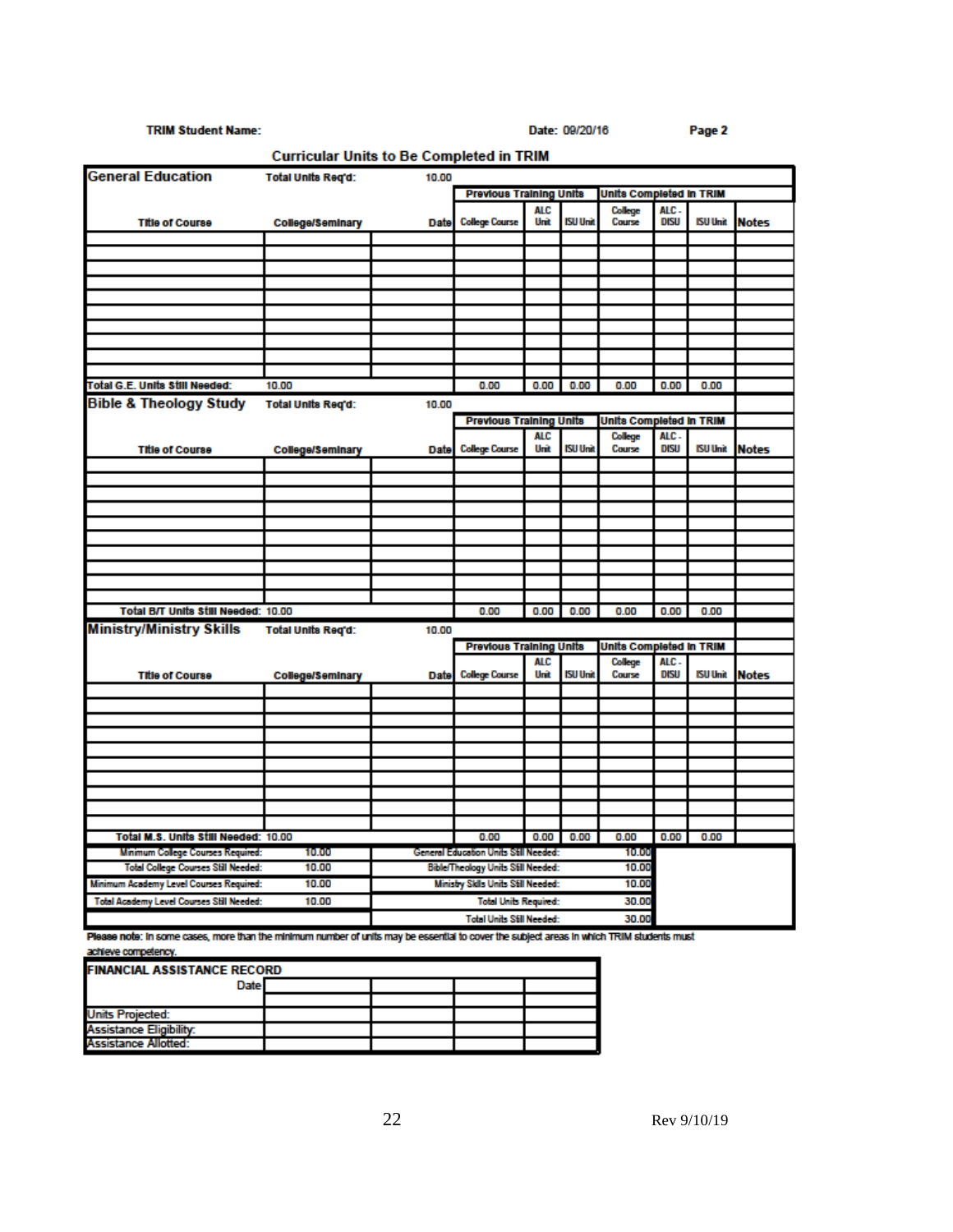**TRIM Student Name:** Date: 09/20/16 Page 2

## Curricular Units to Be Completed in TRIM

| General Education | Total Units Req'd: | 10.00 | | | | | | | |
|---|---|---|---|---|---|---|---|---|---|
| | | | Previous Training Units | | | Units Completed in TRIM | | | |
| Title of Course | College/Seminary | Date | College Course | ALC Unit | ISU Unit | College Course | ALC - DISU | ISU Unit | Notes |
| | | | | | | | | | |
| | | | | | | | | | |
| | | | | | | | | | |
| | | | | | | | | | |
| | | | | | | | | | |
| | | | | | | | | | |
| | | | | | | | | | |
| | | | | | | | | | |
| | | | | | | | | | |
| | | | | | | | | | |
| Total G.E. Units Still Needed: | 10.00 | | 0.00 | 0.00 | 0.00 | 0.00 | 0.00 | 0.00 | |

| Bible & Theology Study | Total Units Req'd: | 10.00 | | | | | | | |
|---|---|---|---|---|---|---|---|---|---|
| | | | Previous Training Units | | | Units Completed in TRIM | | | |
| Title of Course | College/Seminary | Date | College Course | ALC Unit | ISU Unit | College Course | ALC - DISU | ISU Unit | Notes |
| | | | | | | | | | |
| | | | | | | | | | |
| | | | | | | | | | |
| | | | | | | | | | |
| | | | | | | | | | |
| | | | | | | | | | |
| | | | | | | | | | |
| | | | | | | | | | |
| | | | | | | | | | |
| | | | | | | | | | |
| Total B/T Units Still Needed: 10.00 | | | 0.00 | 0.00 | 0.00 | 0.00 | 0.00 | 0.00 | |

| Ministry/Ministry Skills | Total Units Req'd: | 10.00 | | | | | | | |
|---|---|---|---|---|---|---|---|---|---|
| | | | Previous Training Units | | | Units Completed in TRIM | | | |
| Title of Course | College/Seminary | Date | College Course | ALC Unit | ISU Unit | College Course | ALC - DISU | ISU Unit | Notes |
| | | | | | | | | | |
| | | | | | | | | | |
| | | | | | | | | | |
| | | | | | | | | | |
| | | | | | | | | | |
| | | | | | | | | | |
| | | | | | | | | | |
| | | | | | | | | | |
| | | | | | | | | | |
| Total M.S. Units Still Needed: 10.00 | | | 0.00 | 0.00 | 0.00 | 0.00 | 0.00 | 0.00 | |

| | | | |
|---|---|---|---|
| Minimum College Courses Required: | 10.00 | General Education Units Still Needed: | 10.00 |
| Total College Courses Still Needed: | 10.00 | Bible/Theology Units Still Needed: | 10.00 |
| Minimum Academy Level Courses Required: | 10.00 | Ministry Skils Units Still Needed: | 10.00 |
| Total Academy Level Courses Still Needed: | 10.00 | Total Units Required: | 30.00 |
| | | Total Units Still Needed: | 30.00 |

Please note: In some cases, more than the minimum number of units may be essential to cover the subject areas in which TRIM students must achieve competency.

| FINANCIAL ASSISTANCE RECORD | | | | |
|---|---|---|---|---|
| Date | | | | |
| | | | | |
| Units Projected: | | | | |
| Assistance Eligibility: | | | | |
| Assistance Allotted: | | | | |

Rev 9/10/19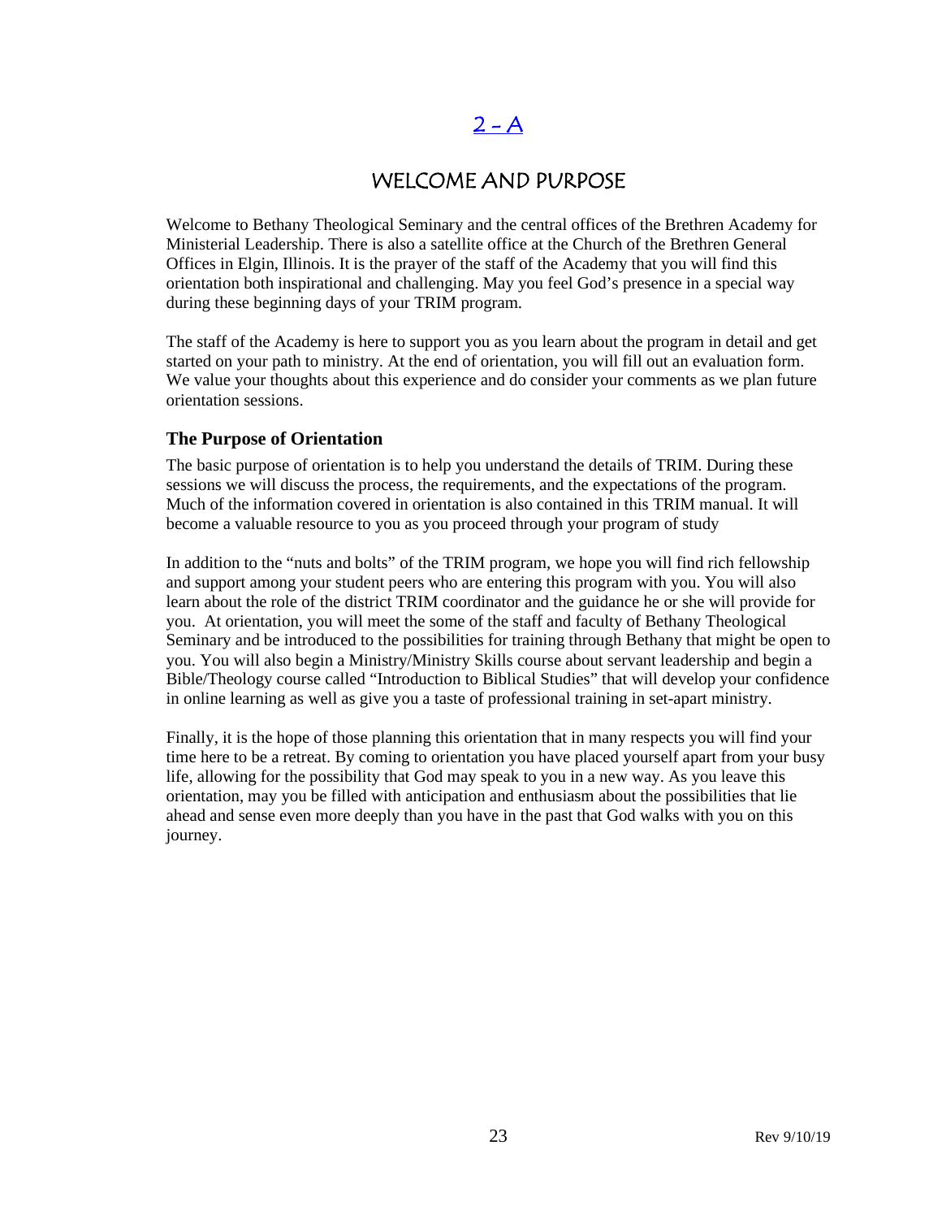# 2 - A

## WELCOME AND PURPOSE

Welcome to Bethany Theological Seminary and the central offices of the Brethren Academy for Ministerial Leadership. There is also a satellite office at the Church of the Brethren General Offices in Elgin, Illinois. It is the prayer of the staff of the Academy that you will find this orientation both inspirational and challenging. May you feel God's presence in a special way during these beginning days of your TRIM program.

The staff of the Academy is here to support you as you learn about the program in detail and get started on your path to ministry. At the end of orientation, you will fill out an evaluation form. We value your thoughts about this experience and do consider your comments as we plan future orientation sessions.

### The Purpose of Orientation

The basic purpose of orientation is to help you understand the details of TRIM. During these sessions we will discuss the process, the requirements, and the expectations of the program. Much of the information covered in orientation is also contained in this TRIM manual. It will become a valuable resource to you as you proceed through your program of study

In addition to the "nuts and bolts" of the TRIM program, we hope you will find rich fellowship and support among your student peers who are entering this program with you. You will also learn about the role of the district TRIM coordinator and the guidance he or she will provide for you. At orientation, you will meet the some of the staff and faculty of Bethany Theological Seminary and be introduced to the possibilities for training through Bethany that might be open to you. You will also begin a Ministry/Ministry Skills course about servant leadership and begin a Bible/Theology course called "Introduction to Biblical Studies" that will develop your confidence in online learning as well as give you a taste of professional training in set-apart ministry.

Finally, it is the hope of those planning this orientation that in many respects you will find your time here to be a retreat. By coming to orientation you have placed yourself apart from your busy life, allowing for the possibility that God may speak to you in a new way. As you leave this orientation, may you be filled with anticipation and enthusiasm about the possibilities that lie ahead and sense even more deeply than you have in the past that God walks with you on this journey.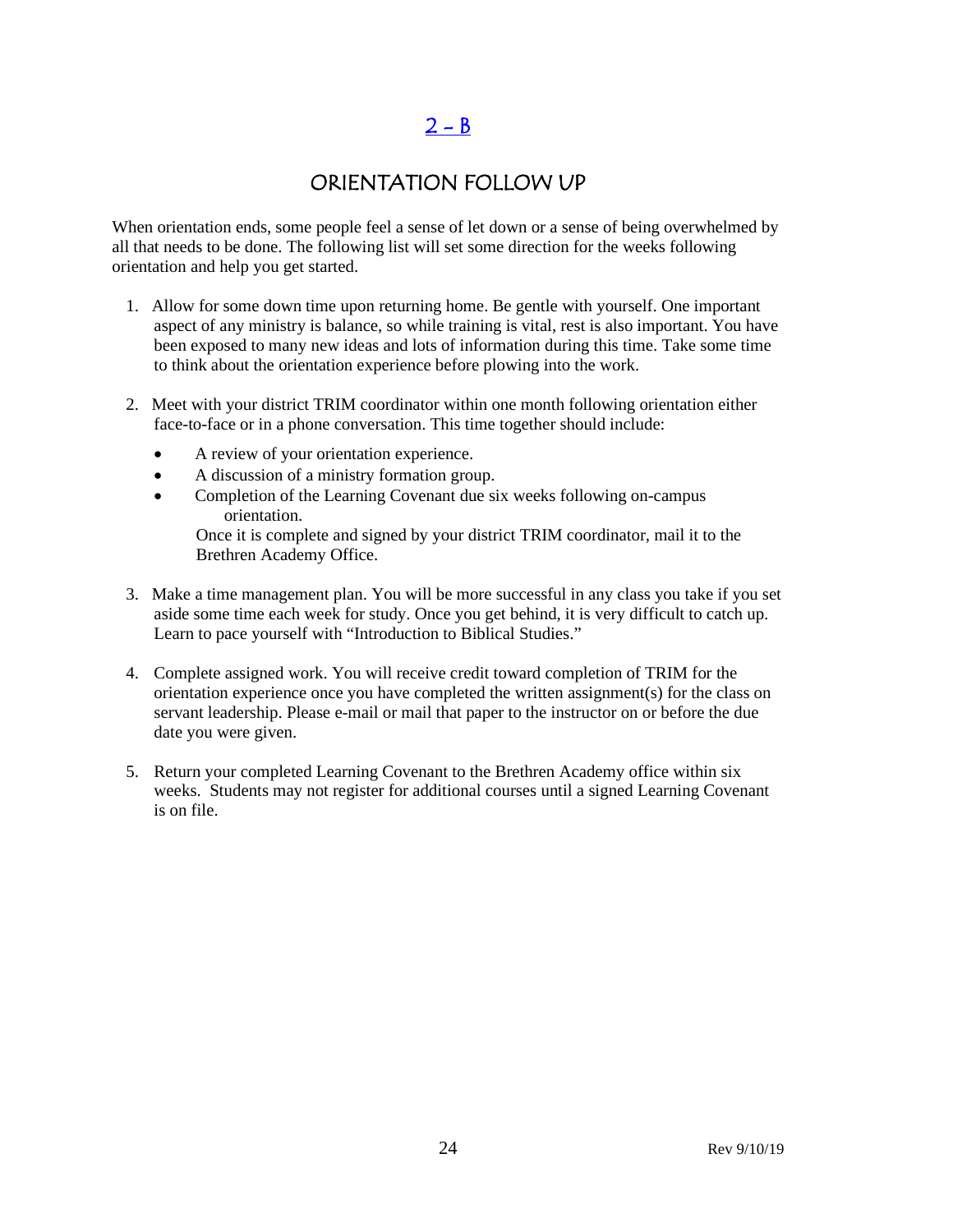## 2 - B

## ORIENTATION FOLLOW UP

When orientation ends, some people feel a sense of let down or a sense of being overwhelmed by all that needs to be done. The following list will set some direction for the weeks following orientation and help you get started.

1. Allow for some down time upon returning home. Be gentle with yourself. One important aspect of any ministry is balance, so while training is vital, rest is also important. You have been exposed to many new ideas and lots of information during this time. Take some time to think about the orientation experience before plowing into the work.

2. Meet with your district TRIM coordinator within one month following orientation either face-to-face or in a phone conversation. This time together should include:

   - A review of your orientation experience.
   - A discussion of a ministry formation group.
   - Completion of the Learning Covenant due six weeks following on-campus orientation.

   Once it is complete and signed by your district TRIM coordinator, mail it to the Brethren Academy Office.

3. Make a time management plan. You will be more successful in any class you take if you set aside some time each week for study. Once you get behind, it is very difficult to catch up. Learn to pace yourself with "Introduction to Biblical Studies."

4. Complete assigned work. You will receive credit toward completion of TRIM for the orientation experience once you have completed the written assignment(s) for the class on servant leadership. Please e-mail or mail that paper to the instructor on or before the due date you were given.

5. Return your completed Learning Covenant to the Brethren Academy office within six weeks. Students may not register for additional courses until a signed Learning Covenant is on file.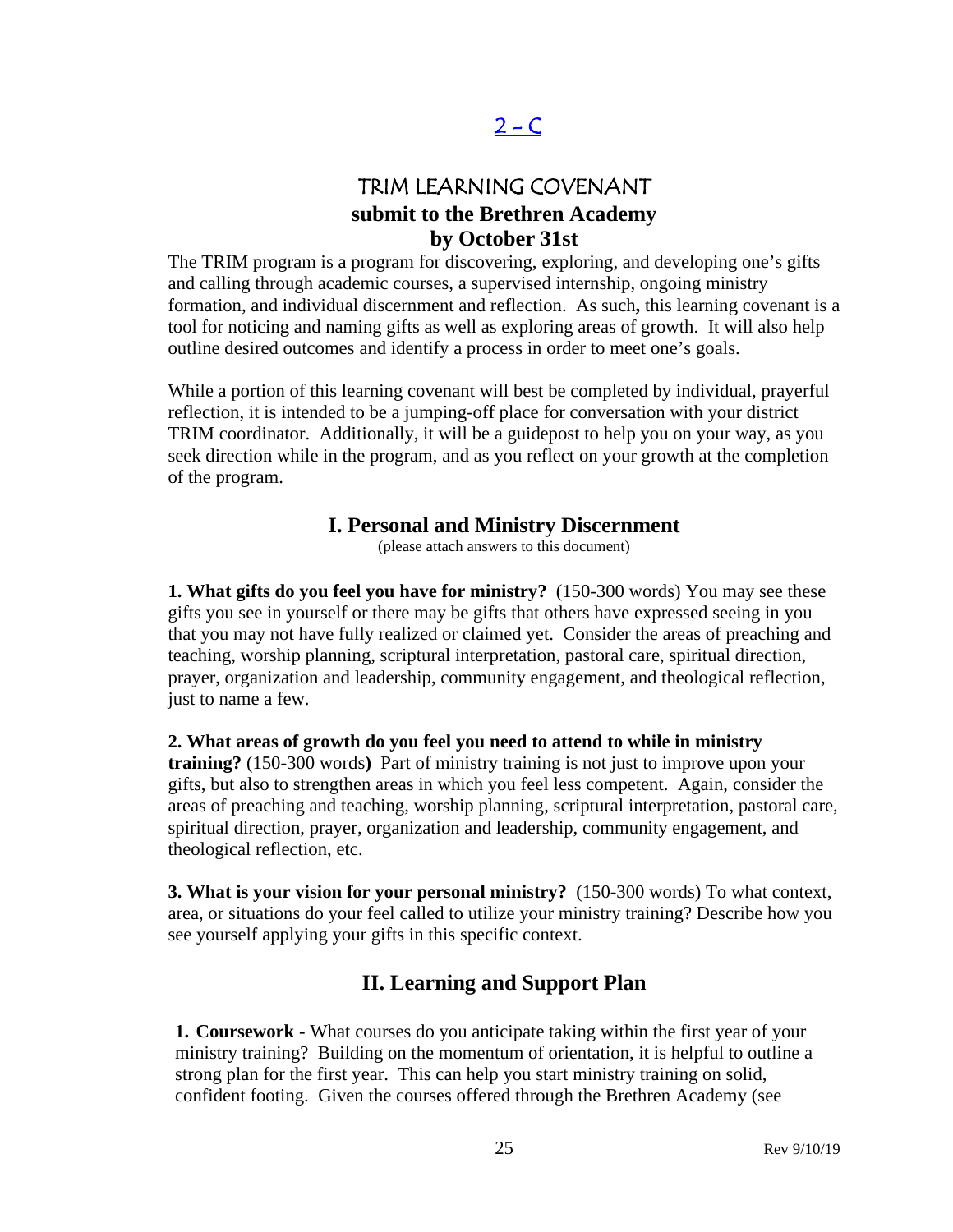[2 - C]

# TRIM LEARNING COVENANT
**submit to the Brethren Academy**
**by October 31st**

The TRIM program is a program for discovering, exploring, and developing one's gifts and calling through academic courses, a supervised internship, ongoing ministry formation, and individual discernment and reflection. As such**,** this learning covenant is a tool for noticing and naming gifts as well as exploring areas of growth. It will also help outline desired outcomes and identify a process in order to meet one's goals.

While a portion of this learning covenant will best be completed by individual, prayerful reflection, it is intended to be a jumping-off place for conversation with your district TRIM coordinator. Additionally, it will be a guidepost to help you on your way, as you seek direction while in the program, and as you reflect on your growth at the completion of the program.

## I. Personal and Ministry Discernment

(please attach answers to this document)

**1. What gifts do you feel you have for ministry?** (150-300 words) You may see these gifts you see in yourself or there may be gifts that others have expressed seeing in you that you may not have fully realized or claimed yet. Consider the areas of preaching and teaching, worship planning, scriptural interpretation, pastoral care, spiritual direction, prayer, organization and leadership, community engagement, and theological reflection, just to name a few.

**2. What areas of growth do you feel you need to attend to while in ministry training?** (150-300 words**)** Part of ministry training is not just to improve upon your gifts, but also to strengthen areas in which you feel less competent. Again, consider the areas of preaching and teaching, worship planning, scriptural interpretation, pastoral care, spiritual direction, prayer, organization and leadership, community engagement, and theological reflection, etc.

**3. What is your vision for your personal ministry?** (150-300 words) To what context, area, or situations do your feel called to utilize your ministry training? Describe how you see yourself applying your gifts in this specific context.

## II. Learning and Support Plan

**1. Coursework -** What courses do you anticipate taking within the first year of your ministry training? Building on the momentum of orientation, it is helpful to outline a strong plan for the first year. This can help you start ministry training on solid, confident footing. Given the courses offered through the Brethren Academy (see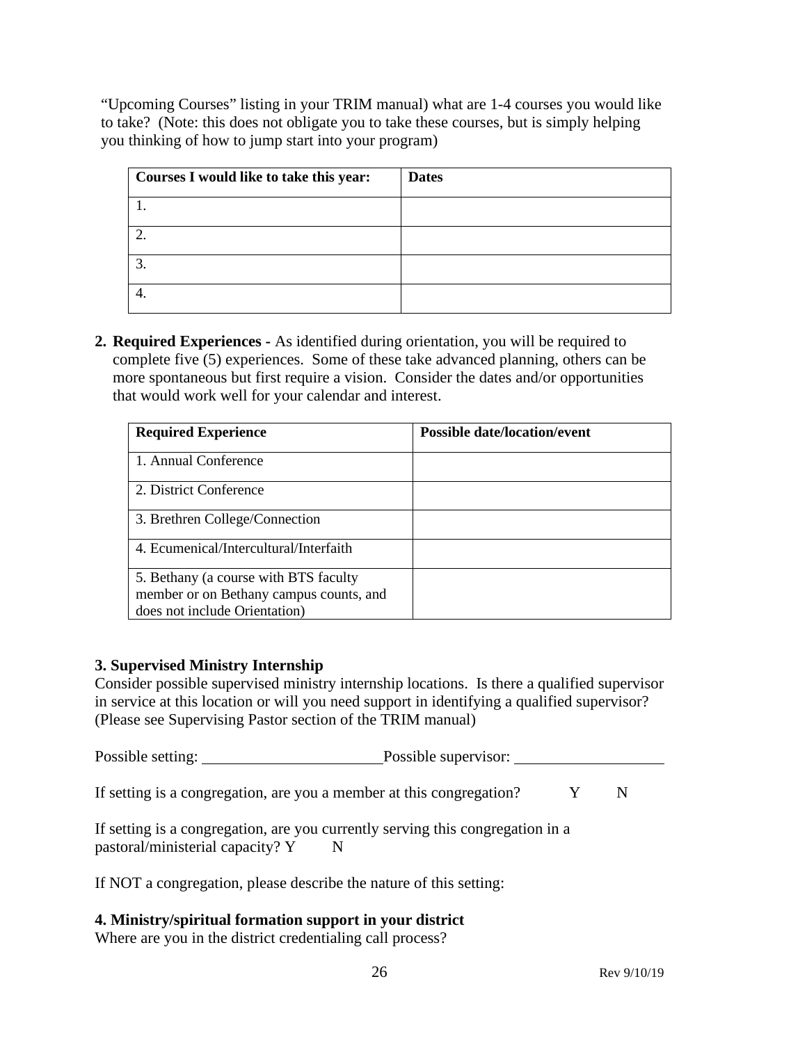"Upcoming Courses" listing in your TRIM manual) what are 1-4 courses you would like to take? (Note: this does not obligate you to take these courses, but is simply helping you thinking of how to jump start into your program)

| Courses I would like to take this year: | Dates |
|---|---|
| 1. | |
| 2. | |
| 3. | |
| 4. | |

2. **Required Experiences -** As identified during orientation, you will be required to complete five (5) experiences. Some of these take advanced planning, others can be more spontaneous but first require a vision. Consider the dates and/or opportunities that would work well for your calendar and interest.

| Required Experience | Possible date/location/event |
|---|---|
| 1. Annual Conference | |
| 2. District Conference | |
| 3. Brethren College/Connection | |
| 4. Ecumenical/Intercultural/Interfaith | |
| 5. Bethany (a course with BTS faculty member or on Bethany campus counts, and does not include Orientation) | |

**3. Supervised Ministry Internship**

Consider possible supervised ministry internship locations. Is there a qualified supervisor in service at this location or will you need support in identifying a qualified supervisor? (Please see Supervising Pastor section of the TRIM manual)

Possible setting: ______________________ Possible supervisor: ___________________

If setting is a congregation, are you a member at this congregation? Y N

If setting is a congregation, are you currently serving this congregation in a pastoral/ministerial capacity? Y N

If NOT a congregation, please describe the nature of this setting:

**4. Ministry/spiritual formation support in your district**

Where are you in the district credentialing call process?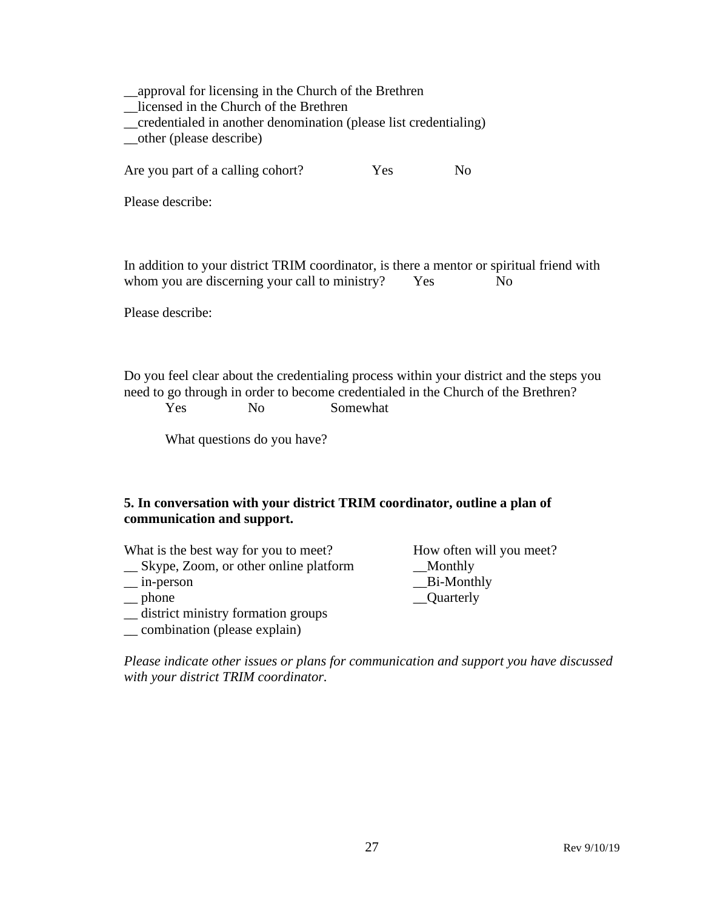__approval for licensing in the Church of the Brethren
__licensed in the Church of the Brethren
__credentialed in another denomination (please list credentialing)
__other (please describe)

Are you part of a calling cohort? Yes No

Please describe:

In addition to your district TRIM coordinator, is there a mentor or spiritual friend with whom you are discerning your call to ministry? Yes No

Please describe:

Do you feel clear about the credentialing process within your district and the steps you need to go through in order to become credentialed in the Church of the Brethren?
Yes No Somewhat

What questions do you have?

**5. In conversation with your district TRIM coordinator, outline a plan of communication and support.**

What is the best way for you to meet?
__ Skype, Zoom, or other online platform
__ in-person
__ phone
__ district ministry formation groups
__ combination (please explain)

How often will you meet?
__Monthly
__Bi-Monthly
__Quarterly

*Please indicate other issues or plans for communication and support you have discussed with your district TRIM coordinator.*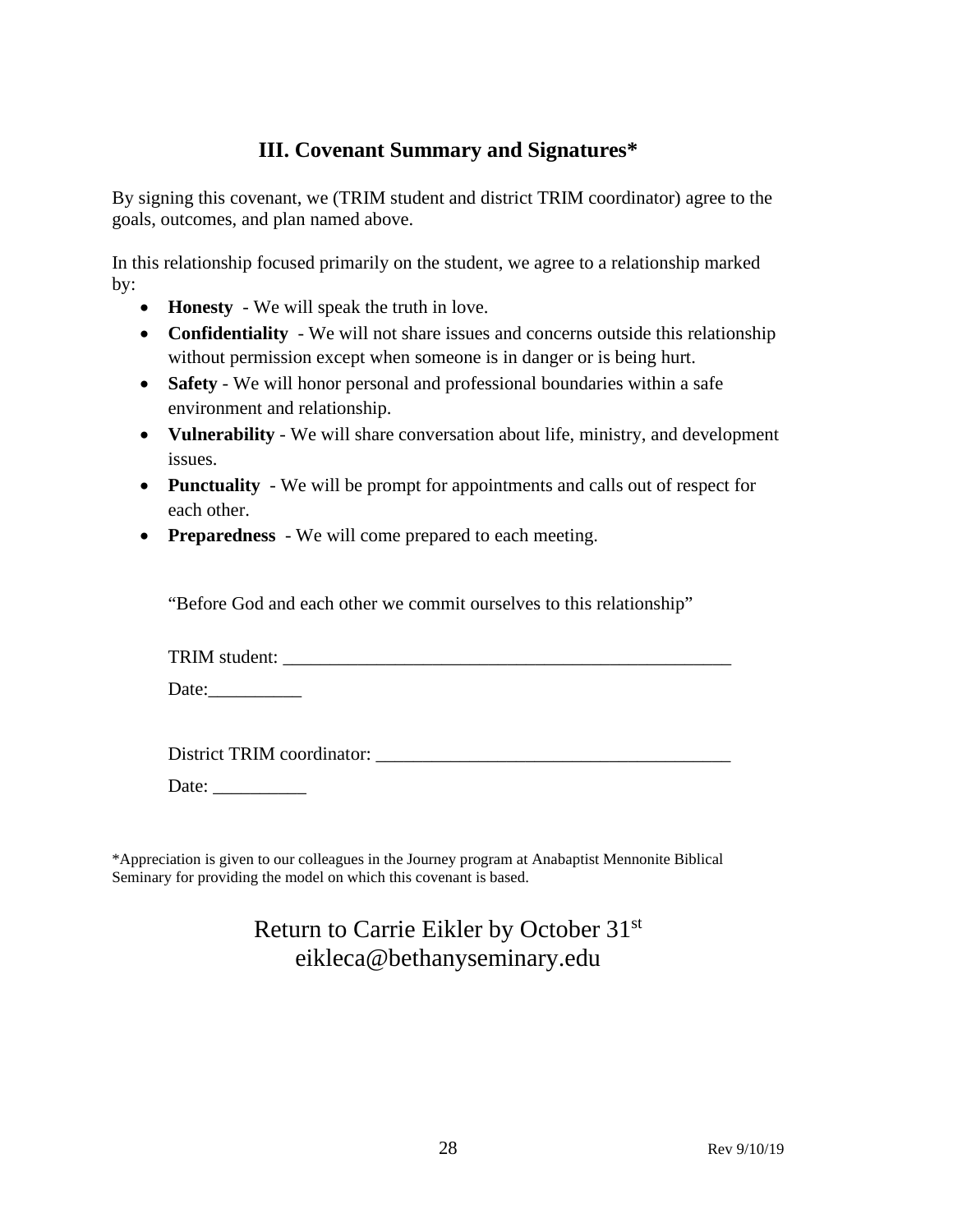## III. Covenant Summary and Signatures*

By signing this covenant, we (TRIM student and district TRIM coordinator) agree to the goals, outcomes, and plan named above.

In this relationship focused primarily on the student, we agree to a relationship marked by:

- **Honesty** - We will speak the truth in love.
- **Confidentiality** - We will not share issues and concerns outside this relationship without permission except when someone is in danger or is being hurt.
- **Safety** - We will honor personal and professional boundaries within a safe environment and relationship.
- **Vulnerability** - We will share conversation about life, ministry, and development issues.
- **Punctuality** - We will be prompt for appointments and calls out of respect for each other.
- **Preparedness** - We will come prepared to each meeting.

"Before God and each other we commit ourselves to this relationship"

TRIM student: ___________________________________________________

Date:__________

District TRIM coordinator: ______________________________________

Date: __________

*Appreciation is given to our colleagues in the Journey program at Anabaptist Mennonite Biblical Seminary for providing the model on which this covenant is based.

Return to Carrie Eikler by October 31st
eikleca@bethanyseminary.edu

Rev 9/10/19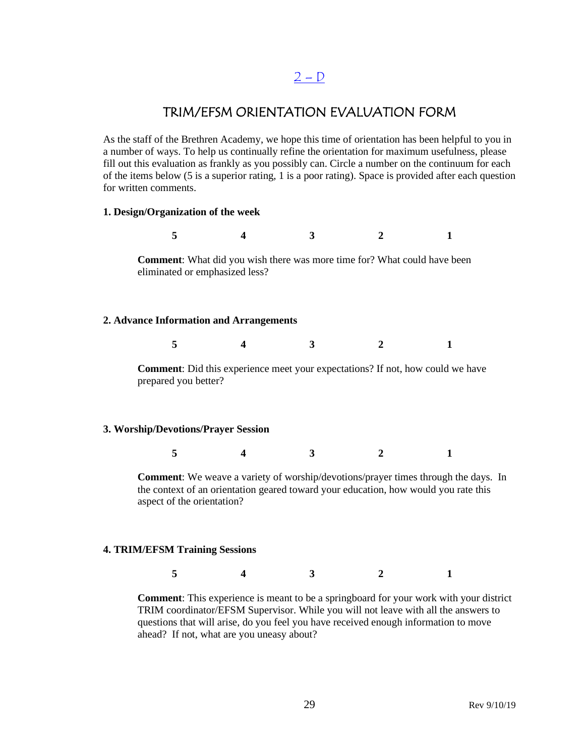## 2 – D

# TRIM/EFSM ORIENTATION EVALUATION FORM

As the staff of the Brethren Academy, we hope this time of orientation has been helpful to you in a number of ways. To help us continually refine the orientation for maximum usefulness, please fill out this evaluation as frankly as you possibly can. Circle a number on the continuum for each of the items below (5 is a superior rating, 1 is a poor rating). Space is provided after each question for written comments.

**1. Design/Organization of the week**

**5 4 3 2 1**

**Comment**: What did you wish there was more time for? What could have been eliminated or emphasized less?

**2. Advance Information and Arrangements**

**5 4 3 2 1**

**Comment**: Did this experience meet your expectations? If not, how could we have prepared you better?

**3. Worship/Devotions/Prayer Session**

**5 4 3 2 1**

**Comment**: We weave a variety of worship/devotions/prayer times through the days. In the context of an orientation geared toward your education, how would you rate this aspect of the orientation?

**4. TRIM/EFSM Training Sessions**

**5 4 3 2 1**

**Comment**: This experience is meant to be a springboard for your work with your district TRIM coordinator/EFSM Supervisor. While you will not leave with all the answers to questions that will arise, do you feel you have received enough information to move ahead? If not, what are you uneasy about?

Rev 9/10/19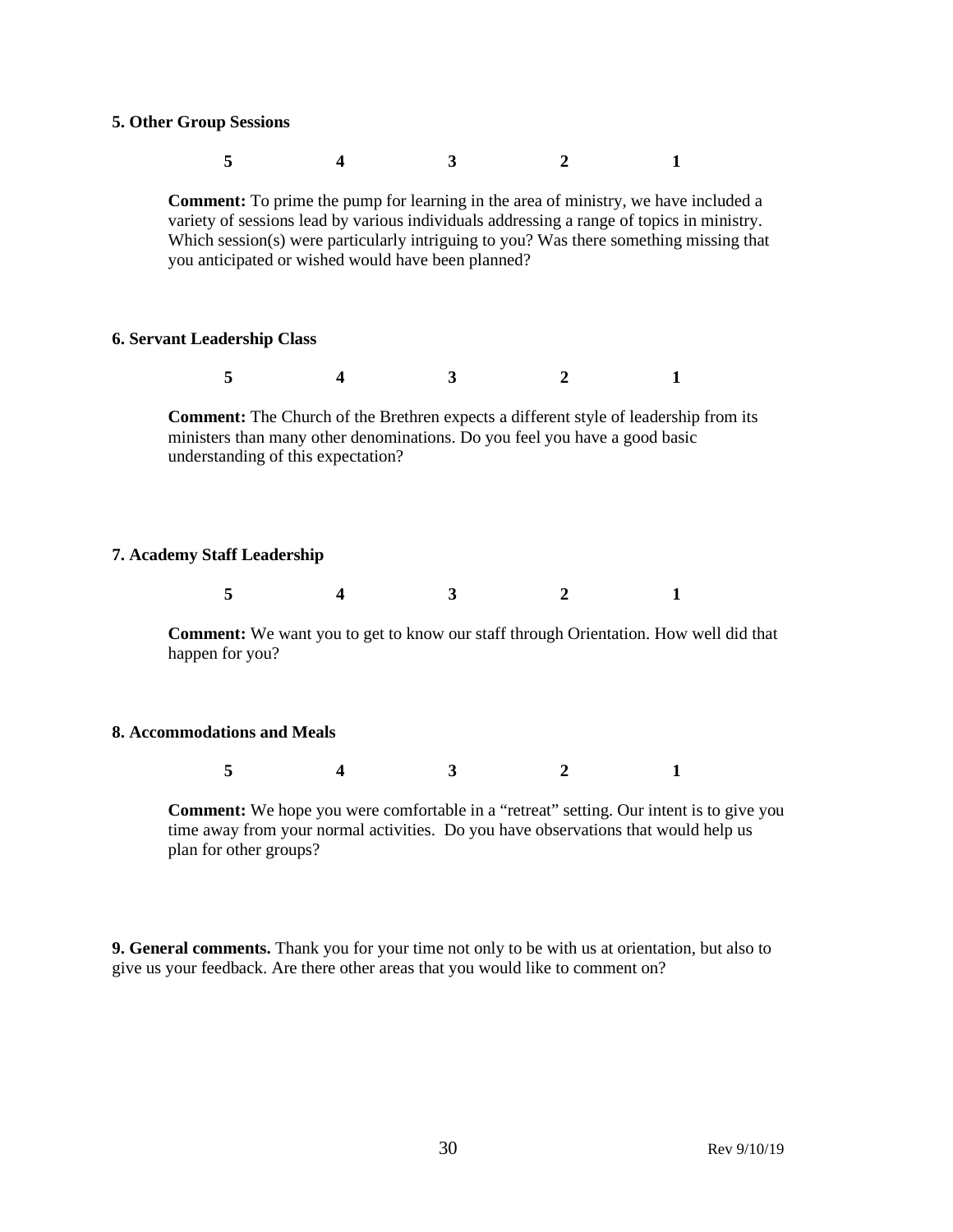**5. Other Group Sessions**

**5 4 3 2 1**

**Comment:** To prime the pump for learning in the area of ministry, we have included a variety of sessions lead by various individuals addressing a range of topics in ministry. Which session(s) were particularly intriguing to you? Was there something missing that you anticipated or wished would have been planned?

**6. Servant Leadership Class**

**5 4 3 2 1**

**Comment:** The Church of the Brethren expects a different style of leadership from its ministers than many other denominations. Do you feel you have a good basic understanding of this expectation?

**7. Academy Staff Leadership**

**5 4 3 2 1**

**Comment:** We want you to get to know our staff through Orientation. How well did that happen for you?

**8. Accommodations and Meals**

**5 4 3 2 1**

**Comment:** We hope you were comfortable in a "retreat" setting. Our intent is to give you time away from your normal activities. Do you have observations that would help us plan for other groups?

**9. General comments.** Thank you for your time not only to be with us at orientation, but also to give us your feedback. Are there other areas that you would like to comment on?

Rev 9/10/19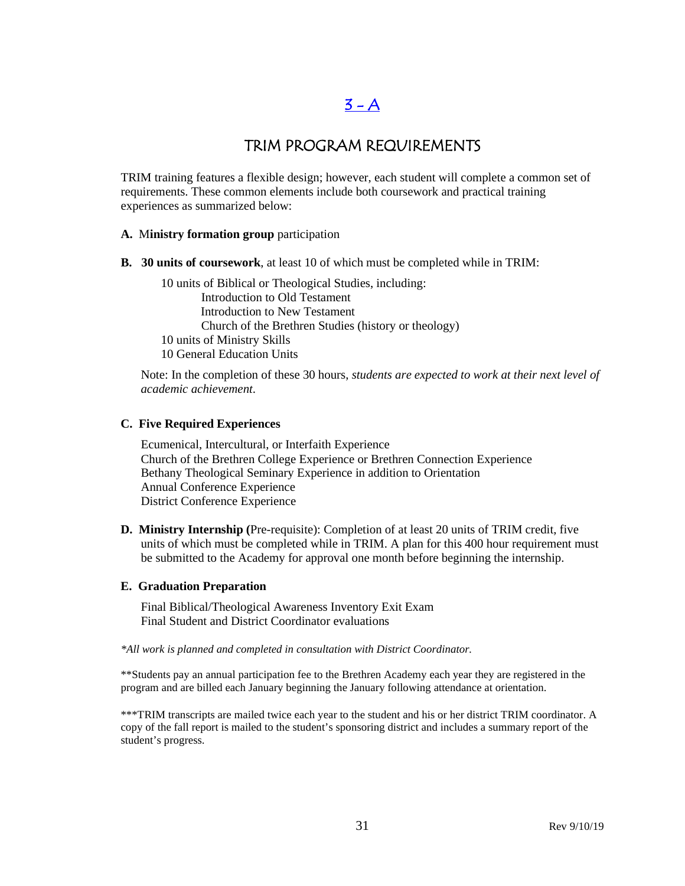# 3 - A

## TRIM PROGRAM REQUIREMENTS

TRIM training features a flexible design; however, each student will complete a common set of requirements. These common elements include both coursework and practical training experiences as summarized below:

**A.** M**inistry formation group** participation

**B. 30 units of coursework**, at least 10 of which must be completed while in TRIM:

10 units of Biblical or Theological Studies, including:
- Introduction to Old Testament
- Introduction to New Testament
- Church of the Brethren Studies (history or theology)

10 units of Ministry Skills
10 General Education Units

Note: In the completion of these 30 hours, *students are expected to work at their next level of academic achievement*.

**C. Five Required Experiences**

Ecumenical, Intercultural, or Interfaith Experience
Church of the Brethren College Experience or Brethren Connection Experience
Bethany Theological Seminary Experience in addition to Orientation
Annual Conference Experience
District Conference Experience

**D. Ministry Internship (**Pre-requisite): Completion of at least 20 units of TRIM credit, five units of which must be completed while in TRIM. A plan for this 400 hour requirement must be submitted to the Academy for approval one month before beginning the internship.

**E. Graduation Preparation**

Final Biblical/Theological Awareness Inventory Exit Exam
Final Student and District Coordinator evaluations

*\*All work is planned and completed in consultation with District Coordinator.*

\*\*Students pay an annual participation fee to the Brethren Academy each year they are registered in the program and are billed each January beginning the January following attendance at orientation.

\*\*\*TRIM transcripts are mailed twice each year to the student and his or her district TRIM coordinator. A copy of the fall report is mailed to the student's sponsoring district and includes a summary report of the student's progress.

Rev 9/10/19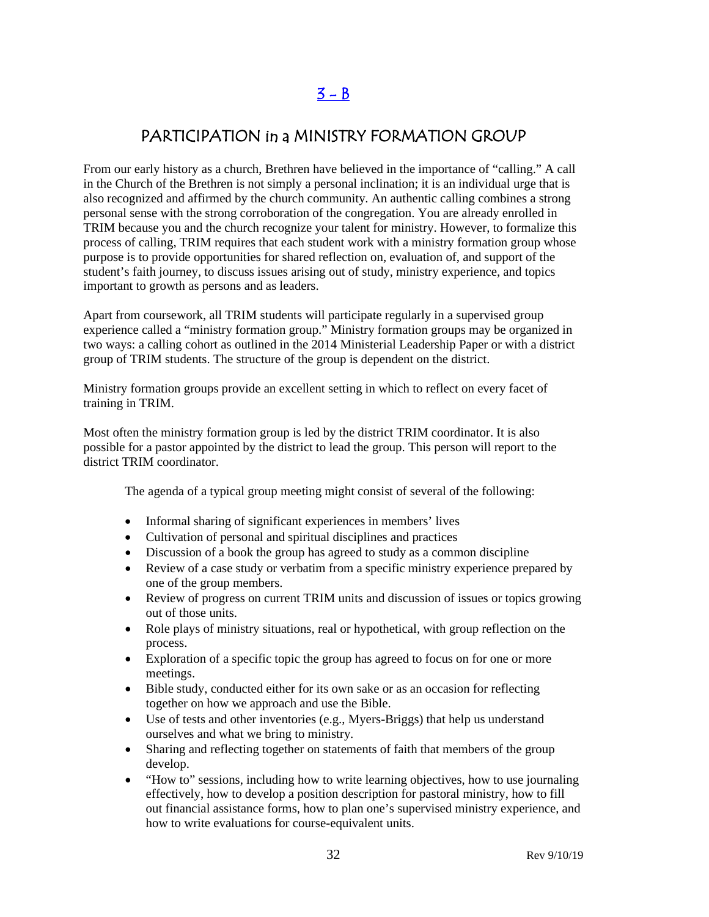## 3 – B

## PARTICIPATION in a MINISTRY FORMATION GROUP

From our early history as a church, Brethren have believed in the importance of "calling." A call in the Church of the Brethren is not simply a personal inclination; it is an individual urge that is also recognized and affirmed by the church community. An authentic calling combines a strong personal sense with the strong corroboration of the congregation. You are already enrolled in TRIM because you and the church recognize your talent for ministry. However, to formalize this process of calling, TRIM requires that each student work with a ministry formation group whose purpose is to provide opportunities for shared reflection on, evaluation of, and support of the student's faith journey, to discuss issues arising out of study, ministry experience, and topics important to growth as persons and as leaders.

Apart from coursework, all TRIM students will participate regularly in a supervised group experience called a "ministry formation group." Ministry formation groups may be organized in two ways: a calling cohort as outlined in the 2014 Ministerial Leadership Paper or with a district group of TRIM students. The structure of the group is dependent on the district.

Ministry formation groups provide an excellent setting in which to reflect on every facet of training in TRIM.

Most often the ministry formation group is led by the district TRIM coordinator. It is also possible for a pastor appointed by the district to lead the group. This person will report to the district TRIM coordinator.

The agenda of a typical group meeting might consist of several of the following:

- Informal sharing of significant experiences in members' lives
- Cultivation of personal and spiritual disciplines and practices
- Discussion of a book the group has agreed to study as a common discipline
- Review of a case study or verbatim from a specific ministry experience prepared by one of the group members.
- Review of progress on current TRIM units and discussion of issues or topics growing out of those units.
- Role plays of ministry situations, real or hypothetical, with group reflection on the process.
- Exploration of a specific topic the group has agreed to focus on for one or more meetings.
- Bible study, conducted either for its own sake or as an occasion for reflecting together on how we approach and use the Bible.
- Use of tests and other inventories (e.g., Myers-Briggs) that help us understand ourselves and what we bring to ministry.
- Sharing and reflecting together on statements of faith that members of the group develop.
- "How to" sessions, including how to write learning objectives, how to use journaling effectively, how to develop a position description for pastoral ministry, how to fill out financial assistance forms, how to plan one's supervised ministry experience, and how to write evaluations for course-equivalent units.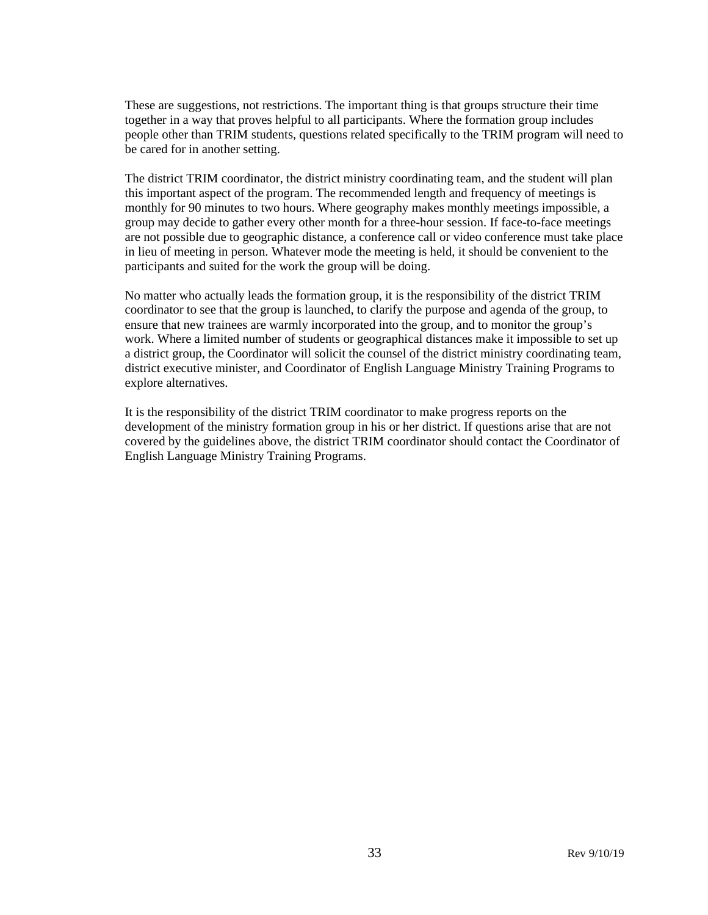These are suggestions, not restrictions. The important thing is that groups structure their time together in a way that proves helpful to all participants. Where the formation group includes people other than TRIM students, questions related specifically to the TRIM program will need to be cared for in another setting.

The district TRIM coordinator, the district ministry coordinating team, and the student will plan this important aspect of the program. The recommended length and frequency of meetings is monthly for 90 minutes to two hours. Where geography makes monthly meetings impossible, a group may decide to gather every other month for a three-hour session. If face-to-face meetings are not possible due to geographic distance, a conference call or video conference must take place in lieu of meeting in person. Whatever mode the meeting is held, it should be convenient to the participants and suited for the work the group will be doing.

No matter who actually leads the formation group, it is the responsibility of the district TRIM coordinator to see that the group is launched, to clarify the purpose and agenda of the group, to ensure that new trainees are warmly incorporated into the group, and to monitor the group's work. Where a limited number of students or geographical distances make it impossible to set up a district group, the Coordinator will solicit the counsel of the district ministry coordinating team, district executive minister, and Coordinator of English Language Ministry Training Programs to explore alternatives.

It is the responsibility of the district TRIM coordinator to make progress reports on the development of the ministry formation group in his or her district. If questions arise that are not covered by the guidelines above, the district TRIM coordinator should contact the Coordinator of English Language Ministry Training Programs.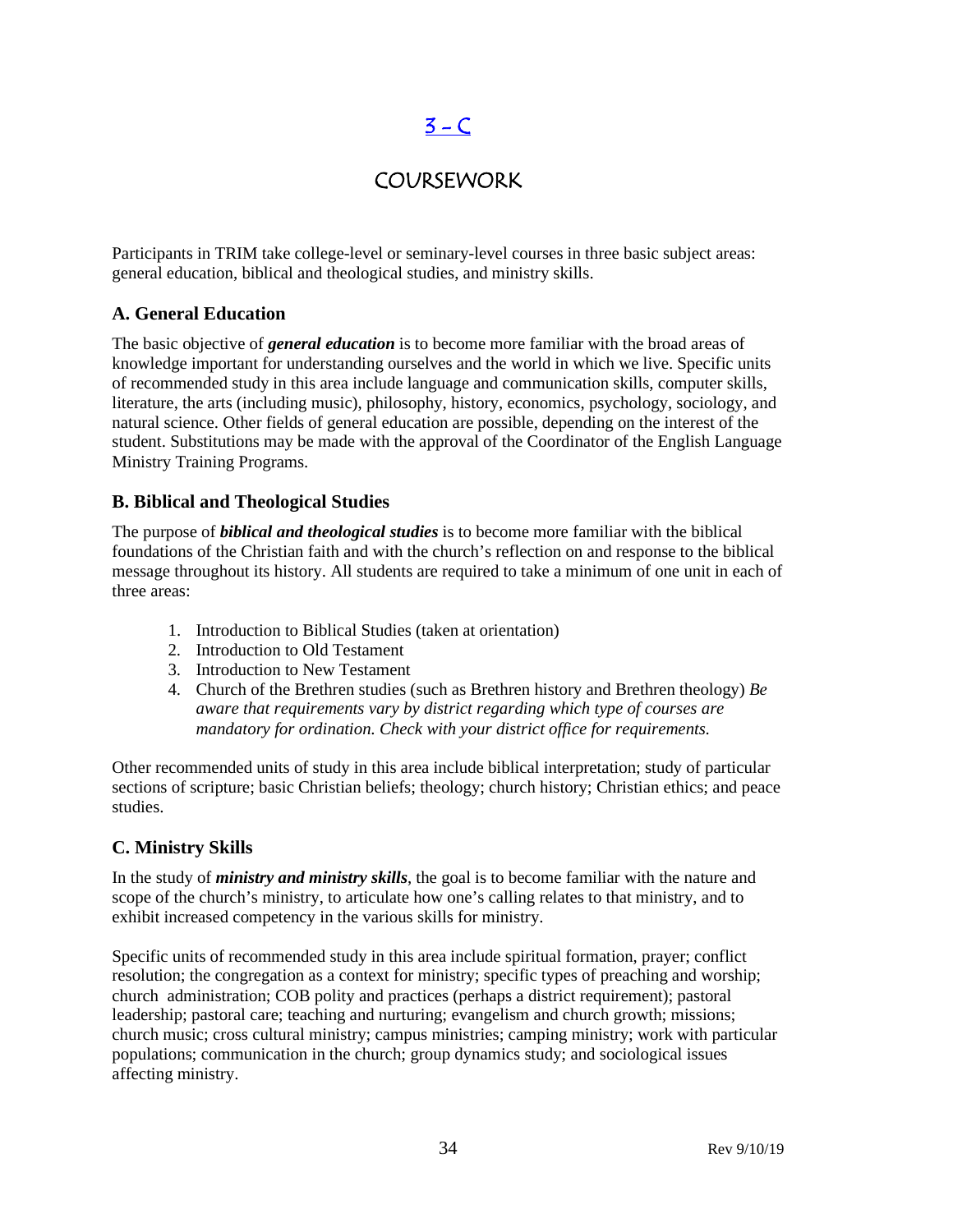# 3 - C

# COURSEWORK

Participants in TRIM take college-level or seminary-level courses in three basic subject areas: general education, biblical and theological studies, and ministry skills.

### A. General Education

The basic objective of ***general education*** is to become more familiar with the broad areas of knowledge important for understanding ourselves and the world in which we live. Specific units of recommended study in this area include language and communication skills, computer skills, literature, the arts (including music), philosophy, history, economics, psychology, sociology, and natural science. Other fields of general education are possible, depending on the interest of the student. Substitutions may be made with the approval of the Coordinator of the English Language Ministry Training Programs.

### B. Biblical and Theological Studies

The purpose of ***biblical and theological studies*** is to become more familiar with the biblical foundations of the Christian faith and with the church's reflection on and response to the biblical message throughout its history. All students are required to take a minimum of one unit in each of three areas:

1. Introduction to Biblical Studies (taken at orientation)
2. Introduction to Old Testament
3. Introduction to New Testament
4. Church of the Brethren studies (such as Brethren history and Brethren theology) *Be aware that requirements vary by district regarding which type of courses are mandatory for ordination. Check with your district office for requirements.*

Other recommended units of study in this area include biblical interpretation; study of particular sections of scripture; basic Christian beliefs; theology; church history; Christian ethics; and peace studies.

### C. Ministry Skills

In the study of ***ministry and ministry skills***, the goal is to become familiar with the nature and scope of the church's ministry, to articulate how one's calling relates to that ministry, and to exhibit increased competency in the various skills for ministry.

Specific units of recommended study in this area include spiritual formation, prayer; conflict resolution; the congregation as a context for ministry; specific types of preaching and worship; church administration; COB polity and practices (perhaps a district requirement); pastoral leadership; pastoral care; teaching and nurturing; evangelism and church growth; missions; church music; cross cultural ministry; campus ministries; camping ministry; work with particular populations; communication in the church; group dynamics study; and sociological issues affecting ministry.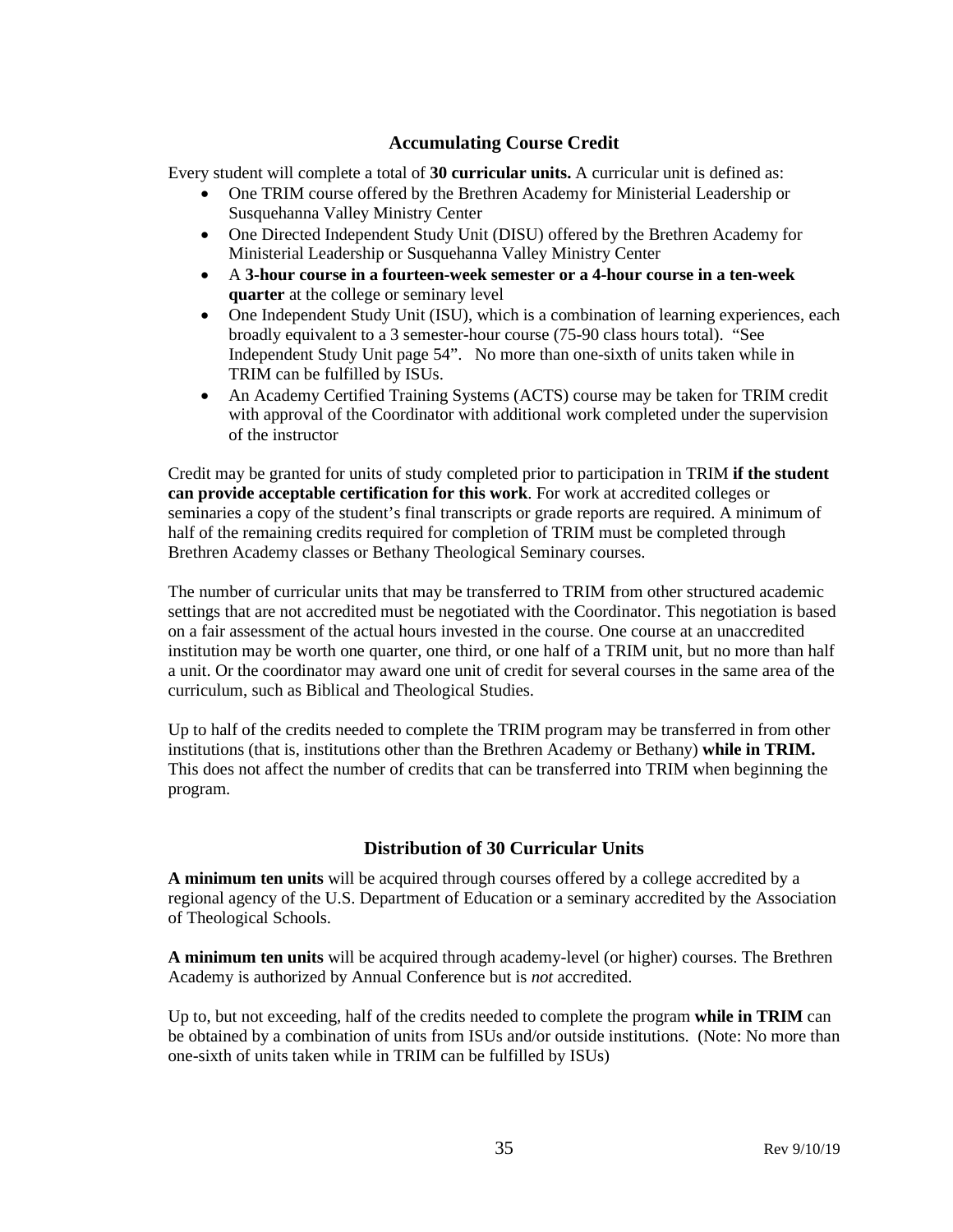## Accumulating Course Credit

Every student will complete a total of **30 curricular units.** A curricular unit is defined as:

- One TRIM course offered by the Brethren Academy for Ministerial Leadership or Susquehanna Valley Ministry Center
- One Directed Independent Study Unit (DISU) offered by the Brethren Academy for Ministerial Leadership or Susquehanna Valley Ministry Center
- A **3-hour course in a fourteen-week semester or a 4-hour course in a ten-week quarter** at the college or seminary level
- One Independent Study Unit (ISU), which is a combination of learning experiences, each broadly equivalent to a 3 semester-hour course (75-90 class hours total). "See Independent Study Unit page 54". No more than one-sixth of units taken while in TRIM can be fulfilled by ISUs.
- An Academy Certified Training Systems (ACTS) course may be taken for TRIM credit with approval of the Coordinator with additional work completed under the supervision of the instructor

Credit may be granted for units of study completed prior to participation in TRIM **if the student can provide acceptable certification for this work**. For work at accredited colleges or seminaries a copy of the student's final transcripts or grade reports are required. A minimum of half of the remaining credits required for completion of TRIM must be completed through Brethren Academy classes or Bethany Theological Seminary courses.

The number of curricular units that may be transferred to TRIM from other structured academic settings that are not accredited must be negotiated with the Coordinator. This negotiation is based on a fair assessment of the actual hours invested in the course. One course at an unaccredited institution may be worth one quarter, one third, or one half of a TRIM unit, but no more than half a unit. Or the coordinator may award one unit of credit for several courses in the same area of the curriculum, such as Biblical and Theological Studies.

Up to half of the credits needed to complete the TRIM program may be transferred in from other institutions (that is, institutions other than the Brethren Academy or Bethany) **while in TRIM.** This does not affect the number of credits that can be transferred into TRIM when beginning the program.

## Distribution of 30 Curricular Units

**A minimum ten units** will be acquired through courses offered by a college accredited by a regional agency of the U.S. Department of Education or a seminary accredited by the Association of Theological Schools.

**A minimum ten units** will be acquired through academy-level (or higher) courses. The Brethren Academy is authorized by Annual Conference but is *not* accredited.

Up to, but not exceeding, half of the credits needed to complete the program **while in TRIM** can be obtained by a combination of units from ISUs and/or outside institutions. (Note: No more than one-sixth of units taken while in TRIM can be fulfilled by ISUs)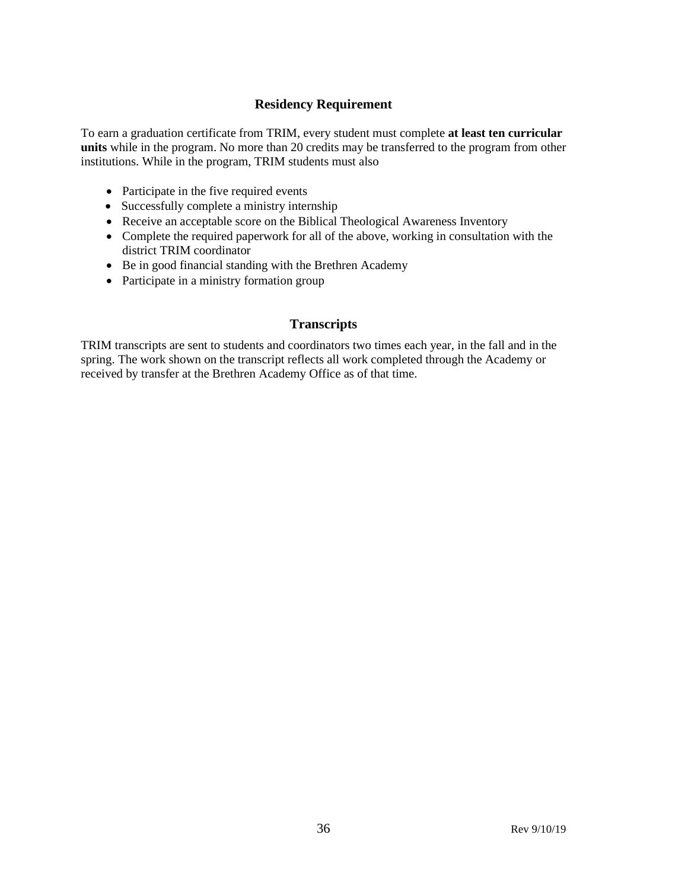## Residency Requirement

To earn a graduation certificate from TRIM, every student must complete **at least ten curricular units** while in the program. No more than 20 credits may be transferred to the program from other institutions. While in the program, TRIM students must also

- Participate in the five required events
- Successfully complete a ministry internship
- Receive an acceptable score on the Biblical Theological Awareness Inventory
- Complete the required paperwork for all of the above, working in consultation with the district TRIM coordinator
- Be in good financial standing with the Brethren Academy
- Participate in a ministry formation group

## Transcripts

TRIM transcripts are sent to students and coordinators two times each year, in the fall and in the spring. The work shown on the transcript reflects all work completed through the Academy or received by transfer at the Brethren Academy Office as of that time.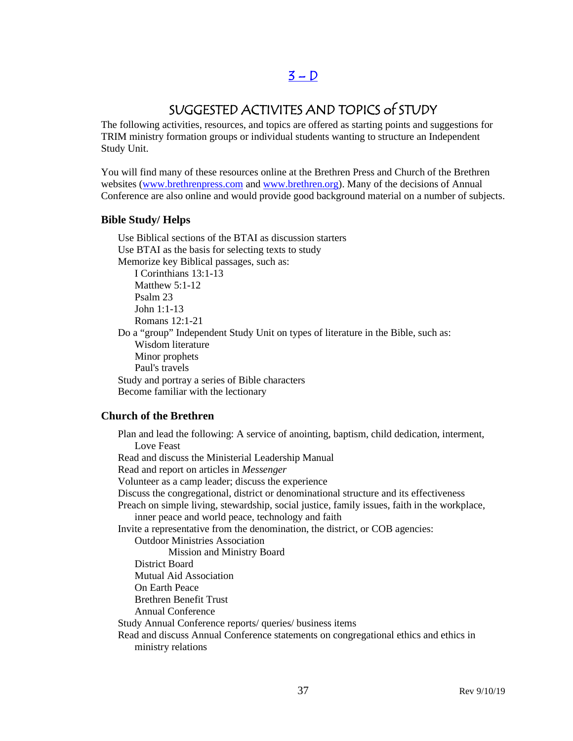## 3 – D

## SUGGESTED ACTIVITES AND TOPICS of STUDY

The following activities, resources, and topics are offered as starting points and suggestions for TRIM ministry formation groups or individual students wanting to structure an Independent Study Unit.

You will find many of these resources online at the Brethren Press and Church of the Brethren websites (www.brethrenpress.com and www.brethren.org). Many of the decisions of Annual Conference are also online and would provide good background material on a number of subjects.

### Bible Study/ Helps

- Use Biblical sections of the BTAI as discussion starters
- Use BTAI as the basis for selecting texts to study
- Memorize key Biblical passages, such as:
  - I Corinthians 13:1-13
  - Matthew 5:1-12
  - Psalm 23
  - John 1:1-13
  - Romans 12:1-21
- Do a "group" Independent Study Unit on types of literature in the Bible, such as:
  - Wisdom literature
  - Minor prophets
  - Paul's travels
- Study and portray a series of Bible characters
- Become familiar with the lectionary

### Church of the Brethren

- Plan and lead the following: A service of anointing, baptism, child dedication, interment, Love Feast
- Read and discuss the Ministerial Leadership Manual
- Read and report on articles in *Messenger*
- Volunteer as a camp leader; discuss the experience
- Discuss the congregational, district or denominational structure and its effectiveness
- Preach on simple living, stewardship, social justice, family issues, faith in the workplace, inner peace and world peace, technology and faith
- Invite a representative from the denomination, the district, or COB agencies:
  - Outdoor Ministries Association
  - Mission and Ministry Board
  - District Board
  - Mutual Aid Association
  - On Earth Peace
  - Brethren Benefit Trust
  - Annual Conference
- Study Annual Conference reports/ queries/ business items
- Read and discuss Annual Conference statements on congregational ethics and ethics in ministry relations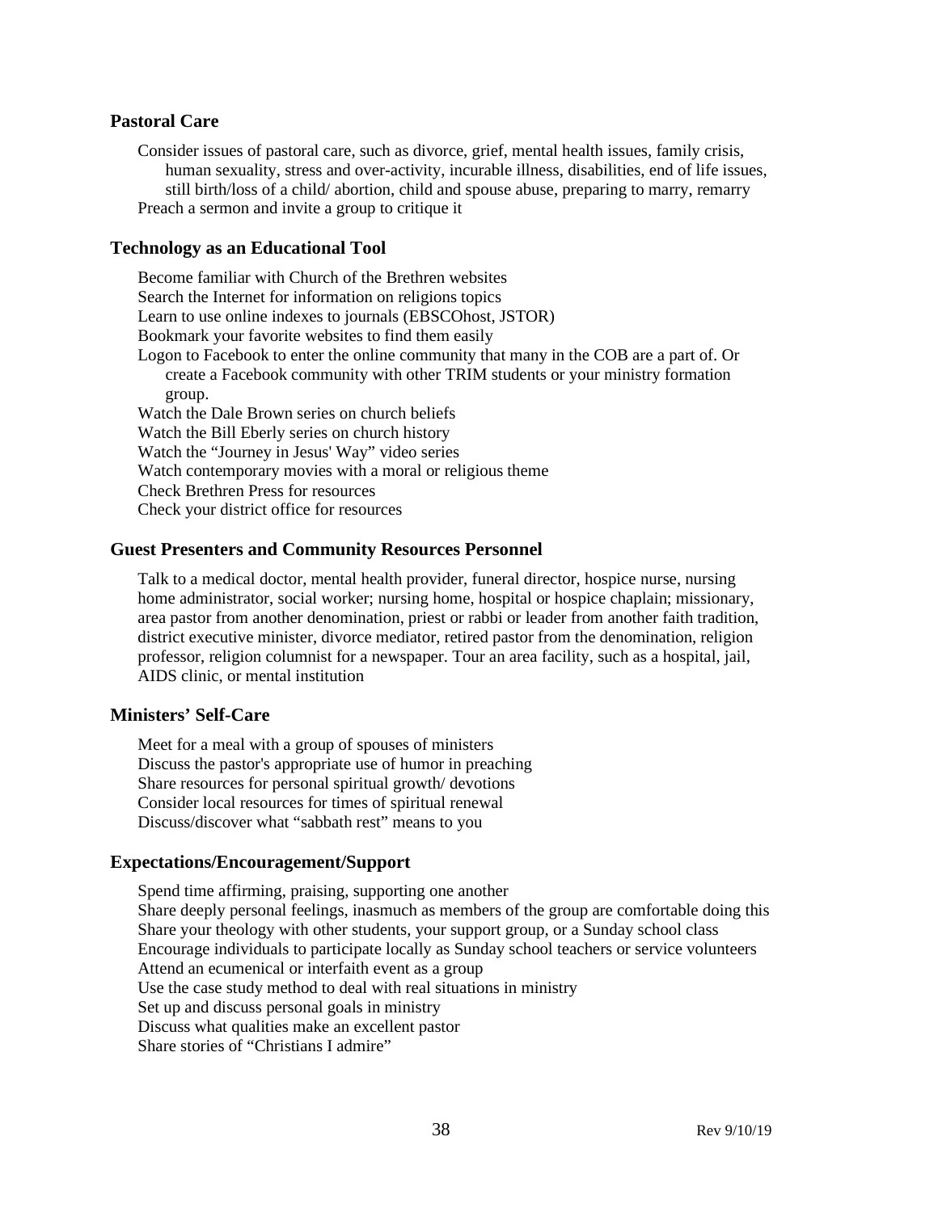### Pastoral Care

Consider issues of pastoral care, such as divorce, grief, mental health issues, family crisis, human sexuality, stress and over-activity, incurable illness, disabilities, end of life issues, still birth/loss of a child/ abortion, child and spouse abuse, preparing to marry, remarry

Preach a sermon and invite a group to critique it

### Technology as an Educational Tool

Become familiar with Church of the Brethren websites

Search the Internet for information on religions topics

Learn to use online indexes to journals (EBSCOhost, JSTOR)

Bookmark your favorite websites to find them easily

Logon to Facebook to enter the online community that many in the COB are a part of. Or create a Facebook community with other TRIM students or your ministry formation group.

Watch the Dale Brown series on church beliefs

Watch the Bill Eberly series on church history

Watch the "Journey in Jesus' Way" video series

Watch contemporary movies with a moral or religious theme

Check Brethren Press for resources

Check your district office for resources

### Guest Presenters and Community Resources Personnel

Talk to a medical doctor, mental health provider, funeral director, hospice nurse, nursing home administrator, social worker; nursing home, hospital or hospice chaplain; missionary, area pastor from another denomination, priest or rabbi or leader from another faith tradition, district executive minister, divorce mediator, retired pastor from the denomination, religion professor, religion columnist for a newspaper. Tour an area facility, such as a hospital, jail, AIDS clinic, or mental institution

### Ministers' Self-Care

Meet for a meal with a group of spouses of ministers

Discuss the pastor's appropriate use of humor in preaching

Share resources for personal spiritual growth/ devotions

Consider local resources for times of spiritual renewal

Discuss/discover what "sabbath rest" means to you

### Expectations/Encouragement/Support

Spend time affirming, praising, supporting one another

Share deeply personal feelings, inasmuch as members of the group are comfortable doing this

Share your theology with other students, your support group, or a Sunday school class

Encourage individuals to participate locally as Sunday school teachers or service volunteers

Attend an ecumenical or interfaith event as a group

Use the case study method to deal with real situations in ministry

Set up and discuss personal goals in ministry

Discuss what qualities make an excellent pastor

Share stories of "Christians I admire"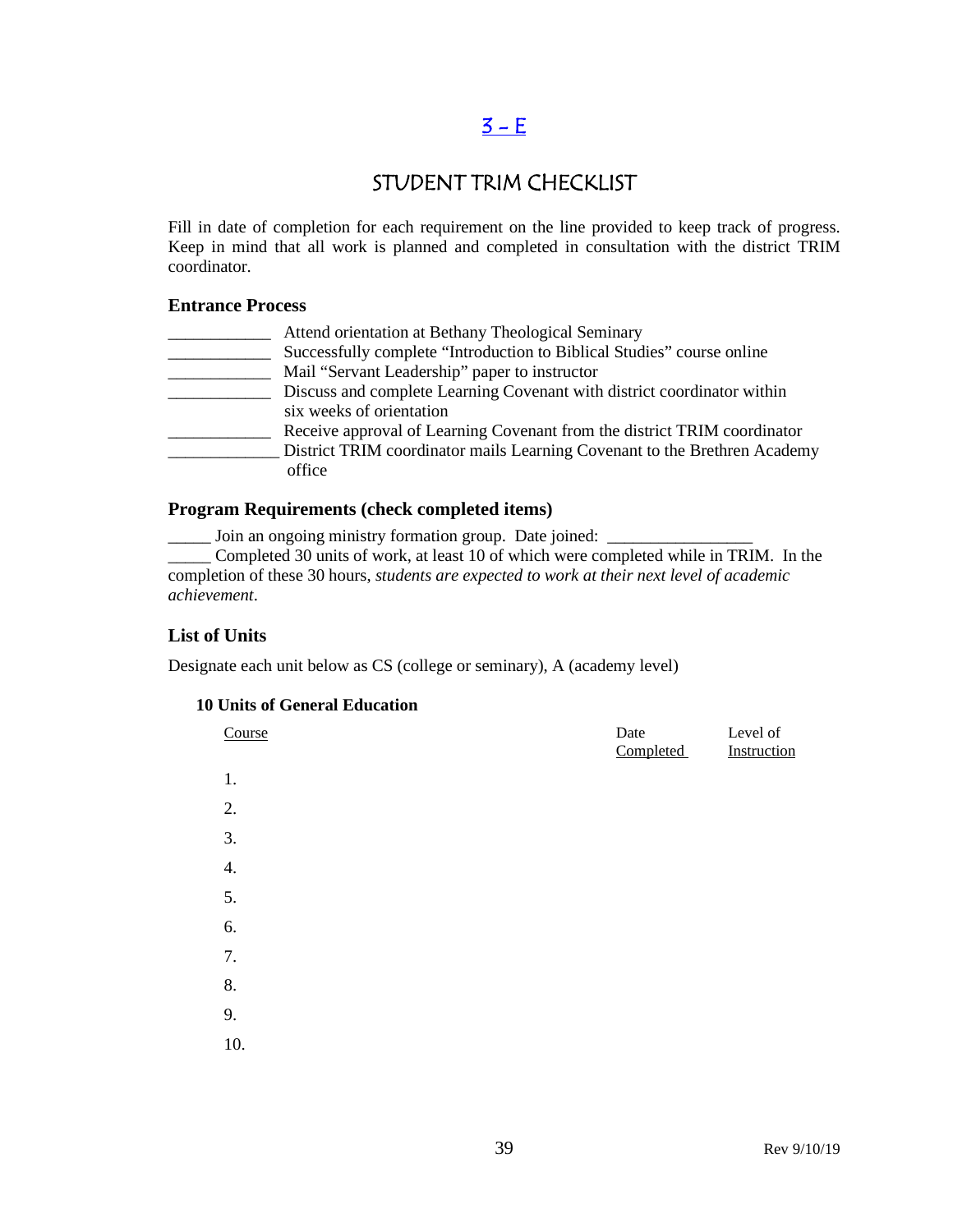## 3 – E

# STUDENT TRIM CHECKLIST

Fill in date of completion for each requirement on the line provided to keep track of progress. Keep in mind that all work is planned and completed in consultation with the district TRIM coordinator.

### Entrance Process

____________ Attend orientation at Bethany Theological Seminary
____________ Successfully complete "Introduction to Biblical Studies" course online
____________ Mail "Servant Leadership" paper to instructor
____________ Discuss and complete Learning Covenant with district coordinator within six weeks of orientation
____________ Receive approval of Learning Covenant from the district TRIM coordinator
_____________ District TRIM coordinator mails Learning Covenant to the Brethren Academy office

### Program Requirements (check completed items)

_____ Join an ongoing ministry formation group. Date joined: _________________
_____ Completed 30 units of work, at least 10 of which were completed while in TRIM. In the completion of these 30 hours, *students are expected to work at their next level of academic achievement*.

### List of Units

Designate each unit below as CS (college or seminary), A (academy level)

**10 Units of General Education**

| Course | Date Completed | Level of Instruction |
|---|---|---|
| 1. | | |
| 2. | | |
| 3. | | |
| 4. | | |
| 5. | | |
| 6. | | |
| 7. | | |
| 8. | | |
| 9. | | |
| 10. | | |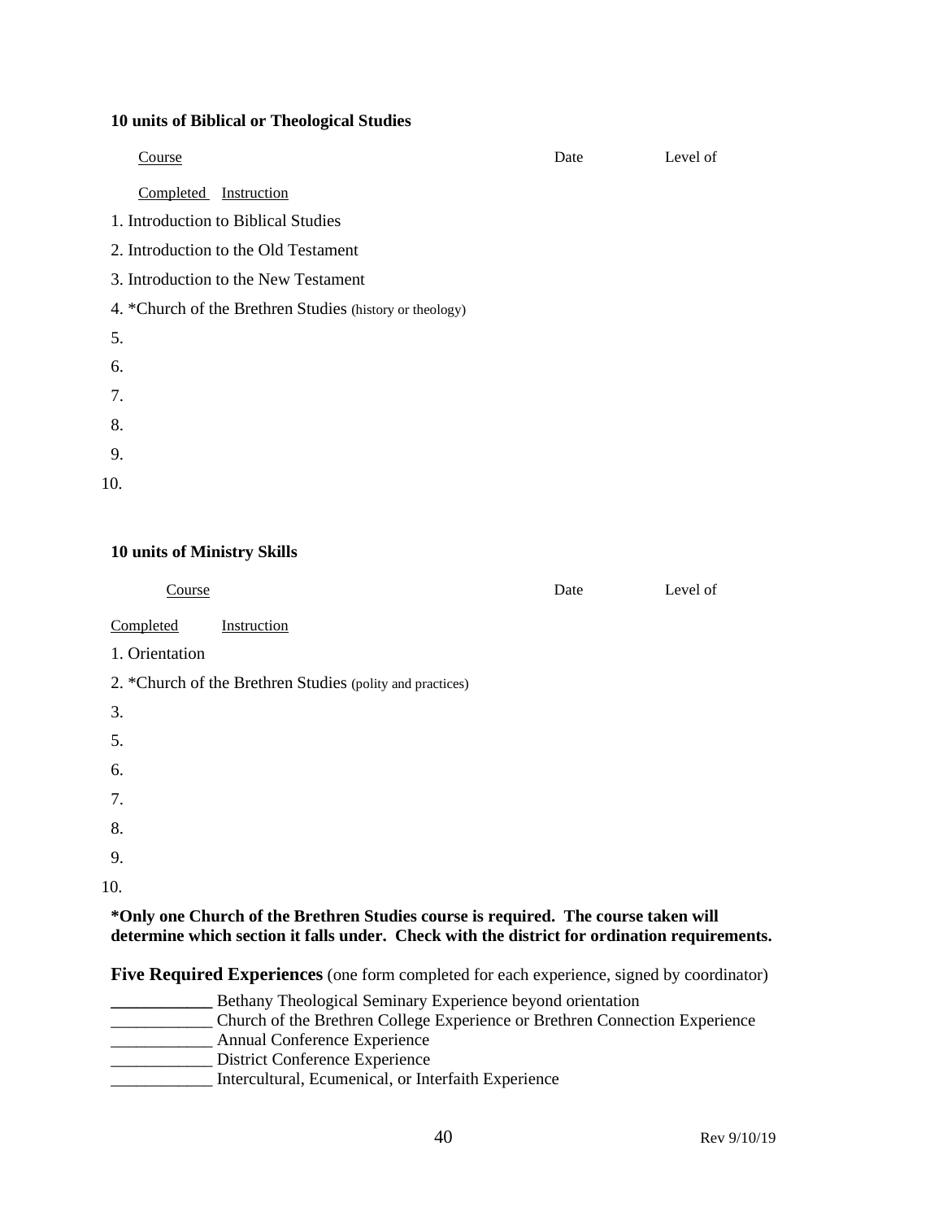**10 units of Biblical or Theological Studies**

Course Date Level of

Completed Instruction

1. Introduction to Biblical Studies
2. Introduction to the Old Testament
3. Introduction to the New Testament
4. *Church of the Brethren Studies (history or theology)
5. 
6. 
7. 
8. 
9. 
10. 

**10 units of Ministry Skills**

Course Date Level of

Completed Instruction

1. Orientation
2. *Church of the Brethren Studies (polity and practices)
3. 
5. 
6. 
7. 
8. 
9. 
10. 

***Only one Church of the Brethren Studies course is required. The course taken will determine which section it falls under. Check with the district for ordination requirements.**

**Five Required Experiences** (one form completed for each experience, signed by coordinator)

____________ Bethany Theological Seminary Experience beyond orientation

____________ Church of the Brethren College Experience or Brethren Connection Experience

____________ Annual Conference Experience

____________ District Conference Experience

____________ Intercultural, Ecumenical, or Interfaith Experience

Rev 9/10/19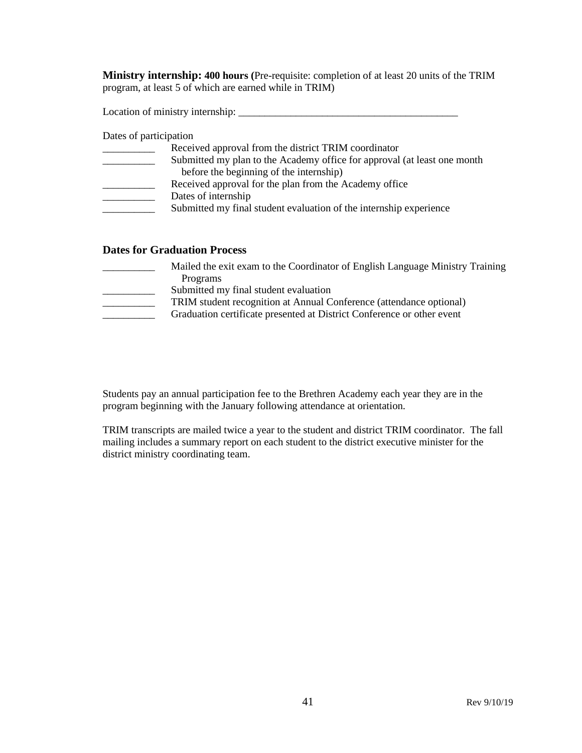**Ministry internship: 400 hours (**Pre-requisite: completion of at least 20 units of the TRIM program, at least 5 of which are earned while in TRIM)

Location of ministry internship: ___________________________________________

Dates of participation

__________ Received approval from the district TRIM coordinator

__________ Submitted my plan to the Academy office for approval (at least one month before the beginning of the internship)

__________ Received approval for the plan from the Academy office

__________ Dates of internship

__________ Submitted my final student evaluation of the internship experience

### Dates for Graduation Process

__________ Mailed the exit exam to the Coordinator of English Language Ministry Training Programs

__________ Submitted my final student evaluation

__________ TRIM student recognition at Annual Conference (attendance optional)

__________ Graduation certificate presented at District Conference or other event

Students pay an annual participation fee to the Brethren Academy each year they are in the program beginning with the January following attendance at orientation.

TRIM transcripts are mailed twice a year to the student and district TRIM coordinator. The fall mailing includes a summary report on each student to the district executive minister for the district ministry coordinating team.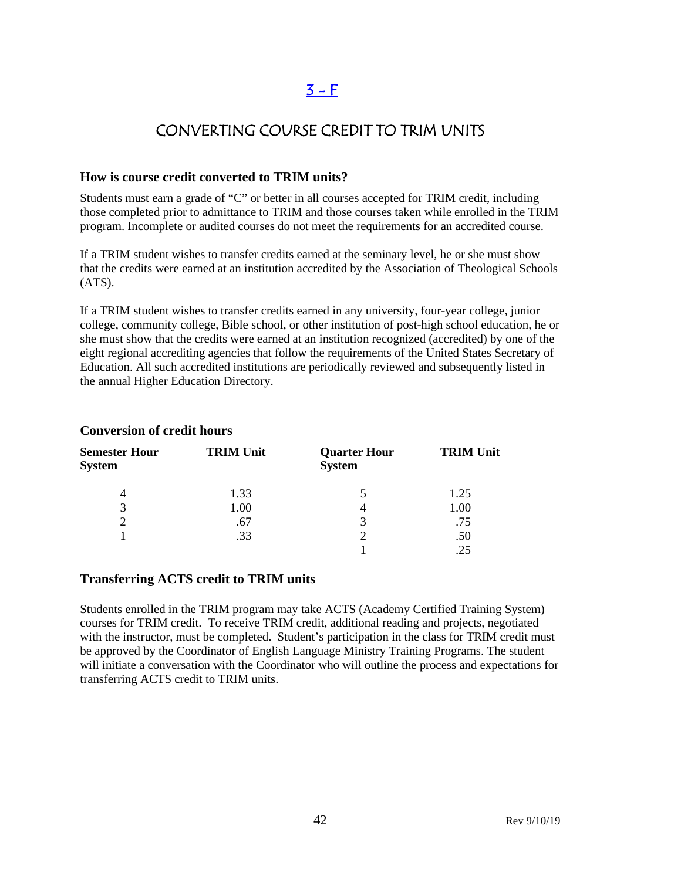# 3 – F

## CONVERTING COURSE CREDIT TO TRIM UNITS

### How is course credit converted to TRIM units?

Students must earn a grade of "C" or better in all courses accepted for TRIM credit, including those completed prior to admittance to TRIM and those courses taken while enrolled in the TRIM program. Incomplete or audited courses do not meet the requirements for an accredited course.

If a TRIM student wishes to transfer credits earned at the seminary level, he or she must show that the credits were earned at an institution accredited by the Association of Theological Schools (ATS).

If a TRIM student wishes to transfer credits earned in any university, four-year college, junior college, community college, Bible school, or other institution of post-high school education, he or she must show that the credits were earned at an institution recognized (accredited) by one of the eight regional accrediting agencies that follow the requirements of the United States Secretary of Education. All such accredited institutions are periodically reviewed and subsequently listed in the annual Higher Education Directory.

### Conversion of credit hours

| Semester Hour System | TRIM Unit | Quarter Hour System | TRIM Unit |
|---|---|---|---|
| 4 | 1.33 | 5 | 1.25 |
| 3 | 1.00 | 4 | 1.00 |
| 2 | .67 | 3 | .75 |
| 1 | .33 | 2 | .50 |
| | | 1 | .25 |

### Transferring ACTS credit to TRIM units

Students enrolled in the TRIM program may take ACTS (Academy Certified Training System) courses for TRIM credit. To receive TRIM credit, additional reading and projects, negotiated with the instructor, must be completed. Student's participation in the class for TRIM credit must be approved by the Coordinator of English Language Ministry Training Programs. The student will initiate a conversation with the Coordinator who will outline the process and expectations for transferring ACTS credit to TRIM units.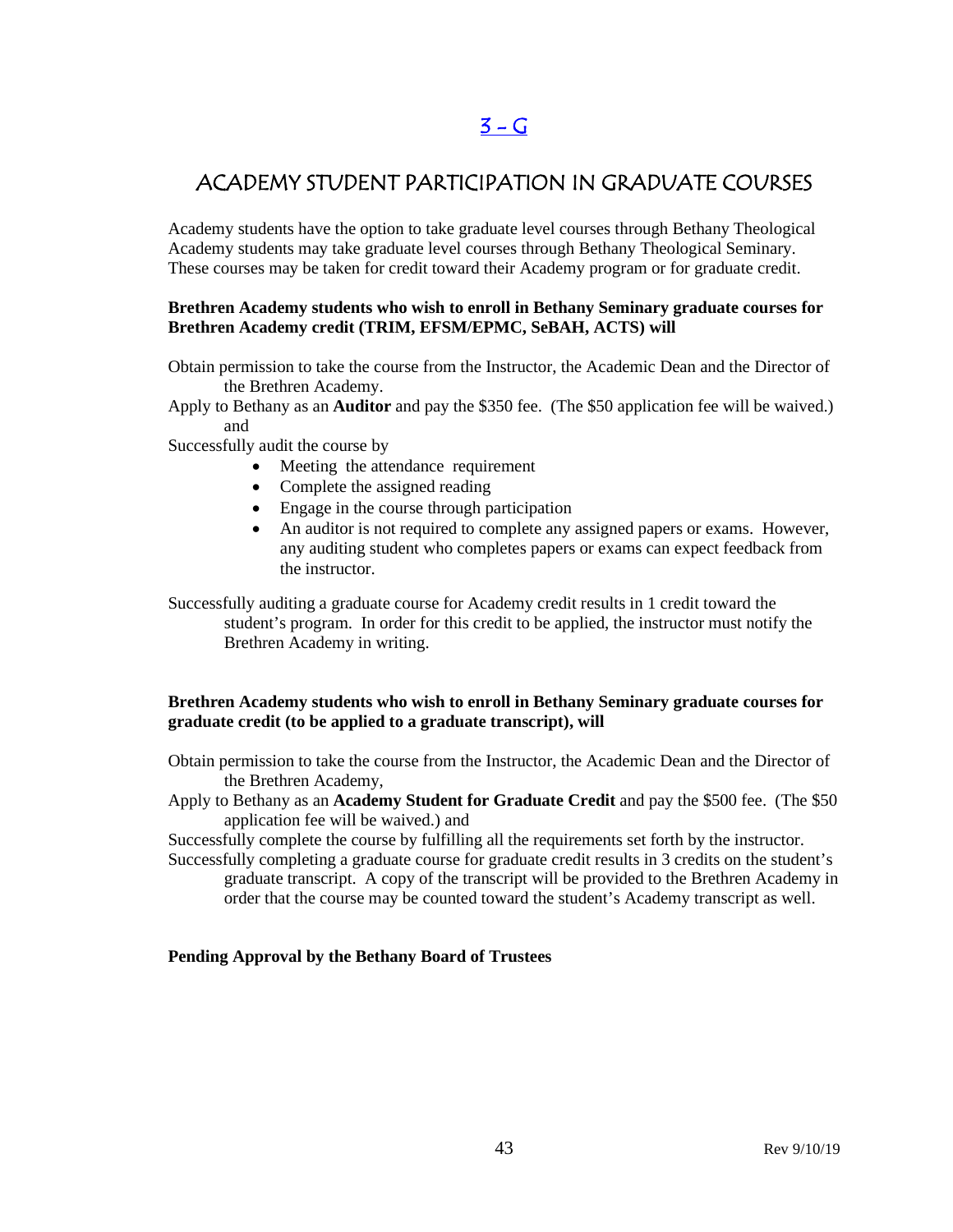[3 - G](#)

## ACADEMY STUDENT PARTICIPATION IN GRADUATE COURSES

Academy students have the option to take graduate level courses through Bethany Theological Academy students may take graduate level courses through Bethany Theological Seminary. These courses may be taken for credit toward their Academy program or for graduate credit.

**Brethren Academy students who wish to enroll in Bethany Seminary graduate courses for Brethren Academy credit (TRIM, EFSM/EPMC, SeBAH, ACTS) will**

Obtain permission to take the course from the Instructor, the Academic Dean and the Director of the Brethren Academy.

Apply to Bethany as an **Auditor** and pay the $350 fee. (The $50 application fee will be waived.) and

Successfully audit the course by

- Meeting the attendance requirement
- Complete the assigned reading
- Engage in the course through participation
- An auditor is not required to complete any assigned papers or exams. However, any auditing student who completes papers or exams can expect feedback from the instructor.

Successfully auditing a graduate course for Academy credit results in 1 credit toward the student's program. In order for this credit to be applied, the instructor must notify the Brethren Academy in writing.

**Brethren Academy students who wish to enroll in Bethany Seminary graduate courses for graduate credit (to be applied to a graduate transcript), will**

Obtain permission to take the course from the Instructor, the Academic Dean and the Director of the Brethren Academy,

Apply to Bethany as an **Academy Student for Graduate Credit** and pay the $500 fee. (The $50 application fee will be waived.) and

Successfully complete the course by fulfilling all the requirements set forth by the instructor.

Successfully completing a graduate course for graduate credit results in 3 credits on the student's graduate transcript. A copy of the transcript will be provided to the Brethren Academy in order that the course may be counted toward the student's Academy transcript as well.

**Pending Approval by the Bethany Board of Trustees**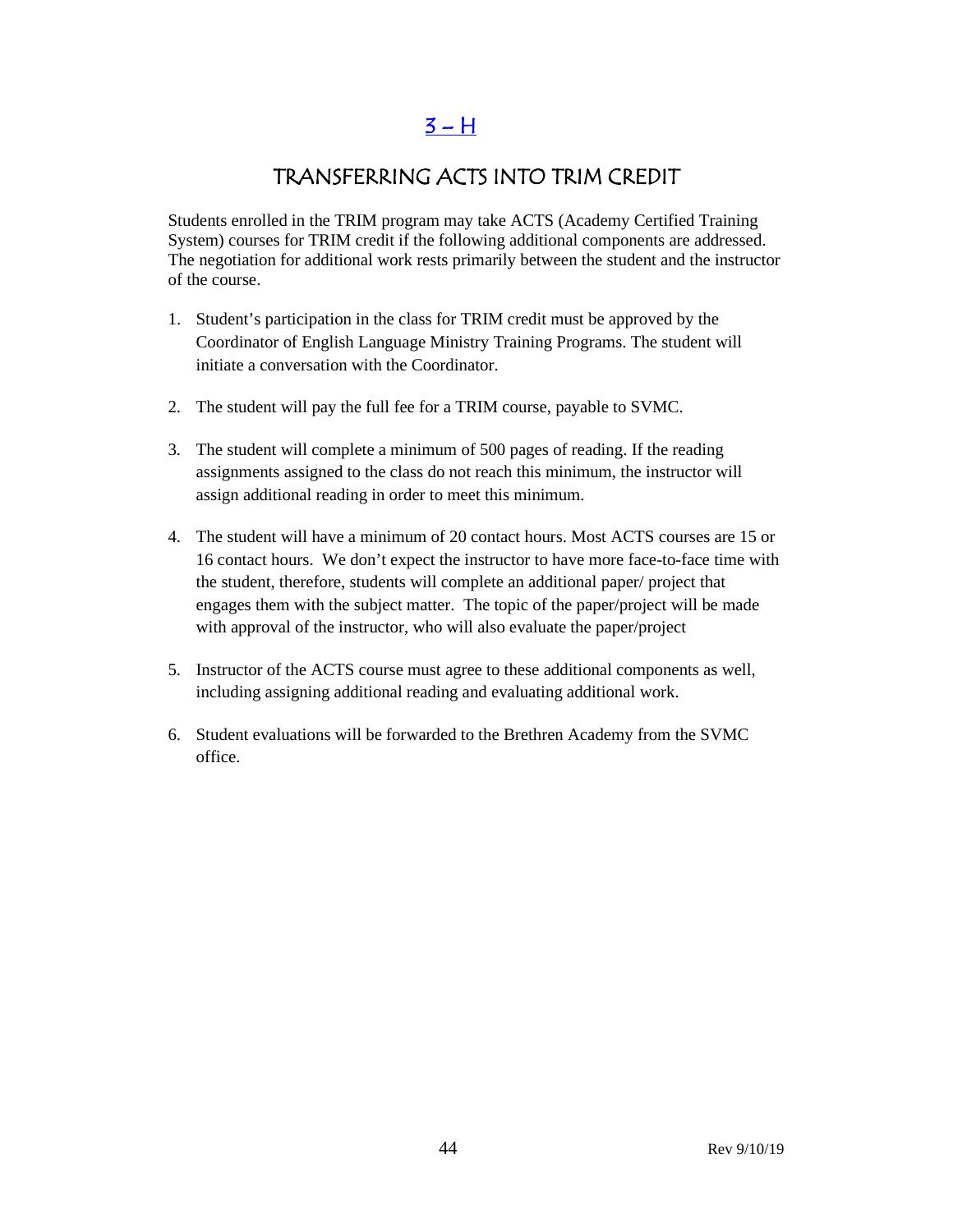# 3 – H

## TRANSFERRING ACTS INTO TRIM CREDIT

Students enrolled in the TRIM program may take ACTS (Academy Certified Training System) courses for TRIM credit if the following additional components are addressed. The negotiation for additional work rests primarily between the student and the instructor of the course.

1. Student's participation in the class for TRIM credit must be approved by the Coordinator of English Language Ministry Training Programs. The student will initiate a conversation with the Coordinator.

2. The student will pay the full fee for a TRIM course, payable to SVMC.

3. The student will complete a minimum of 500 pages of reading. If the reading assignments assigned to the class do not reach this minimum, the instructor will assign additional reading in order to meet this minimum.

4. The student will have a minimum of 20 contact hours. Most ACTS courses are 15 or 16 contact hours. We don't expect the instructor to have more face-to-face time with the student, therefore, students will complete an additional paper/ project that engages them with the subject matter. The topic of the paper/project will be made with approval of the instructor, who will also evaluate the paper/project

5. Instructor of the ACTS course must agree to these additional components as well, including assigning additional reading and evaluating additional work.

6. Student evaluations will be forwarded to the Brethren Academy from the SVMC office.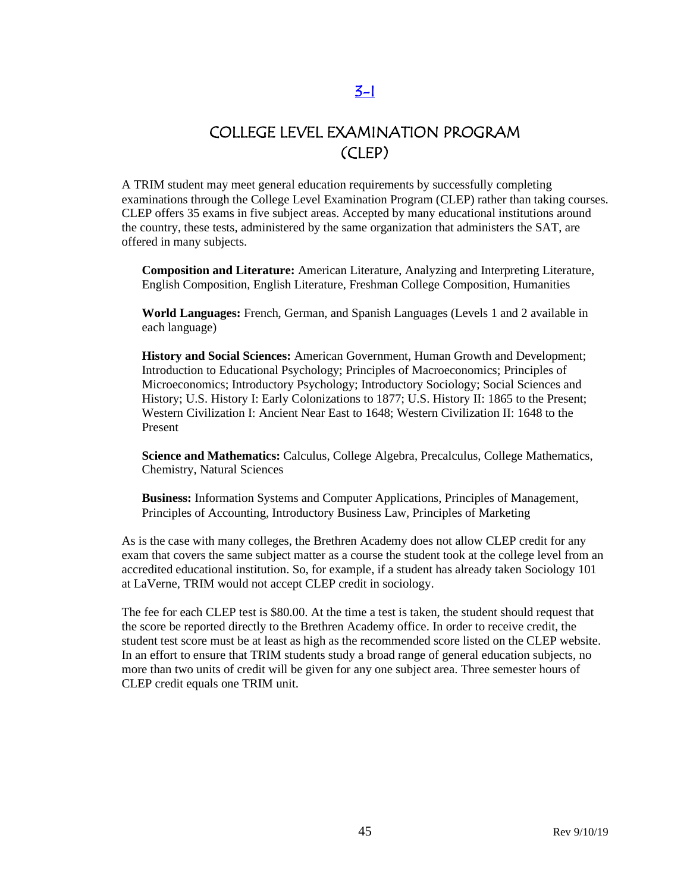[3-1]

# COLLEGE LEVEL EXAMINATION PROGRAM (CLEP)

A TRIM student may meet general education requirements by successfully completing examinations through the College Level Examination Program (CLEP) rather than taking courses. CLEP offers 35 exams in five subject areas. Accepted by many educational institutions around the country, these tests, administered by the same organization that administers the SAT, are offered in many subjects.

**Composition and Literature:** American Literature, Analyzing and Interpreting Literature, English Composition, English Literature, Freshman College Composition, Humanities

**World Languages:** French, German, and Spanish Languages (Levels 1 and 2 available in each language)

**History and Social Sciences:** American Government, Human Growth and Development; Introduction to Educational Psychology; Principles of Macroeconomics; Principles of Microeconomics; Introductory Psychology; Introductory Sociology; Social Sciences and History; U.S. History I: Early Colonizations to 1877; U.S. History II: 1865 to the Present; Western Civilization I: Ancient Near East to 1648; Western Civilization II: 1648 to the Present

**Science and Mathematics:** Calculus, College Algebra, Precalculus, College Mathematics, Chemistry, Natural Sciences

**Business:** Information Systems and Computer Applications, Principles of Management, Principles of Accounting, Introductory Business Law, Principles of Marketing

As is the case with many colleges, the Brethren Academy does not allow CLEP credit for any exam that covers the same subject matter as a course the student took at the college level from an accredited educational institution. So, for example, if a student has already taken Sociology 101 at LaVerne, TRIM would not accept CLEP credit in sociology.

The fee for each CLEP test is $80.00. At the time a test is taken, the student should request that the score be reported directly to the Brethren Academy office. In order to receive credit, the student test score must be at least as high as the recommended score listed on the CLEP website. In an effort to ensure that TRIM students study a broad range of general education subjects, no more than two units of credit will be given for any one subject area. Three semester hours of CLEP credit equals one TRIM unit.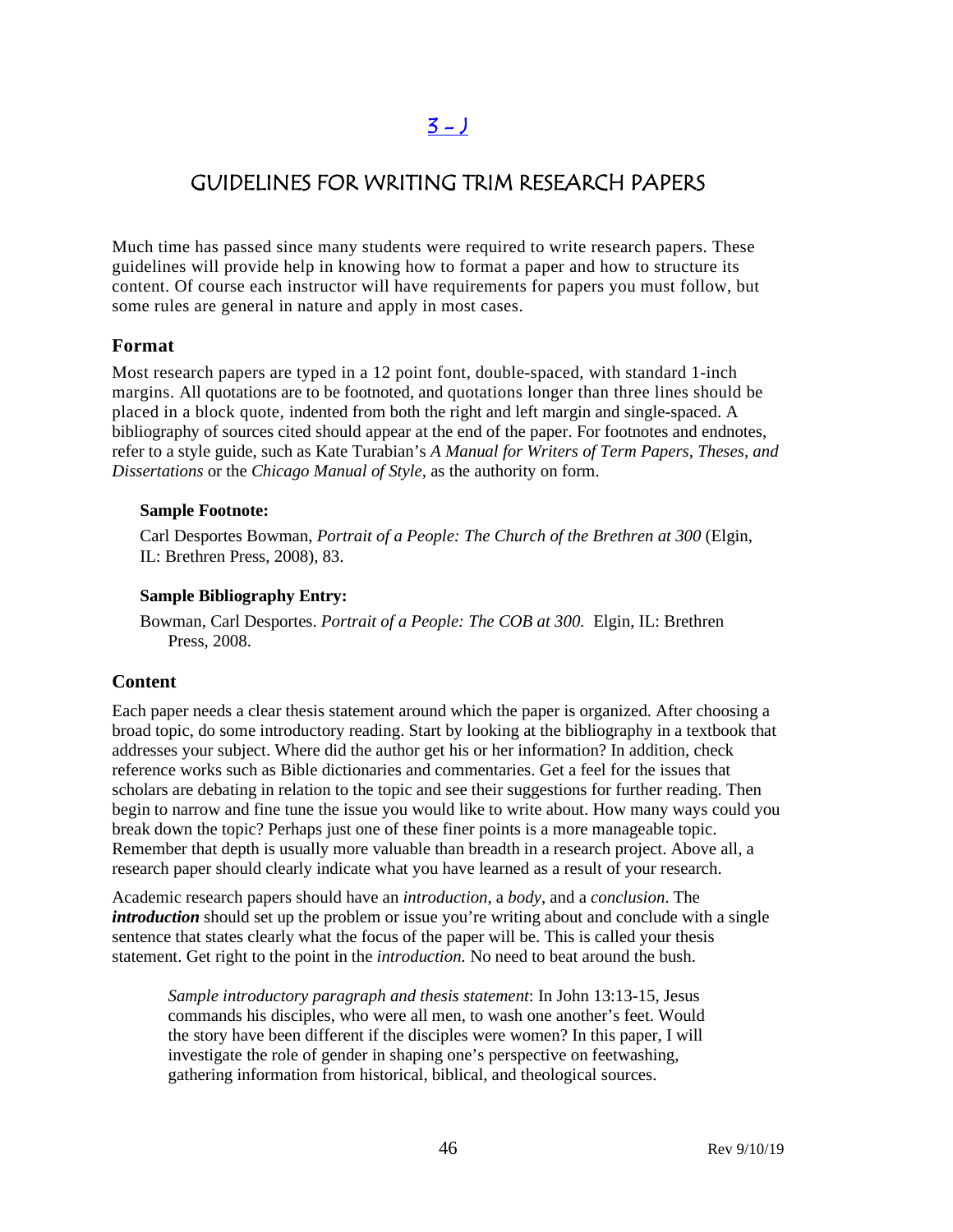[3 – J]

# GUIDELINES FOR WRITING TRIM RESEARCH PAPERS

Much time has passed since many students were required to write research papers. These guidelines will provide help in knowing how to format a paper and how to structure its content. Of course each instructor will have requirements for papers you must follow, but some rules are general in nature and apply in most cases.

## Format

Most research papers are typed in a 12 point font, double-spaced, with standard 1-inch margins. All quotations are to be footnoted, and quotations longer than three lines should be placed in a block quote, indented from both the right and left margin and single-spaced. A bibliography of sources cited should appear at the end of the paper. For footnotes and endnotes, refer to a style guide, such as Kate Turabian's *A Manual for Writers of Term Papers, Theses, and Dissertations* or the *Chicago Manual of Style*, as the authority on form.

> **Sample Footnote:**
>
> Carl Desportes Bowman, *Portrait of a People: The Church of the Brethren at 300* (Elgin, IL: Brethren Press, 2008), 83.
>
> **Sample Bibliography Entry:**
>
> Bowman, Carl Desportes. *Portrait of a People: The COB at 300.* Elgin, IL: Brethren Press, 2008.

## Content

Each paper needs a clear thesis statement around which the paper is organized. After choosing a broad topic, do some introductory reading. Start by looking at the bibliography in a textbook that addresses your subject. Where did the author get his or her information? In addition, check reference works such as Bible dictionaries and commentaries. Get a feel for the issues that scholars are debating in relation to the topic and see their suggestions for further reading. Then begin to narrow and fine tune the issue you would like to write about. How many ways could you break down the topic? Perhaps just one of these finer points is a more manageable topic. Remember that depth is usually more valuable than breadth in a research project. Above all, a research paper should clearly indicate what you have learned as a result of your research.

Academic research papers should have an *introduction*, a *body*, and a *conclusion*. The ***introduction*** should set up the problem or issue you're writing about and conclude with a single sentence that states clearly what the focus of the paper will be. This is called your thesis statement. Get right to the point in the *introduction.* No need to beat around the bush.

> *Sample introductory paragraph and thesis statement*: In John 13:13-15, Jesus commands his disciples, who were all men, to wash one another's feet. Would the story have been different if the disciples were women? In this paper, I will investigate the role of gender in shaping one's perspective on feetwashing, gathering information from historical, biblical, and theological sources.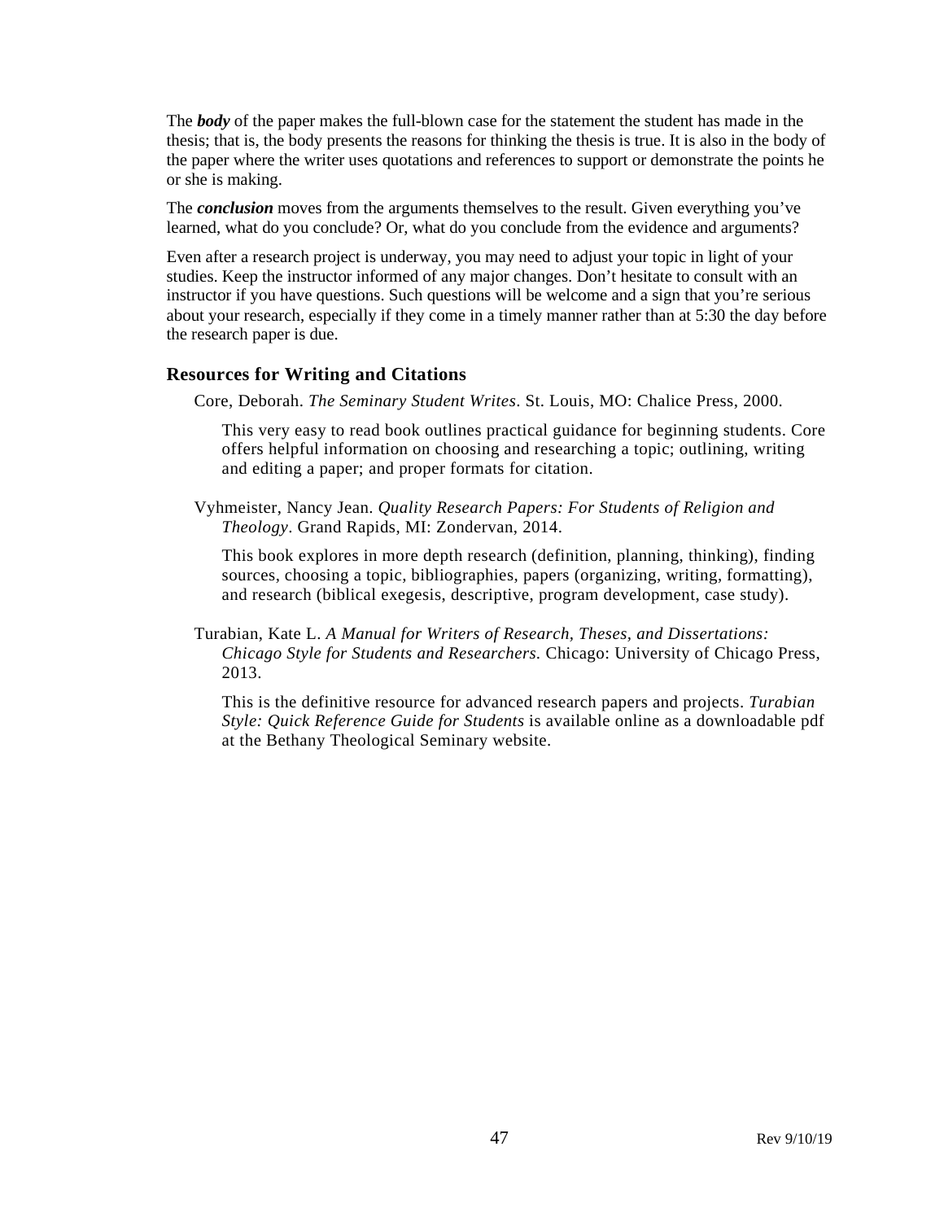The ***body*** of the paper makes the full-blown case for the statement the student has made in the thesis; that is, the body presents the reasons for thinking the thesis is true. It is also in the body of the paper where the writer uses quotations and references to support or demonstrate the points he or she is making.

The ***conclusion*** moves from the arguments themselves to the result. Given everything you've learned, what do you conclude? Or, what do you conclude from the evidence and arguments?

Even after a research project is underway, you may need to adjust your topic in light of your studies. Keep the instructor informed of any major changes. Don't hesitate to consult with an instructor if you have questions. Such questions will be welcome and a sign that you're serious about your research, especially if they come in a timely manner rather than at 5:30 the day before the research paper is due.

### Resources for Writing and Citations

Core, Deborah. *The Seminary Student Writes*. St. Louis, MO: Chalice Press, 2000.

This very easy to read book outlines practical guidance for beginning students. Core offers helpful information on choosing and researching a topic; outlining, writing and editing a paper; and proper formats for citation.

Vyhmeister, Nancy Jean. *Quality Research Papers: For Students of Religion and Theology*. Grand Rapids, MI: Zondervan, 2014.

This book explores in more depth research (definition, planning, thinking), finding sources, choosing a topic, bibliographies, papers (organizing, writing, formatting), and research (biblical exegesis, descriptive, program development, case study).

Turabian, Kate L. *A Manual for Writers of Research, Theses, and Dissertations: Chicago Style for Students and Researchers.* Chicago: University of Chicago Press, 2013.

This is the definitive resource for advanced research papers and projects. *Turabian Style: Quick Reference Guide for Students* is available online as a downloadable pdf at the Bethany Theological Seminary website.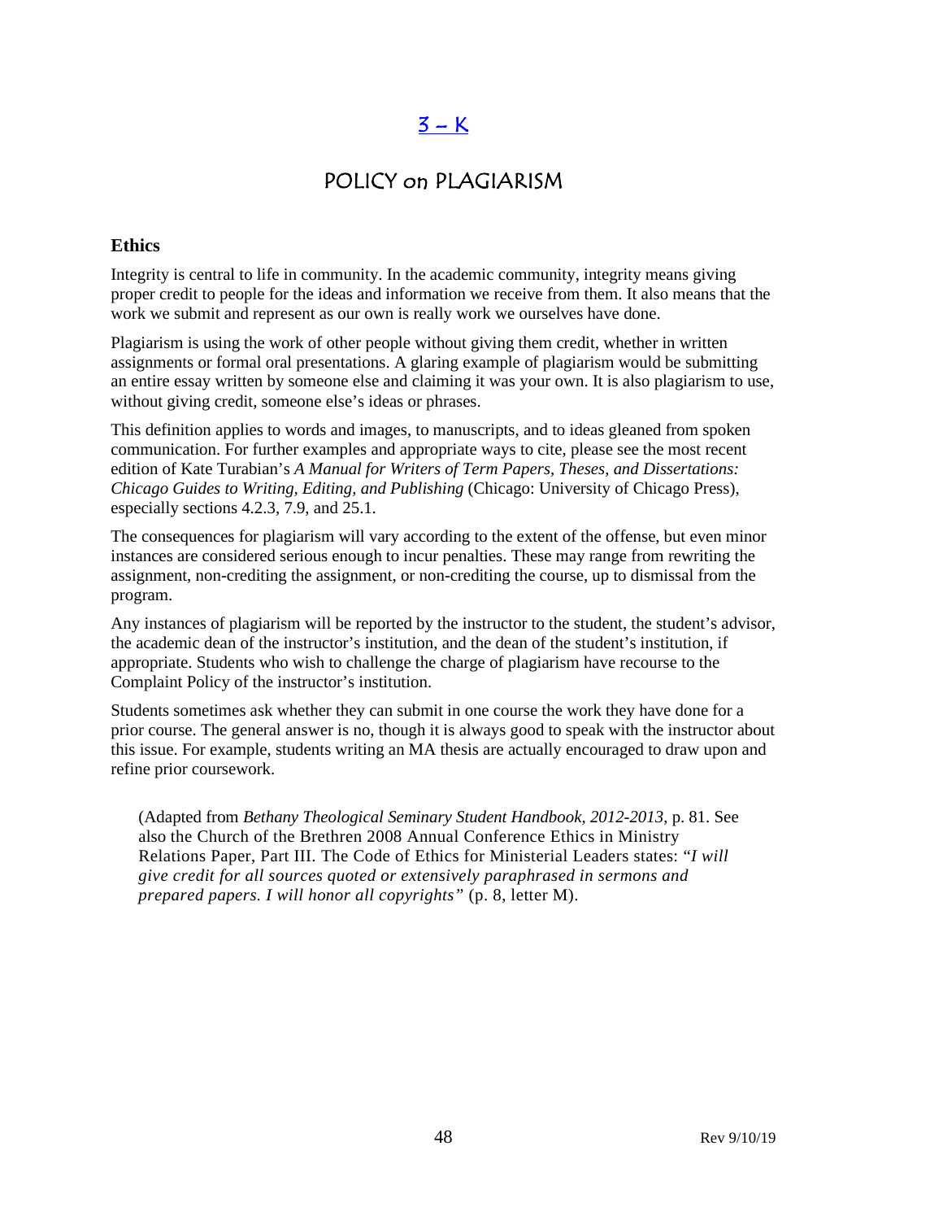# [3 – K](#)

## POLICY on PLAGIARISM

### Ethics

Integrity is central to life in community. In the academic community, integrity means giving proper credit to people for the ideas and information we receive from them. It also means that the work we submit and represent as our own is really work we ourselves have done.

Plagiarism is using the work of other people without giving them credit, whether in written assignments or formal oral presentations. A glaring example of plagiarism would be submitting an entire essay written by someone else and claiming it was your own. It is also plagiarism to use, without giving credit, someone else's ideas or phrases.

This definition applies to words and images, to manuscripts, and to ideas gleaned from spoken communication. For further examples and appropriate ways to cite, please see the most recent edition of Kate Turabian's *A Manual for Writers of Term Papers, Theses, and Dissertations: Chicago Guides to Writing, Editing, and Publishing* (Chicago: University of Chicago Press), especially sections 4.2.3, 7.9, and 25.1.

The consequences for plagiarism will vary according to the extent of the offense, but even minor instances are considered serious enough to incur penalties. These may range from rewriting the assignment, non-crediting the assignment, or non-crediting the course, up to dismissal from the program.

Any instances of plagiarism will be reported by the instructor to the student, the student's advisor, the academic dean of the instructor's institution, and the dean of the student's institution, if appropriate. Students who wish to challenge the charge of plagiarism have recourse to the Complaint Policy of the instructor's institution.

Students sometimes ask whether they can submit in one course the work they have done for a prior course. The general answer is no, though it is always good to speak with the instructor about this issue. For example, students writing an MA thesis are actually encouraged to draw upon and refine prior coursework.

(Adapted from *Bethany Theological Seminary Student Handbook, 2012-2013*, p. 81. See also the Church of the Brethren 2008 Annual Conference Ethics in Ministry Relations Paper, Part III. The Code of Ethics for Ministerial Leaders states: "*I will give credit for all sources quoted or extensively paraphrased in sermons and prepared papers. I will honor all copyrights"* (p. 8, letter M).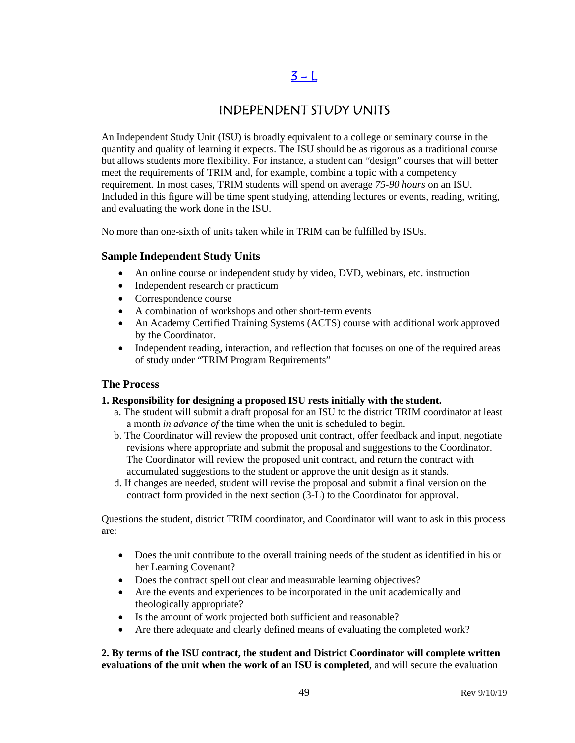# [3 – L](#)

# INDEPENDENT STUDY UNITS

An Independent Study Unit (ISU) is broadly equivalent to a college or seminary course in the quantity and quality of learning it expects. The ISU should be as rigorous as a traditional course but allows students more flexibility. For instance, a student can "design" courses that will better meet the requirements of TRIM and, for example, combine a topic with a competency requirement. In most cases, TRIM students will spend on average *75-90 hours* on an ISU. Included in this figure will be time spent studying, attending lectures or events, reading, writing, and evaluating the work done in the ISU.

No more than one-sixth of units taken while in TRIM can be fulfilled by ISUs.

### Sample Independent Study Units

- An online course or independent study by video, DVD, webinars, etc. instruction
- Independent research or practicum
- Correspondence course
- A combination of workshops and other short-term events
- An Academy Certified Training Systems (ACTS) course with additional work approved by the Coordinator.
- Independent reading, interaction, and reflection that focuses on one of the required areas of study under "TRIM Program Requirements"

### The Process

**1. Responsibility for designing a proposed ISU rests initially with the student.**

a. The student will submit a draft proposal for an ISU to the district TRIM coordinator at least a month *in advance of* the time when the unit is scheduled to begin.

b. The Coordinator will review the proposed unit contract, offer feedback and input, negotiate revisions where appropriate and submit the proposal and suggestions to the Coordinator. The Coordinator will review the proposed unit contract, and return the contract with accumulated suggestions to the student or approve the unit design as it stands.

d. If changes are needed, student will revise the proposal and submit a final version on the contract form provided in the next section (3-L) to the Coordinator for approval.

Questions the student, district TRIM coordinator, and Coordinator will want to ask in this process are:

- Does the unit contribute to the overall training needs of the student as identified in his or her Learning Covenant?
- Does the contract spell out clear and measurable learning objectives?
- Are the events and experiences to be incorporated in the unit academically and theologically appropriate?
- Is the amount of work projected both sufficient and reasonable?
- Are there adequate and clearly defined means of evaluating the completed work?

**2. By terms of the ISU contract, the student and District Coordinator will complete written evaluations of the unit when the work of an ISU is completed**, and will secure the evaluation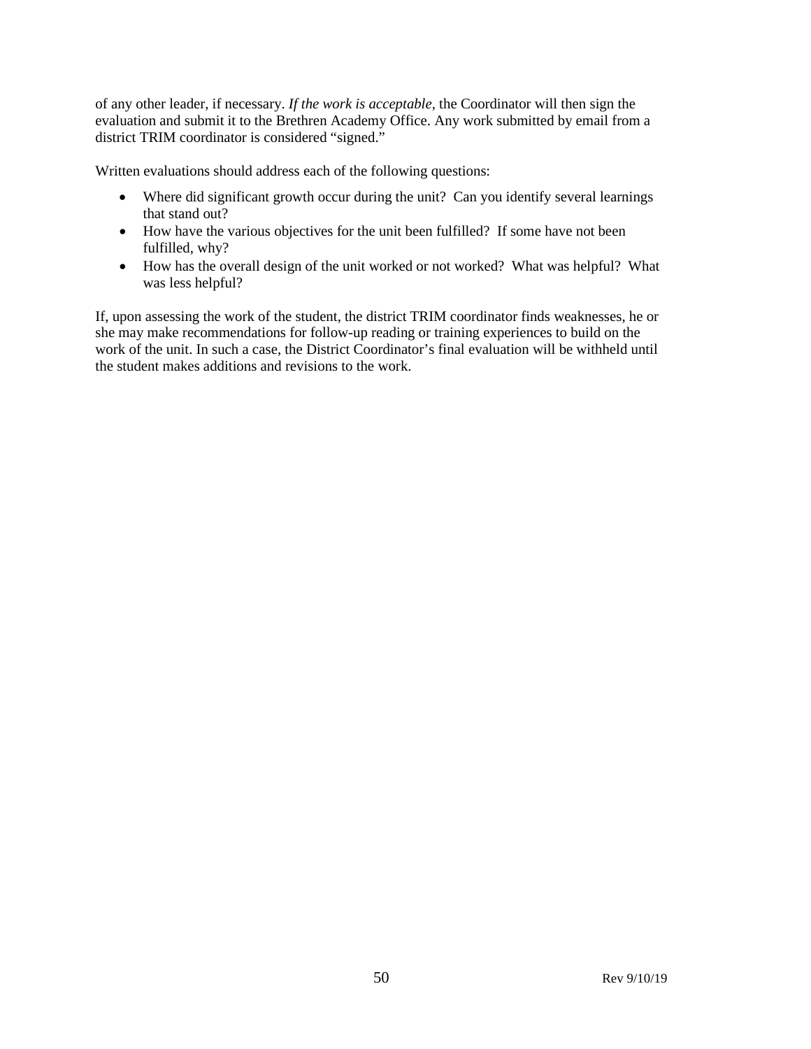of any other leader, if necessary. *If the work is acceptable*, the Coordinator will then sign the evaluation and submit it to the Brethren Academy Office. Any work submitted by email from a district TRIM coordinator is considered "signed."

Written evaluations should address each of the following questions:

- Where did significant growth occur during the unit? Can you identify several learnings that stand out?
- How have the various objectives for the unit been fulfilled? If some have not been fulfilled, why?
- How has the overall design of the unit worked or not worked? What was helpful? What was less helpful?

If, upon assessing the work of the student, the district TRIM coordinator finds weaknesses, he or she may make recommendations for follow-up reading or training experiences to build on the work of the unit. In such a case, the District Coordinator's final evaluation will be withheld until the student makes additions and revisions to the work.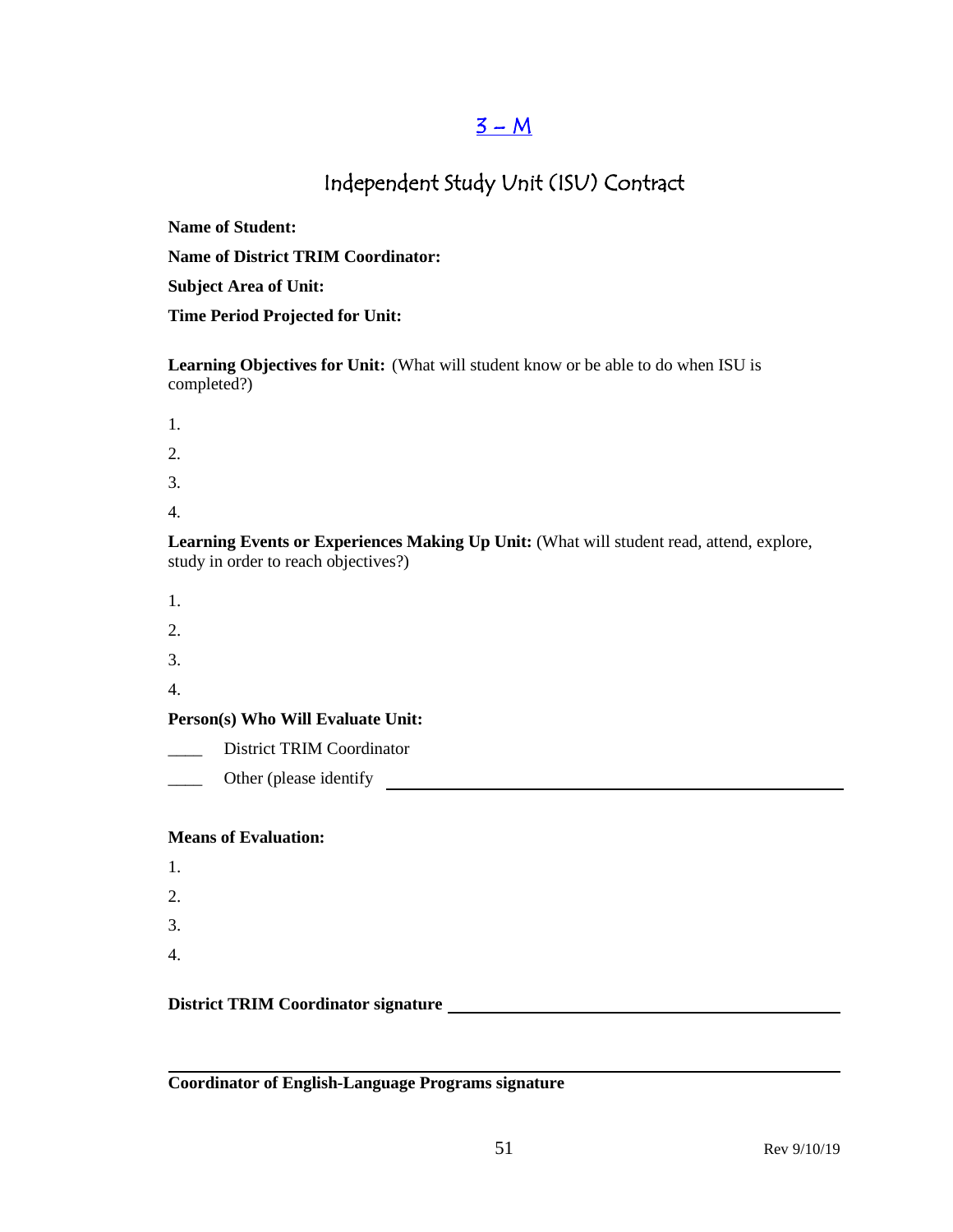## 3 – M

# Independent Study Unit (ISU) Contract

**Name of Student:**

**Name of District TRIM Coordinator:**

**Subject Area of Unit:**

**Time Period Projected for Unit:**

**Learning Objectives for Unit:** (What will student know or be able to do when ISU is completed?)

1.

2.

3.

4.

**Learning Events or Experiences Making Up Unit:** (What will student read, attend, explore, study in order to reach objectives?)

1.

2.

3.

4.

**Person(s) Who Will Evaluate Unit:**

____ District TRIM Coordinator

____ Other (please identify ______________________________

**Means of Evaluation:**

1.

2.

3.

4.

**District TRIM Coordinator signature** ______________________________

______________________________

**Coordinator of English-Language Programs signature**

Rev 9/10/19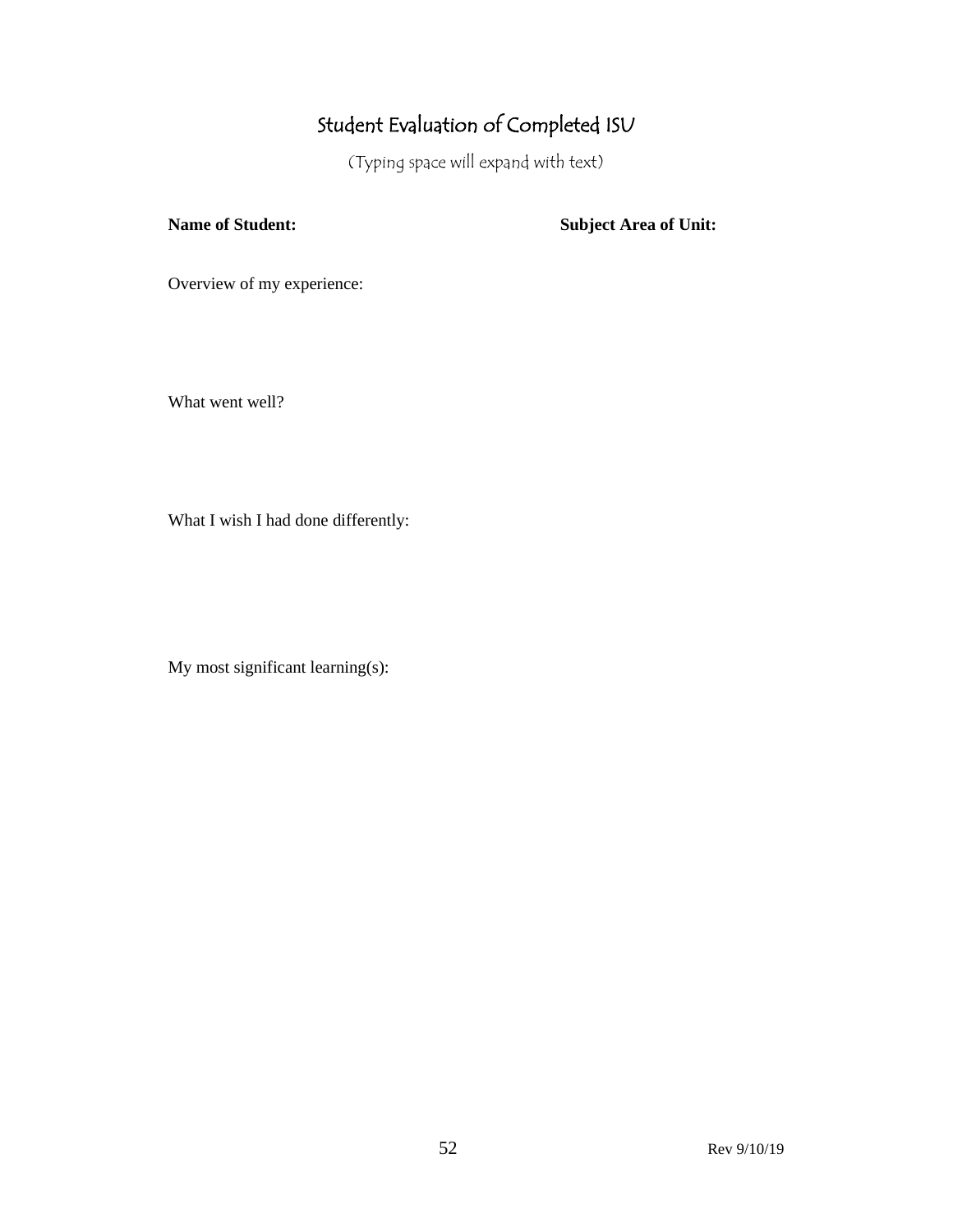# Student Evaluation of Completed ISU

(Typing space will expand with text)

**Name of Student:** **Subject Area of Unit:**

Overview of my experience:

What went well?

What I wish I had done differently:

My most significant learning(s):

Rev 9/10/19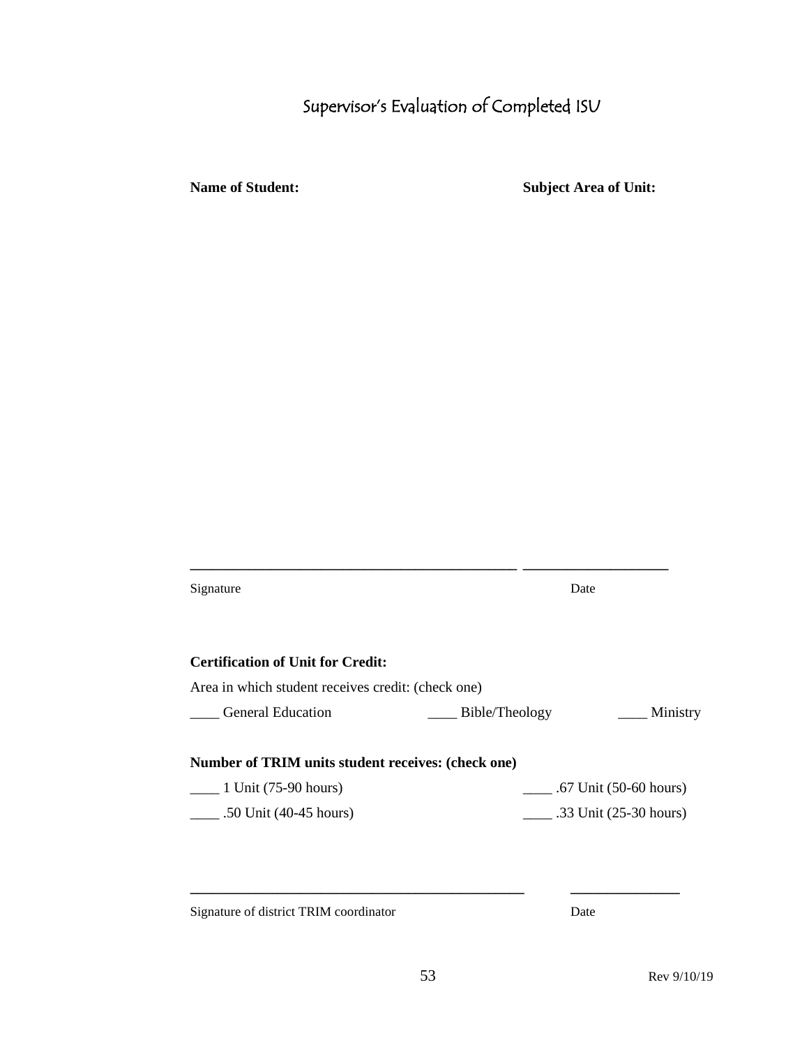# Supervisor's Evaluation of Completed ISU

**Name of Student:** **Subject Area of Unit:**

\_\_\_\_\_\_\_\_\_\_\_\_\_\_\_\_\_\_\_\_\_\_\_\_\_\_\_\_\_\_\_\_\_\_\_\_\_\_\_\_\_\_\_\_ \_\_\_\_\_\_\_\_\_\_\_\_\_\_\_\_\_\_\_\_

Signature Date

**Certification of Unit for Credit:**

Area in which student receives credit: (check one)

____ General Education ____ Bible/Theology ____ Ministry

**Number of TRIM units student receives: (check one)**

____ 1 Unit (75-90 hours) ____ .67 Unit (50-60 hours)

____ .50 Unit (40-45 hours) ____ .33 Unit (25-30 hours)

\_\_\_\_\_\_\_\_\_\_\_\_\_\_\_\_\_\_\_\_\_\_\_\_\_\_\_\_\_\_\_\_\_\_\_\_\_\_\_\_\_\_\_\_ \_\_\_\_\_\_\_\_\_\_\_\_\_\_\_

Signature of district TRIM coordinator Date

Rev 9/10/19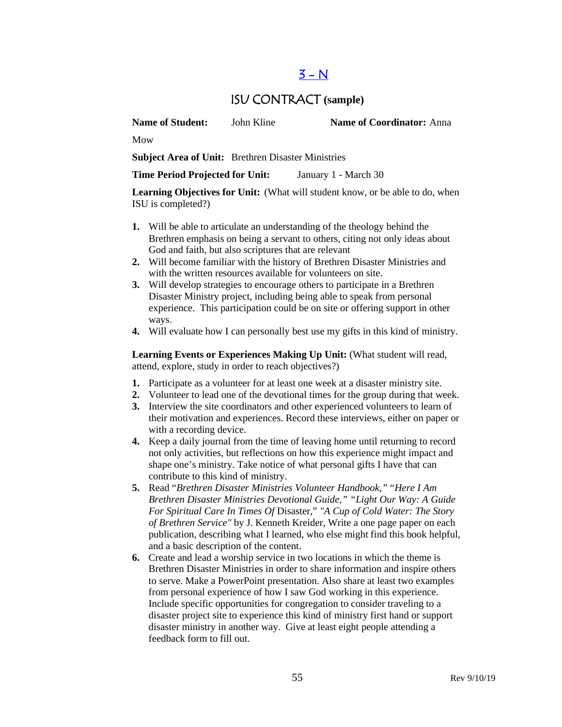# [3 – N]

## ISU CONTRACT (sample)

**Name of Student:** John Kline **Name of Coordinator:** Anna Mow

**Subject Area of Unit:** Brethren Disaster Ministries

**Time Period Projected for Unit:** January 1 - March 30

**Learning Objectives for Unit:** (What will student know, or be able to do, when ISU is completed?)

1. Will be able to articulate an understanding of the theology behind the Brethren emphasis on being a servant to others, citing not only ideas about God and faith, but also scriptures that are relevant
2. Will become familiar with the history of Brethren Disaster Ministries and with the written resources available for volunteers on site.
3. Will develop strategies to encourage others to participate in a Brethren Disaster Ministry project, including being able to speak from personal experience. This participation could be on site or offering support in other ways.
4. Will evaluate how I can personally best use my gifts in this kind of ministry.

**Learning Events or Experiences Making Up Unit:** (What student will read, attend, explore, study in order to reach objectives?)

1. Participate as a volunteer for at least one week at a disaster ministry site.
2. Volunteer to lead one of the devotional times for the group during that week.
3. Interview the site coordinators and other experienced volunteers to learn of their motivation and experiences. Record these interviews, either on paper or with a recording device.
4. Keep a daily journal from the time of leaving home until returning to record not only activities, but reflections on how this experience might impact and shape one's ministry. Take notice of what personal gifts I have that can contribute to this kind of ministry.
5. Read "*Brethren Disaster Ministries Volunteer Handbook,*" "*Here I Am Brethren Disaster Ministries Devotional Guide,*" "*Light Our Way: A Guide For Spiritual Care In Times Of* Disaster," *"A Cup of Cold Water: The Story of Brethren Service"* by J. Kenneth Kreider, Write a one page paper on each publication, describing what I learned, who else might find this book helpful, and a basic description of the content.
6. Create and lead a worship service in two locations in which the theme is Brethren Disaster Ministries in order to share information and inspire others to serve. Make a PowerPoint presentation. Also share at least two examples from personal experience of how I saw God working in this experience. Include specific opportunities for congregation to consider traveling to a disaster project site to experience this kind of ministry first hand or support disaster ministry in another way. Give at least eight people attending a feedback form to fill out.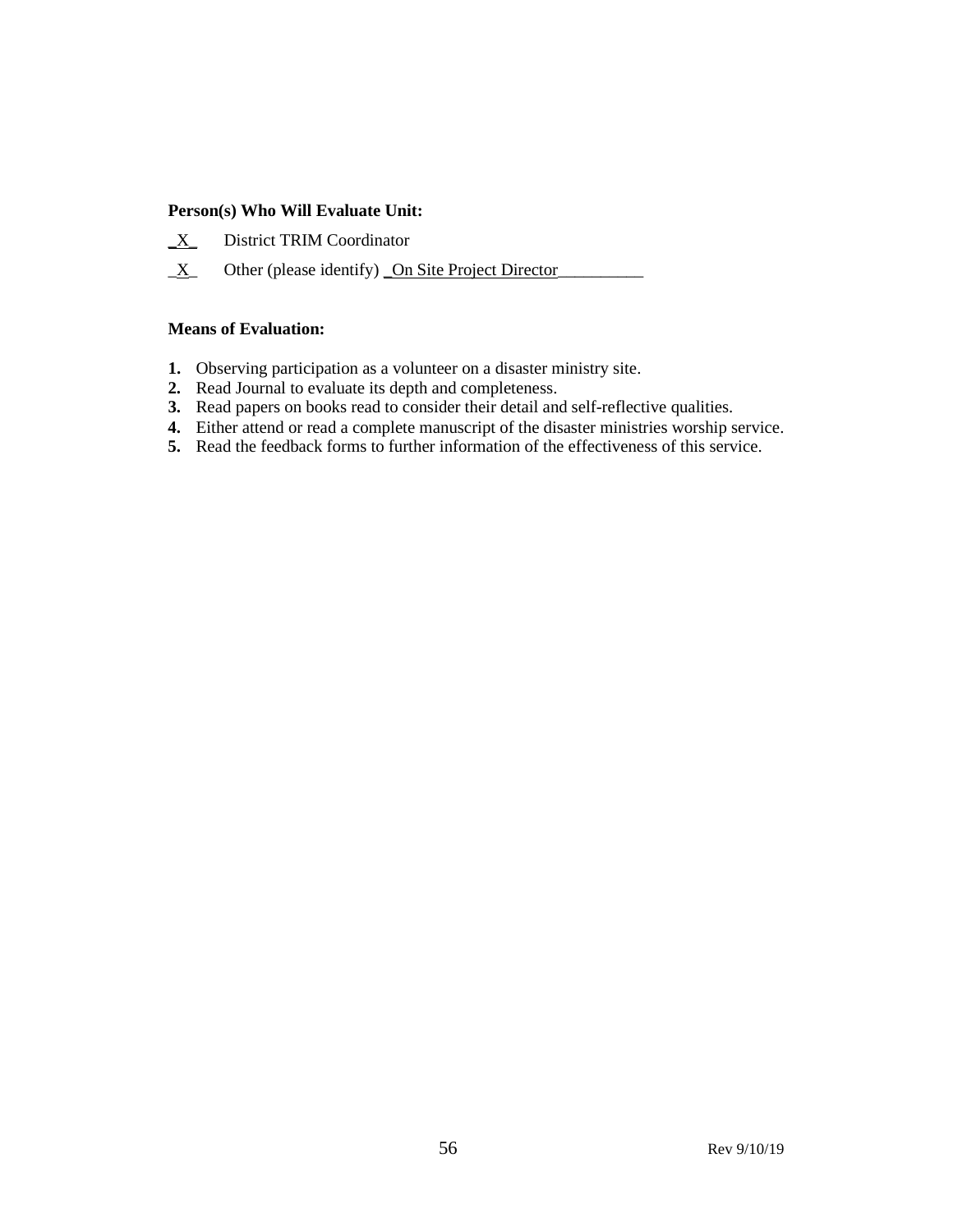**Person(s) Who Will Evaluate Unit:**

_X_ District TRIM Coordinator

_X_ Other (please identify) _On Site Project Director__________

**Means of Evaluation:**

1. Observing participation as a volunteer on a disaster ministry site.
2. Read Journal to evaluate its depth and completeness.
3. Read papers on books read to consider their detail and self-reflective qualities.
4. Either attend or read a complete manuscript of the disaster ministries worship service.
5. Read the feedback forms to further information of the effectiveness of this service.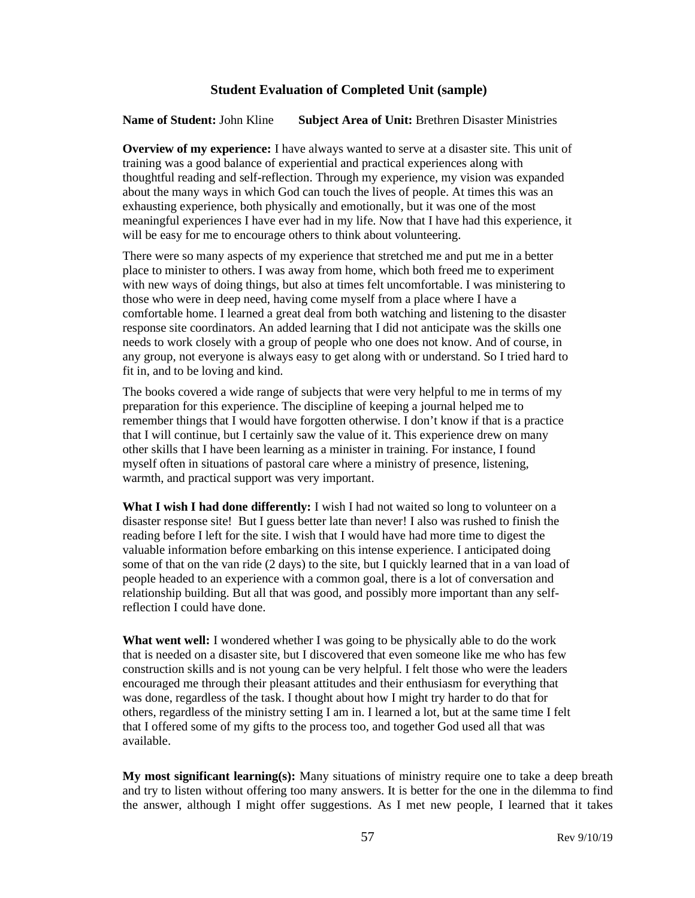### Student Evaluation of Completed Unit (sample)

**Name of Student:** John Kline **Subject Area of Unit:** Brethren Disaster Ministries

**Overview of my experience:** I have always wanted to serve at a disaster site. This unit of training was a good balance of experiential and practical experiences along with thoughtful reading and self-reflection. Through my experience, my vision was expanded about the many ways in which God can touch the lives of people. At times this was an exhausting experience, both physically and emotionally, but it was one of the most meaningful experiences I have ever had in my life. Now that I have had this experience, it will be easy for me to encourage others to think about volunteering.

There were so many aspects of my experience that stretched me and put me in a better place to minister to others. I was away from home, which both freed me to experiment with new ways of doing things, but also at times felt uncomfortable. I was ministering to those who were in deep need, having come myself from a place where I have a comfortable home. I learned a great deal from both watching and listening to the disaster response site coordinators. An added learning that I did not anticipate was the skills one needs to work closely with a group of people who one does not know. And of course, in any group, not everyone is always easy to get along with or understand. So I tried hard to fit in, and to be loving and kind.

The books covered a wide range of subjects that were very helpful to me in terms of my preparation for this experience. The discipline of keeping a journal helped me to remember things that I would have forgotten otherwise. I don't know if that is a practice that I will continue, but I certainly saw the value of it. This experience drew on many other skills that I have been learning as a minister in training. For instance, I found myself often in situations of pastoral care where a ministry of presence, listening, warmth, and practical support was very important.

**What I wish I had done differently:** I wish I had not waited so long to volunteer on a disaster response site! But I guess better late than never! I also was rushed to finish the reading before I left for the site. I wish that I would have had more time to digest the valuable information before embarking on this intense experience. I anticipated doing some of that on the van ride (2 days) to the site, but I quickly learned that in a van load of people headed to an experience with a common goal, there is a lot of conversation and relationship building. But all that was good, and possibly more important than any self-reflection I could have done.

**What went well:** I wondered whether I was going to be physically able to do the work that is needed on a disaster site, but I discovered that even someone like me who has few construction skills and is not young can be very helpful. I felt those who were the leaders encouraged me through their pleasant attitudes and their enthusiasm for everything that was done, regardless of the task. I thought about how I might try harder to do that for others, regardless of the ministry setting I am in. I learned a lot, but at the same time I felt that I offered some of my gifts to the process too, and together God used all that was available.

**My most significant learning(s):** Many situations of ministry require one to take a deep breath and try to listen without offering too many answers. It is better for the one in the dilemma to find the answer, although I might offer suggestions. As I met new people, I learned that it takes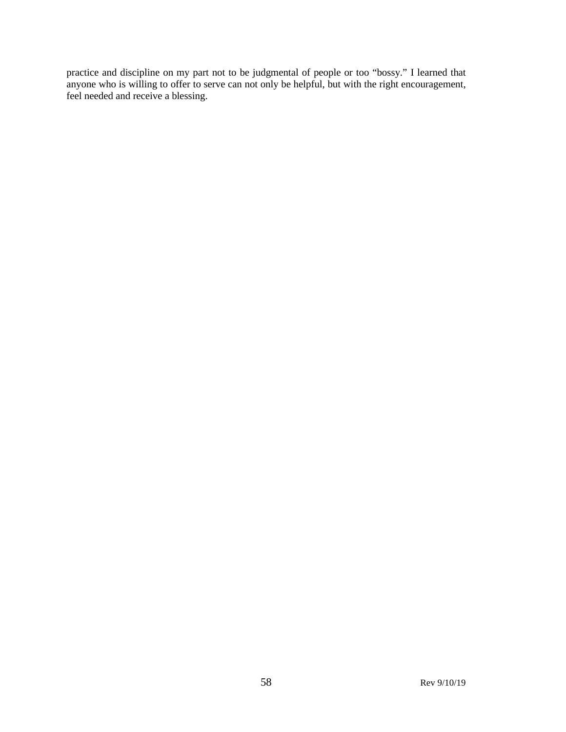practice and discipline on my part not to be judgmental of people or too “bossy.” I learned that anyone who is willing to offer to serve can not only be helpful, but with the right encouragement, feel needed and receive a blessing.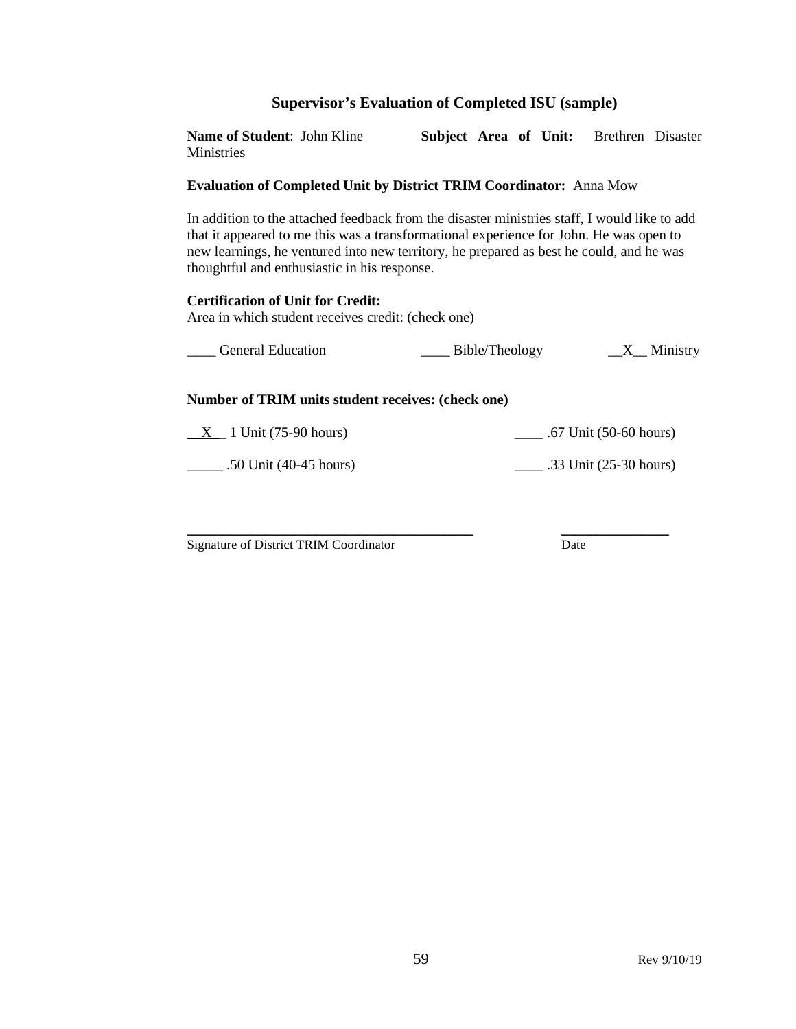## Supervisor's Evaluation of Completed ISU (sample)

**Name of Student**: John Kline **Subject Area of Unit:** Brethren Disaster Ministries

**Evaluation of Completed Unit by District TRIM Coordinator:** Anna Mow

In addition to the attached feedback from the disaster ministries staff, I would like to add that it appeared to me this was a transformational experience for John. He was open to new learnings, he ventured into new territory, he prepared as best he could, and he was thoughtful and enthusiastic in his response.

**Certification of Unit for Credit:**
Area in which student receives credit: (check one)

____ General Education ____ Bible/Theology __X__ Ministry

**Number of TRIM units student receives: (check one)**

__X__ 1 Unit (75-90 hours) ____ .67 Unit (50-60 hours)

_____ .50 Unit (40-45 hours) ____ .33 Unit (25-30 hours)

________________________________________ _______________

Signature of District TRIM Coordinator Date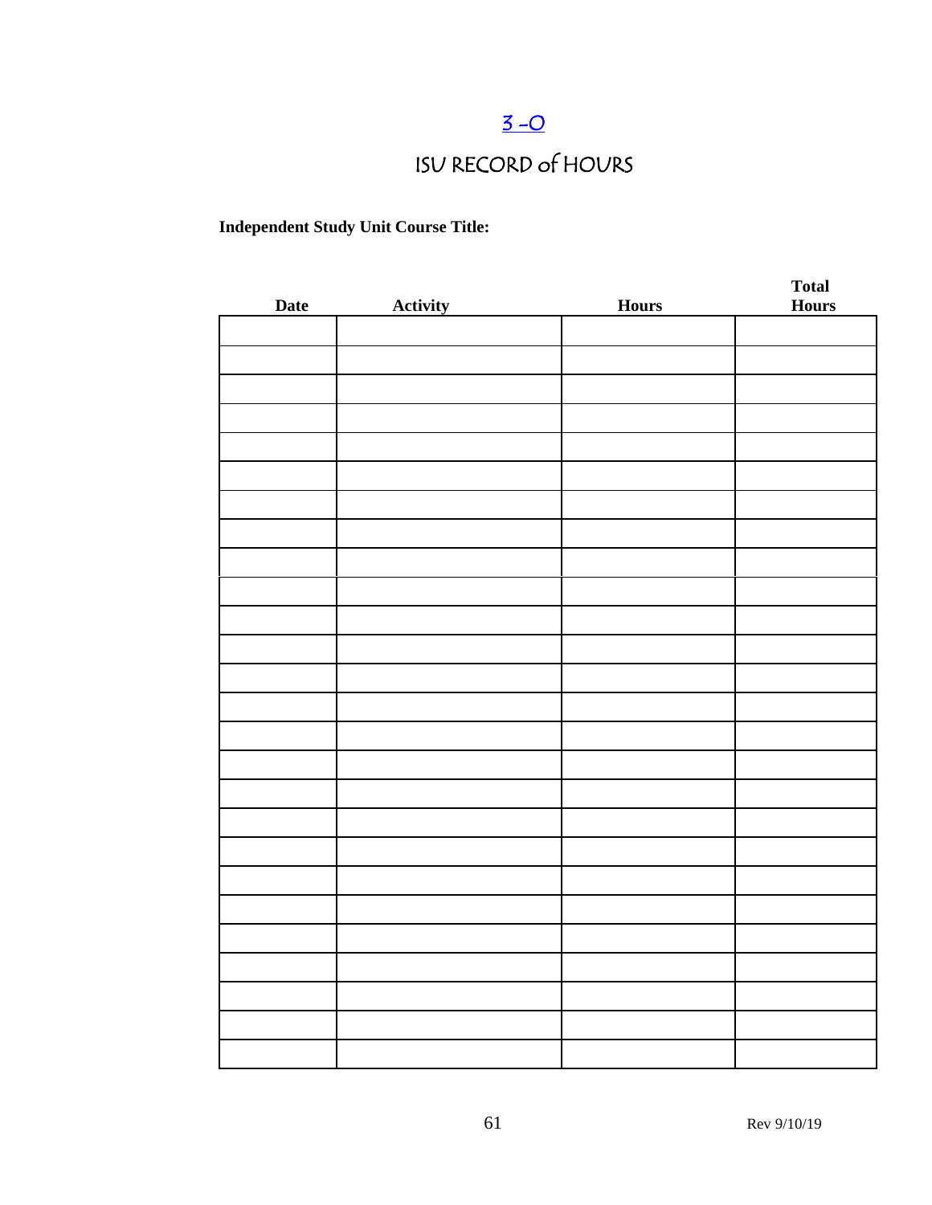## 3 -O

# ISU RECORD of HOURS

**Independent Study Unit Course Title:**

| Date | Activity | Hours | Total Hours |
|---|---|---|---|
| | | | |
| | | | |
| | | | |
| | | | |
| | | | |
| | | | |
| | | | |
| | | | |
| | | | |
| | | | |
| | | | |
| | | | |
| | | | |
| | | | |
| | | | |
| | | | |
| | | | |
| | | | |
| | | | |
| | | | |
| | | | |
| | | | |
| | | | |
| | | | |
| | | | |
| | | | |

Rev 9/10/19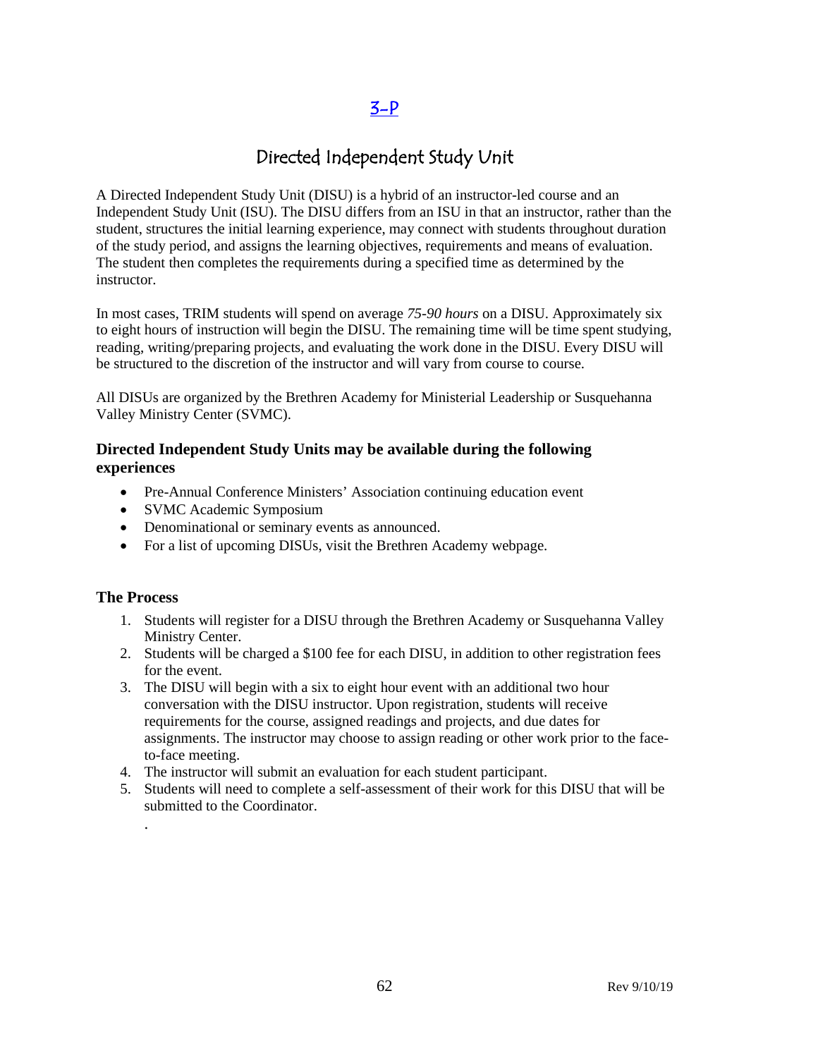## 3-P

# Directed Independent Study Unit

A Directed Independent Study Unit (DISU) is a hybrid of an instructor-led course and an Independent Study Unit (ISU). The DISU differs from an ISU in that an instructor, rather than the student, structures the initial learning experience, may connect with students throughout duration of the study period, and assigns the learning objectives, requirements and means of evaluation. The student then completes the requirements during a specified time as determined by the instructor.

In most cases, TRIM students will spend on average *75-90 hours* on a DISU. Approximately six to eight hours of instruction will begin the DISU. The remaining time will be time spent studying, reading, writing/preparing projects, and evaluating the work done in the DISU. Every DISU will be structured to the discretion of the instructor and will vary from course to course.

All DISUs are organized by the Brethren Academy for Ministerial Leadership or Susquehanna Valley Ministry Center (SVMC).

### Directed Independent Study Units may be available during the following experiences

- Pre-Annual Conference Ministers' Association continuing education event
- SVMC Academic Symposium
- Denominational or seminary events as announced.
- For a list of upcoming DISUs, visit the Brethren Academy webpage.

### The Process

1. Students will register for a DISU through the Brethren Academy or Susquehanna Valley Ministry Center.
2. Students will be charged a $100 fee for each DISU, in addition to other registration fees for the event.
3. The DISU will begin with a six to eight hour event with an additional two hour conversation with the DISU instructor. Upon registration, students will receive requirements for the course, assigned readings and projects, and due dates for assignments. The instructor may choose to assign reading or other work prior to the face-to-face meeting.
4. The instructor will submit an evaluation for each student participant.
5. Students will need to complete a self-assessment of their work for this DISU that will be submitted to the Coordinator.

.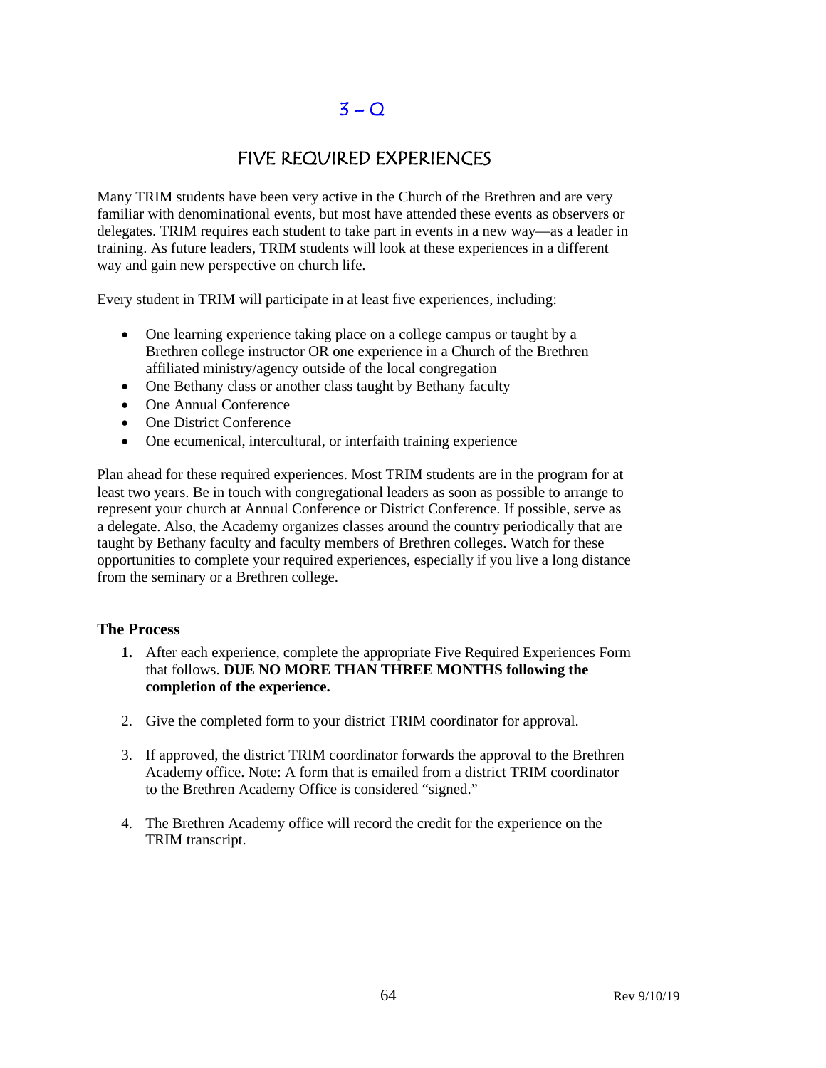## [3 – Q](#)

## FIVE REQUIRED EXPERIENCES

Many TRIM students have been very active in the Church of the Brethren and are very familiar with denominational events, but most have attended these events as observers or delegates. TRIM requires each student to take part in events in a new way—as a leader in training. As future leaders, TRIM students will look at these experiences in a different way and gain new perspective on church life.

Every student in TRIM will participate in at least five experiences, including:

- One learning experience taking place on a college campus or taught by a Brethren college instructor OR one experience in a Church of the Brethren affiliated ministry/agency outside of the local congregation
- One Bethany class or another class taught by Bethany faculty
- One Annual Conference
- One District Conference
- One ecumenical, intercultural, or interfaith training experience

Plan ahead for these required experiences. Most TRIM students are in the program for at least two years. Be in touch with congregational leaders as soon as possible to arrange to represent your church at Annual Conference or District Conference. If possible, serve as a delegate. Also, the Academy organizes classes around the country periodically that are taught by Bethany faculty and faculty members of Brethren colleges. Watch for these opportunities to complete your required experiences, especially if you live a long distance from the seminary or a Brethren college.

### The Process

1. After each experience, complete the appropriate Five Required Experiences Form that follows. **DUE NO MORE THAN THREE MONTHS following the completion of the experience.**

2. Give the completed form to your district TRIM coordinator for approval.

3. If approved, the district TRIM coordinator forwards the approval to the Brethren Academy office. Note: A form that is emailed from a district TRIM coordinator to the Brethren Academy Office is considered "signed."

4. The Brethren Academy office will record the credit for the experience on the TRIM transcript.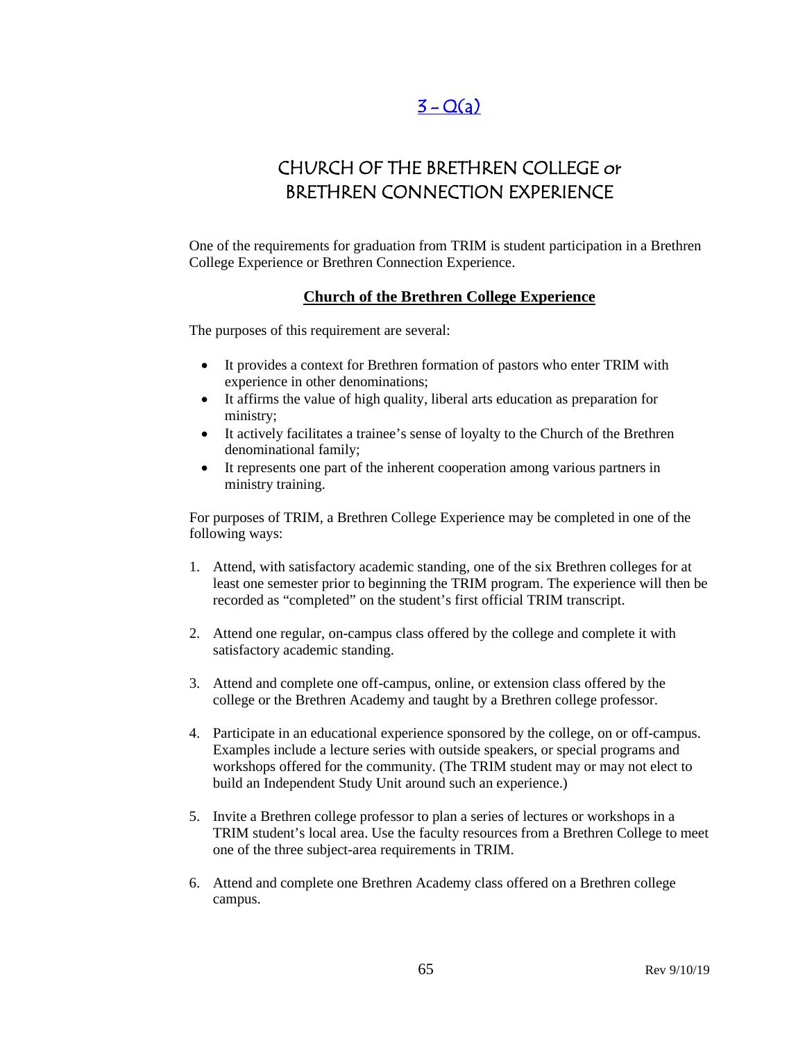# 3 – Q(a)

## CHURCH OF THE BRETHREN COLLEGE or BRETHREN CONNECTION EXPERIENCE

One of the requirements for graduation from TRIM is student participation in a Brethren College Experience or Brethren Connection Experience.

### Church of the Brethren College Experience

The purposes of this requirement are several:

- It provides a context for Brethren formation of pastors who enter TRIM with experience in other denominations;
- It affirms the value of high quality, liberal arts education as preparation for ministry;
- It actively facilitates a trainee's sense of loyalty to the Church of the Brethren denominational family;
- It represents one part of the inherent cooperation among various partners in ministry training.

For purposes of TRIM, a Brethren College Experience may be completed in one of the following ways:

1. Attend, with satisfactory academic standing, one of the six Brethren colleges for at least one semester prior to beginning the TRIM program. The experience will then be recorded as "completed" on the student's first official TRIM transcript.

2. Attend one regular, on-campus class offered by the college and complete it with satisfactory academic standing.

3. Attend and complete one off-campus, online, or extension class offered by the college or the Brethren Academy and taught by a Brethren college professor.

4. Participate in an educational experience sponsored by the college, on or off-campus. Examples include a lecture series with outside speakers, or special programs and workshops offered for the community. (The TRIM student may or may not elect to build an Independent Study Unit around such an experience.)

5. Invite a Brethren college professor to plan a series of lectures or workshops in a TRIM student's local area. Use the faculty resources from a Brethren College to meet one of the three subject-area requirements in TRIM.

6. Attend and complete one Brethren Academy class offered on a Brethren college campus.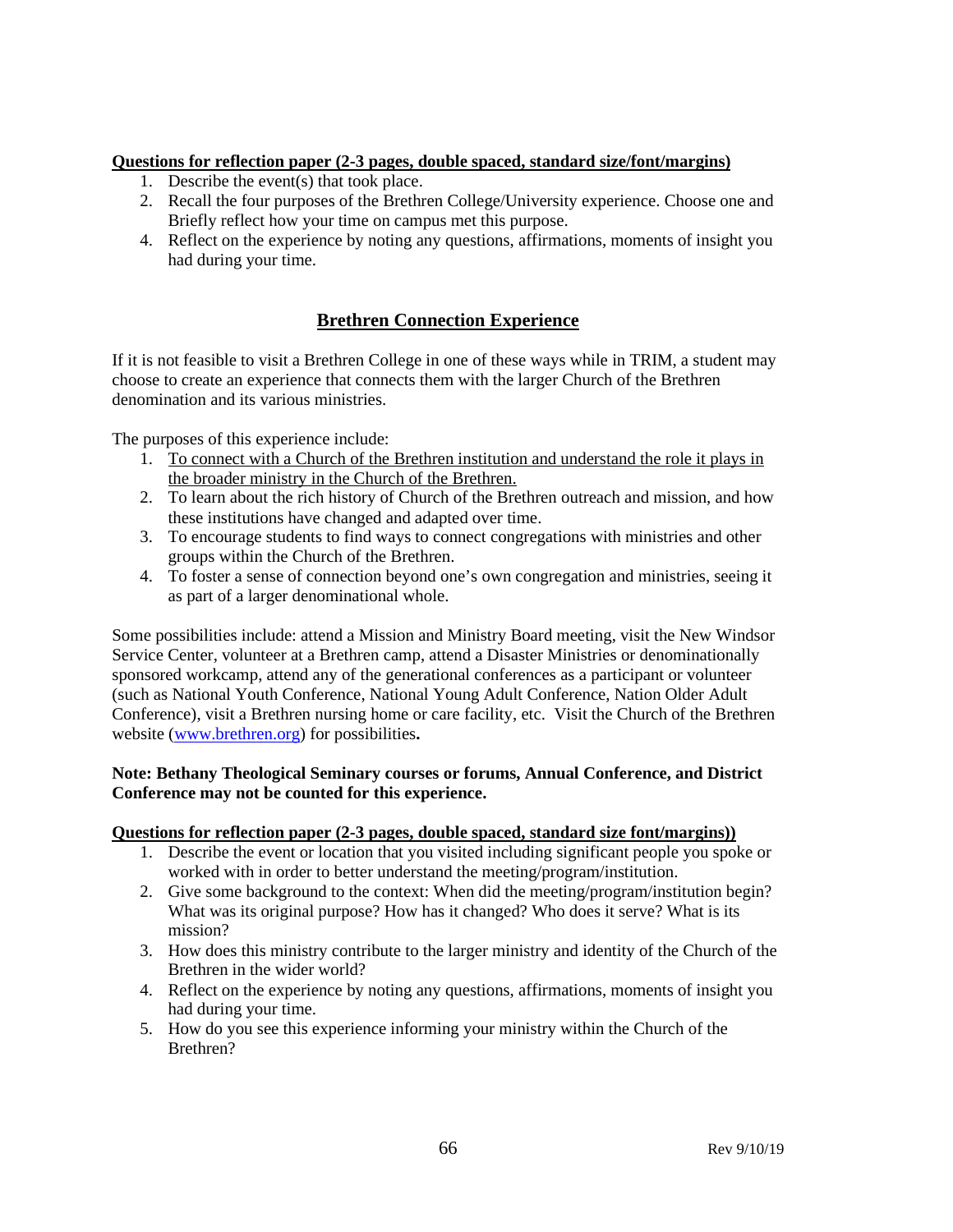**Questions for reflection paper (2-3 pages, double spaced, standard size/font/margins)**

1. Describe the event(s) that took place.
2. Recall the four purposes of the Brethren College/University experience. Choose one and Briefly reflect how your time on campus met this purpose.
4. Reflect on the experience by noting any questions, affirmations, moments of insight you had during your time.

## Brethren Connection Experience

If it is not feasible to visit a Brethren College in one of these ways while in TRIM, a student may choose to create an experience that connects them with the larger Church of the Brethren denomination and its various ministries.

The purposes of this experience include:

1. To connect with a Church of the Brethren institution and understand the role it plays in the broader ministry in the Church of the Brethren.
2. To learn about the rich history of Church of the Brethren outreach and mission, and how these institutions have changed and adapted over time.
3. To encourage students to find ways to connect congregations with ministries and other groups within the Church of the Brethren.
4. To foster a sense of connection beyond one's own congregation and ministries, seeing it as part of a larger denominational whole.

Some possibilities include: attend a Mission and Ministry Board meeting, visit the New Windsor Service Center, volunteer at a Brethren camp, attend a Disaster Ministries or denominationally sponsored workcamp, attend any of the generational conferences as a participant or volunteer (such as National Youth Conference, National Young Adult Conference, Nation Older Adult Conference), visit a Brethren nursing home or care facility, etc. Visit the Church of the Brethren website (www.brethren.org) for possibilities**.**

**Note: Bethany Theological Seminary courses or forums, Annual Conference, and District Conference may not be counted for this experience.**

**Questions for reflection paper (2-3 pages, double spaced, standard size font/margins))**

1. Describe the event or location that you visited including significant people you spoke or worked with in order to better understand the meeting/program/institution.
2. Give some background to the context: When did the meeting/program/institution begin? What was its original purpose? How has it changed? Who does it serve? What is its mission?
3. How does this ministry contribute to the larger ministry and identity of the Church of the Brethren in the wider world?
4. Reflect on the experience by noting any questions, affirmations, moments of insight you had during your time.
5. How do you see this experience informing your ministry within the Church of the Brethren?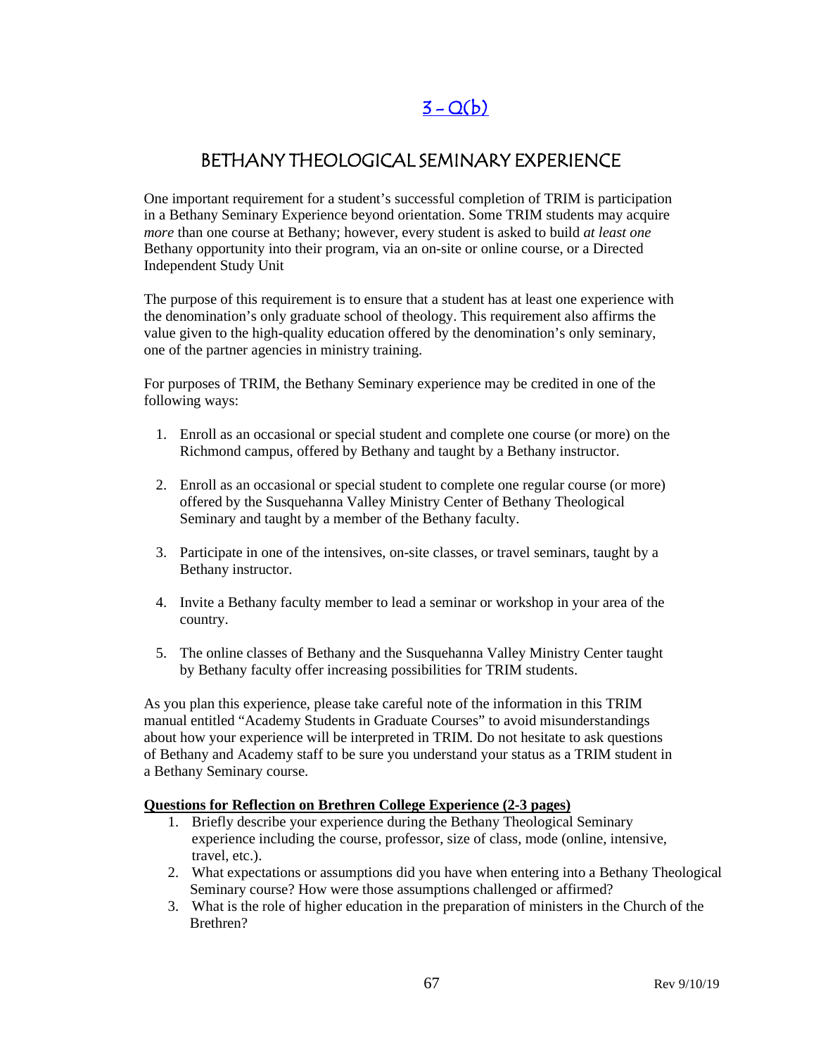# 3 - Q(b)

## BETHANY THEOLOGICAL SEMINARY EXPERIENCE

One important requirement for a student's successful completion of TRIM is participation in a Bethany Seminary Experience beyond orientation. Some TRIM students may acquire *more* than one course at Bethany; however, every student is asked to build *at least one* Bethany opportunity into their program, via an on-site or online course, or a Directed Independent Study Unit

The purpose of this requirement is to ensure that a student has at least one experience with the denomination's only graduate school of theology. This requirement also affirms the value given to the high-quality education offered by the denomination's only seminary, one of the partner agencies in ministry training.

For purposes of TRIM, the Bethany Seminary experience may be credited in one of the following ways:

1. Enroll as an occasional or special student and complete one course (or more) on the Richmond campus, offered by Bethany and taught by a Bethany instructor.
2. Enroll as an occasional or special student to complete one regular course (or more) offered by the Susquehanna Valley Ministry Center of Bethany Theological Seminary and taught by a member of the Bethany faculty.
3. Participate in one of the intensives, on-site classes, or travel seminars, taught by a Bethany instructor.
4. Invite a Bethany faculty member to lead a seminar or workshop in your area of the country.
5. The online classes of Bethany and the Susquehanna Valley Ministry Center taught by Bethany faculty offer increasing possibilities for TRIM students.

As you plan this experience, please take careful note of the information in this TRIM manual entitled "Academy Students in Graduate Courses" to avoid misunderstandings about how your experience will be interpreted in TRIM. Do not hesitate to ask questions of Bethany and Academy staff to be sure you understand your status as a TRIM student in a Bethany Seminary course.

**<u>Questions for Reflection on Brethren College Experience (2-3 pages)</u>**

1. Briefly describe your experience during the Bethany Theological Seminary experience including the course, professor, size of class, mode (online, intensive, travel, etc.).
2. What expectations or assumptions did you have when entering into a Bethany Theological Seminary course? How were those assumptions challenged or affirmed?
3. What is the role of higher education in the preparation of ministers in the Church of the Brethren?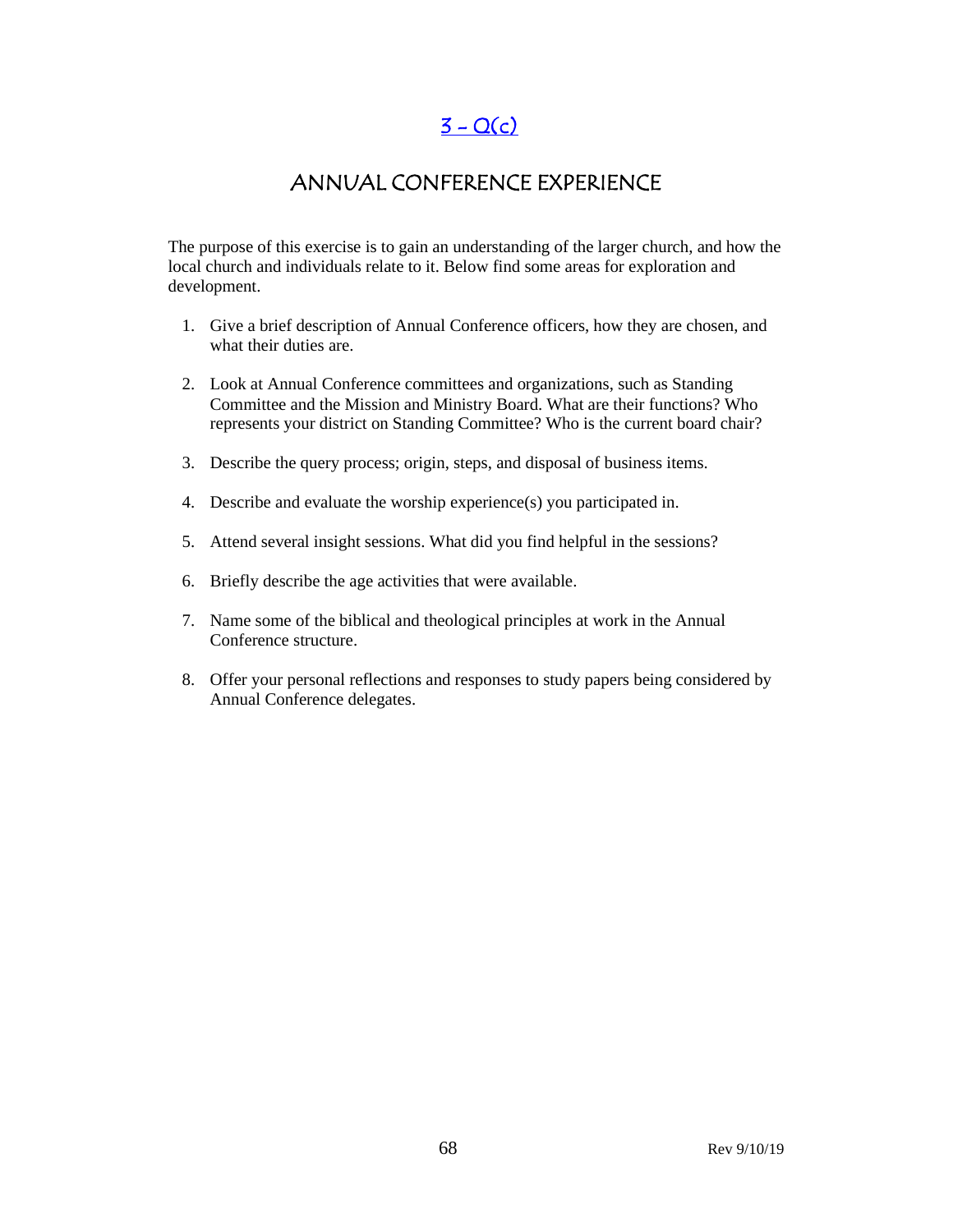## 3 - Q(c)

## ANNUAL CONFERENCE EXPERIENCE

The purpose of this exercise is to gain an understanding of the larger church, and how the local church and individuals relate to it. Below find some areas for exploration and development.

1. Give a brief description of Annual Conference officers, how they are chosen, and what their duties are.
2. Look at Annual Conference committees and organizations, such as Standing Committee and the Mission and Ministry Board. What are their functions? Who represents your district on Standing Committee? Who is the current board chair?
3. Describe the query process; origin, steps, and disposal of business items.
4. Describe and evaluate the worship experience(s) you participated in.
5. Attend several insight sessions. What did you find helpful in the sessions?
6. Briefly describe the age activities that were available.
7. Name some of the biblical and theological principles at work in the Annual Conference structure.
8. Offer your personal reflections and responses to study papers being considered by Annual Conference delegates.

Rev 9/10/19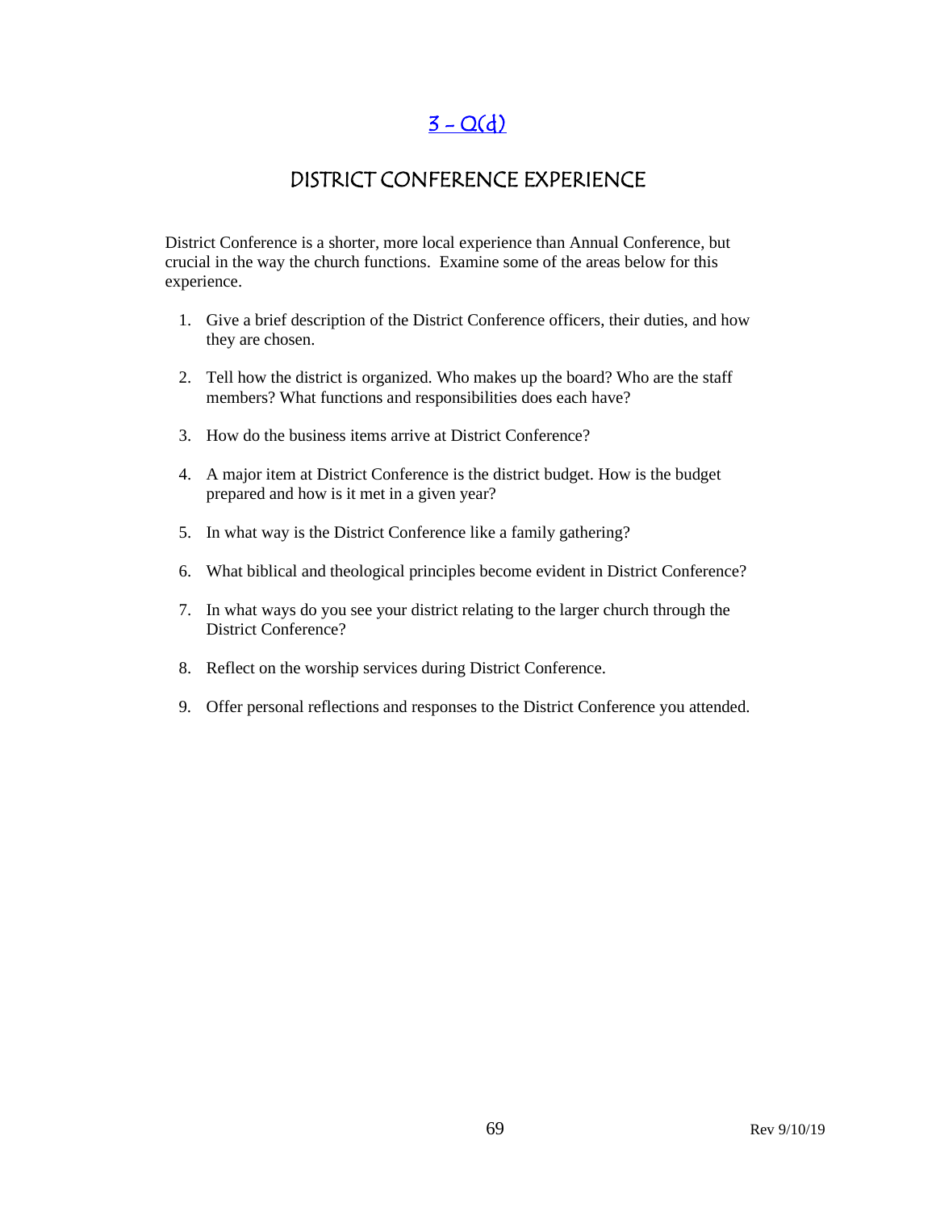## 3 - Q(d)

## DISTRICT CONFERENCE EXPERIENCE

District Conference is a shorter, more local experience than Annual Conference, but crucial in the way the church functions. Examine some of the areas below for this experience.

1. Give a brief description of the District Conference officers, their duties, and how they are chosen.
2. Tell how the district is organized. Who makes up the board? Who are the staff members? What functions and responsibilities does each have?
3. How do the business items arrive at District Conference?
4. A major item at District Conference is the district budget. How is the budget prepared and how is it met in a given year?
5. In what way is the District Conference like a family gathering?
6. What biblical and theological principles become evident in District Conference?
7. In what ways do you see your district relating to the larger church through the District Conference?
8. Reflect on the worship services during District Conference.
9. Offer personal reflections and responses to the District Conference you attended.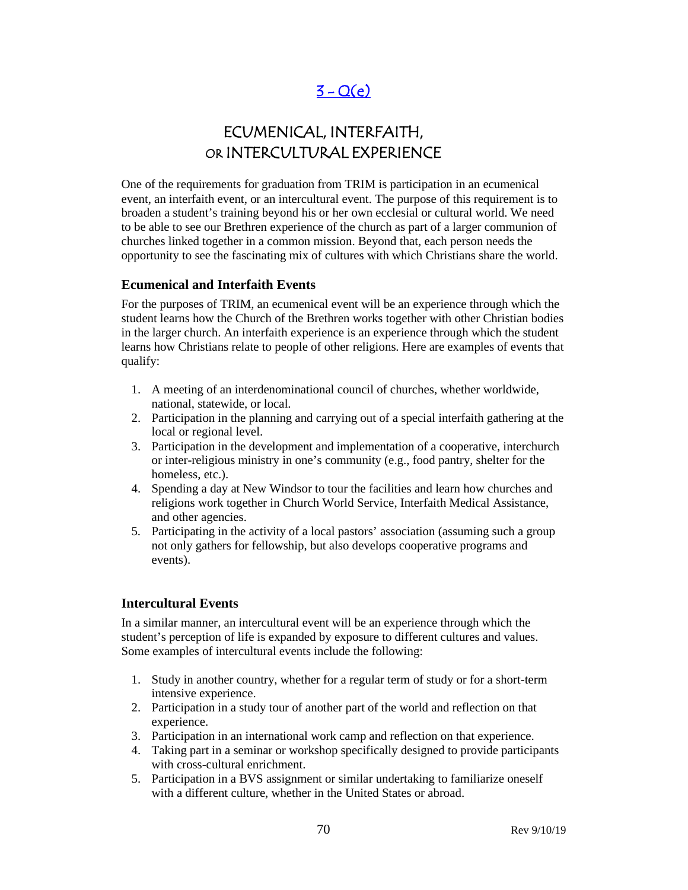# 3 – Q(e)

# ECUMENICAL, INTERFAITH, OR INTERCULTURAL EXPERIENCE

One of the requirements for graduation from TRIM is participation in an ecumenical event, an interfaith event, or an intercultural event. The purpose of this requirement is to broaden a student's training beyond his or her own ecclesial or cultural world. We need to be able to see our Brethren experience of the church as part of a larger communion of churches linked together in a common mission. Beyond that, each person needs the opportunity to see the fascinating mix of cultures with which Christians share the world.

### Ecumenical and Interfaith Events

For the purposes of TRIM, an ecumenical event will be an experience through which the student learns how the Church of the Brethren works together with other Christian bodies in the larger church. An interfaith experience is an experience through which the student learns how Christians relate to people of other religions. Here are examples of events that qualify:

1. A meeting of an interdenominational council of churches, whether worldwide, national, statewide, or local.
2. Participation in the planning and carrying out of a special interfaith gathering at the local or regional level.
3. Participation in the development and implementation of a cooperative, interchurch or inter-religious ministry in one's community (e.g., food pantry, shelter for the homeless, etc.).
4. Spending a day at New Windsor to tour the facilities and learn how churches and religions work together in Church World Service, Interfaith Medical Assistance, and other agencies.
5. Participating in the activity of a local pastors' association (assuming such a group not only gathers for fellowship, but also develops cooperative programs and events).

### Intercultural Events

In a similar manner, an intercultural event will be an experience through which the student's perception of life is expanded by exposure to different cultures and values. Some examples of intercultural events include the following:

1. Study in another country, whether for a regular term of study or for a short-term intensive experience.
2. Participation in a study tour of another part of the world and reflection on that experience.
3. Participation in an international work camp and reflection on that experience.
4. Taking part in a seminar or workshop specifically designed to provide participants with cross-cultural enrichment.
5. Participation in a BVS assignment or similar undertaking to familiarize oneself with a different culture, whether in the United States or abroad.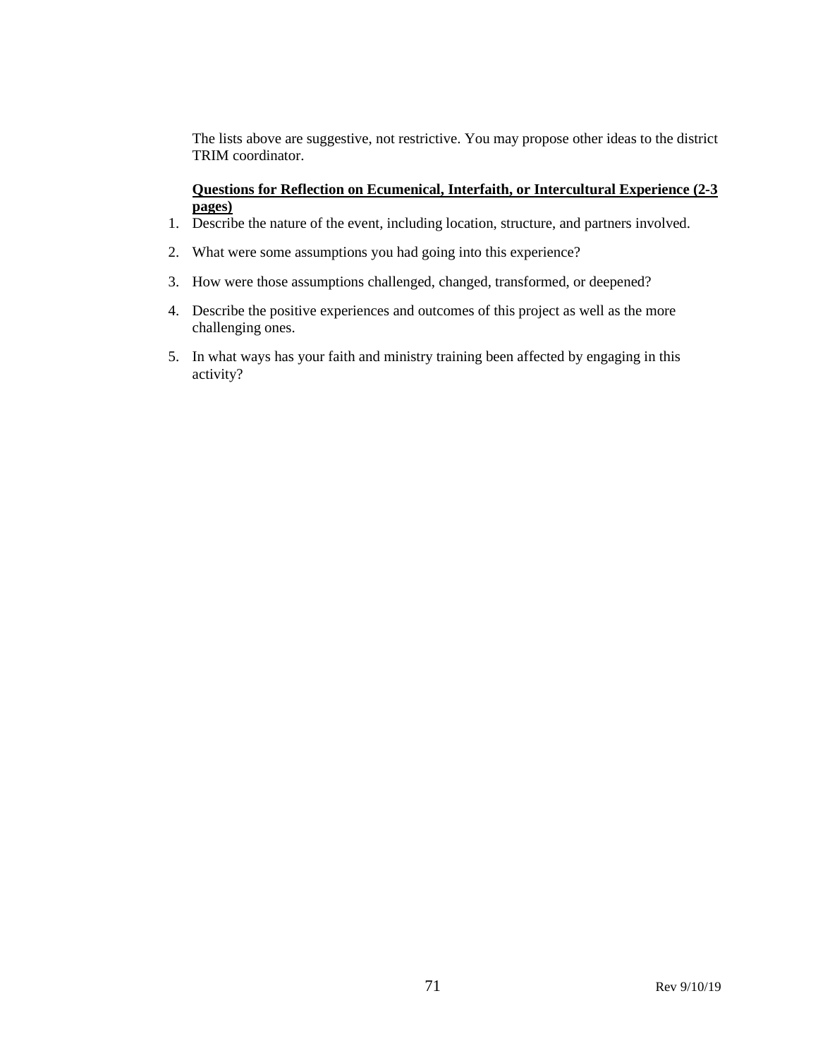The lists above are suggestive, not restrictive. You may propose other ideas to the district TRIM coordinator.

**Questions for Reflection on Ecumenical, Interfaith, or Intercultural Experience (2-3 pages)**

1. Describe the nature of the event, including location, structure, and partners involved.
2. What were some assumptions you had going into this experience?
3. How were those assumptions challenged, changed, transformed, or deepened?
4. Describe the positive experiences and outcomes of this project as well as the more challenging ones.
5. In what ways has your faith and ministry training been affected by engaging in this activity?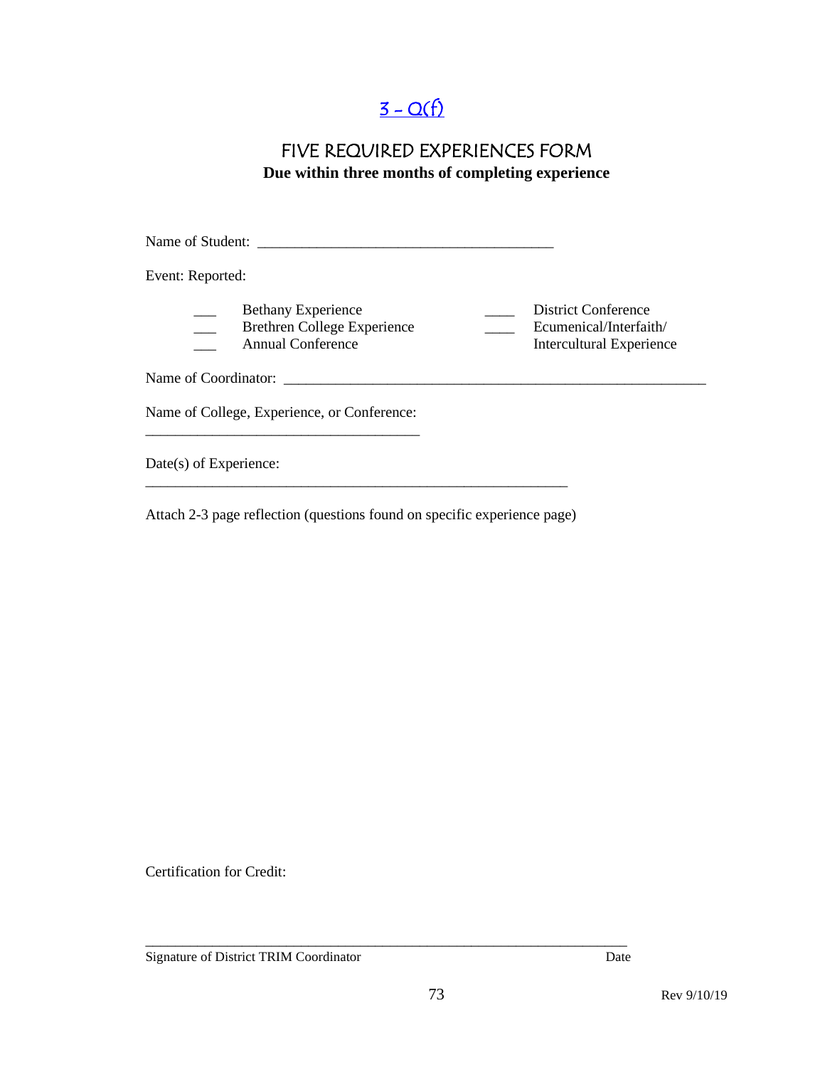[3 - Q(f)]

# FIVE REQUIRED EXPERIENCES FORM

**Due within three months of completing experience**

Name of Student: ________________________________________

Event: Reported:

| | | | |
|---|---|---|---|
| ___ | Bethany Experience | ____ | District Conference |
| ___ | Brethren College Experience | ____ | Ecumenical/Interfaith/ Intercultural Experience |
| ___ | Annual Conference | | |

Name of Coordinator: ___________________________________________________________

Name of College, Experience, or Conference: ______________________________________

Date(s) of Experience: ___________________________________________________________

Attach 2-3 page reflection (questions found on specific experience page)

Certification for Credit:

___________________________________________________________________

Signature of District TRIM Coordinator Date

Rev 9/10/19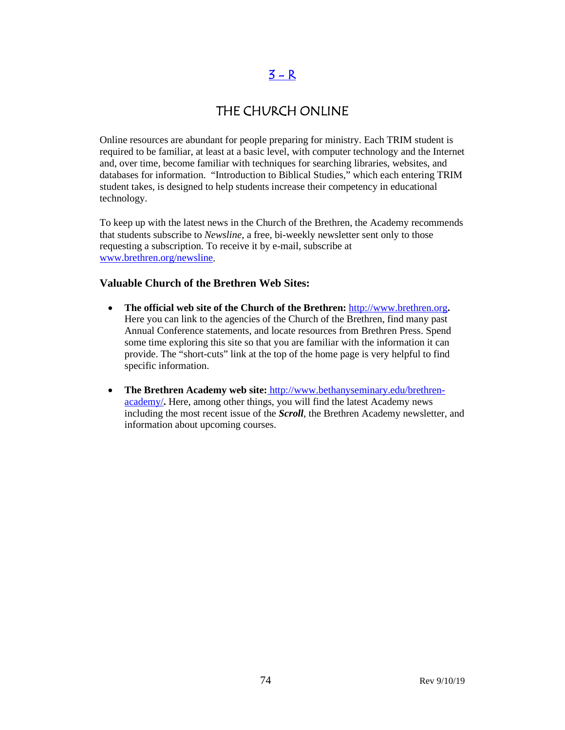# 3 – R

## THE CHURCH ONLINE

Online resources are abundant for people preparing for ministry. Each TRIM student is required to be familiar, at least at a basic level, with computer technology and the Internet and, over time, become familiar with techniques for searching libraries, websites, and databases for information. "Introduction to Biblical Studies," which each entering TRIM student takes, is designed to help students increase their competency in educational technology.

To keep up with the latest news in the Church of the Brethren, the Academy recommends that students subscribe to *Newsline*, a free, bi-weekly newsletter sent only to those requesting a subscription. To receive it by e-mail, subscribe at www.brethren.org/newsline.

### Valuable Church of the Brethren Web Sites:

- **The official web site of the Church of the Brethren:** http://www.brethren.org**.** Here you can link to the agencies of the Church of the Brethren, find many past Annual Conference statements, and locate resources from Brethren Press. Spend some time exploring this site so that you are familiar with the information it can provide. The "short-cuts" link at the top of the home page is very helpful to find specific information.

- **The Brethren Academy web site:** http://www.bethanyseminary.edu/brethren-academy/**.** Here, among other things, you will find the latest Academy news including the most recent issue of the ***Scroll***, the Brethren Academy newsletter, and information about upcoming courses.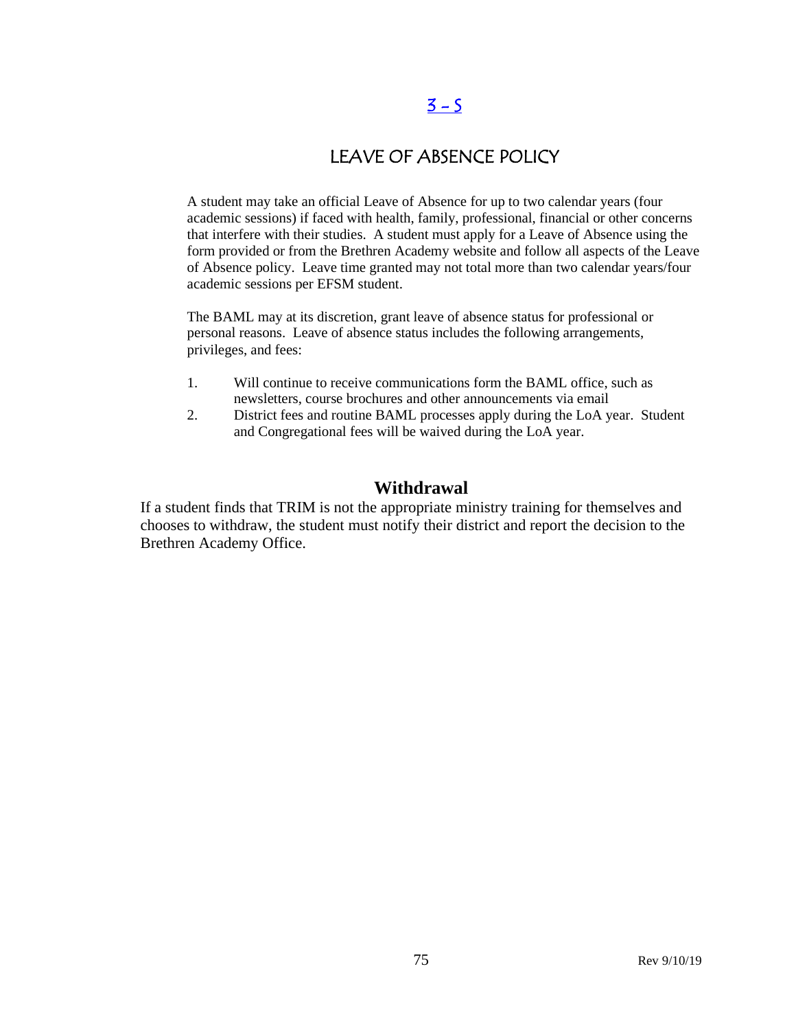[3 - 5]

# LEAVE OF ABSENCE POLICY

A student may take an official Leave of Absence for up to two calendar years (four academic sessions) if faced with health, family, professional, financial or other concerns that interfere with their studies. A student must apply for a Leave of Absence using the form provided or from the Brethren Academy website and follow all aspects of the Leave of Absence policy. Leave time granted may not total more than two calendar years/four academic sessions per EFSM student.

The BAML may at its discretion, grant leave of absence status for professional or personal reasons. Leave of absence status includes the following arrangements, privileges, and fees:

1. Will continue to receive communications form the BAML office, such as newsletters, course brochures and other announcements via email
2. District fees and routine BAML processes apply during the LoA year. Student and Congregational fees will be waived during the LoA year.

## Withdrawal

If a student finds that TRIM is not the appropriate ministry training for themselves and chooses to withdraw, the student must notify their district and report the decision to the Brethren Academy Office.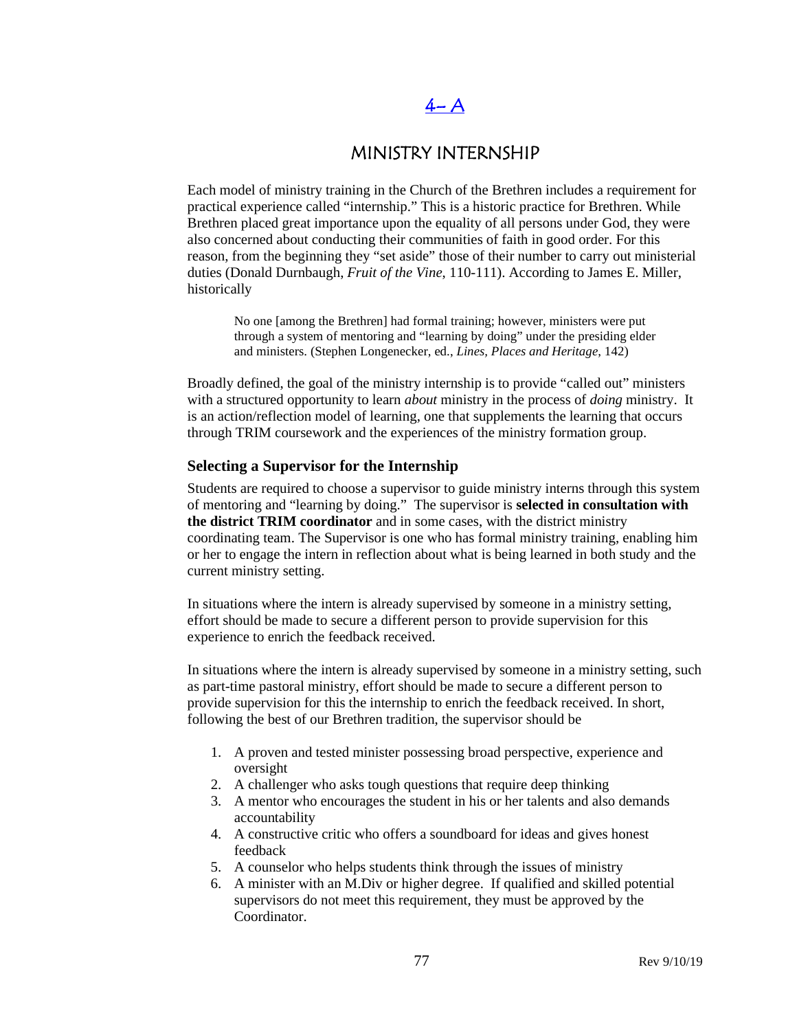# 4– A

## MINISTRY INTERNSHIP

Each model of ministry training in the Church of the Brethren includes a requirement for practical experience called "internship." This is a historic practice for Brethren. While Brethren placed great importance upon the equality of all persons under God, they were also concerned about conducting their communities of faith in good order. For this reason, from the beginning they "set aside" those of their number to carry out ministerial duties (Donald Durnbaugh, *Fruit of the Vine*, 110-111). According to James E. Miller, historically

> No one [among the Brethren] had formal training; however, ministers were put through a system of mentoring and "learning by doing" under the presiding elder and ministers. (Stephen Longenecker, ed., *Lines, Places and Heritage*, 142)

Broadly defined, the goal of the ministry internship is to provide "called out" ministers with a structured opportunity to learn *about* ministry in the process of *doing* ministry. It is an action/reflection model of learning, one that supplements the learning that occurs through TRIM coursework and the experiences of the ministry formation group.

### Selecting a Supervisor for the Internship

Students are required to choose a supervisor to guide ministry interns through this system of mentoring and "learning by doing." The supervisor is **selected in consultation with the district TRIM coordinator** and in some cases, with the district ministry coordinating team. The Supervisor is one who has formal ministry training, enabling him or her to engage the intern in reflection about what is being learned in both study and the current ministry setting.

In situations where the intern is already supervised by someone in a ministry setting, effort should be made to secure a different person to provide supervision for this experience to enrich the feedback received.

In situations where the intern is already supervised by someone in a ministry setting, such as part-time pastoral ministry, effort should be made to secure a different person to provide supervision for this the internship to enrich the feedback received. In short, following the best of our Brethren tradition, the supervisor should be

1. A proven and tested minister possessing broad perspective, experience and oversight
2. A challenger who asks tough questions that require deep thinking
3. A mentor who encourages the student in his or her talents and also demands accountability
4. A constructive critic who offers a soundboard for ideas and gives honest feedback
5. A counselor who helps students think through the issues of ministry
6. A minister with an M.Div or higher degree. If qualified and skilled potential supervisors do not meet this requirement, they must be approved by the Coordinator.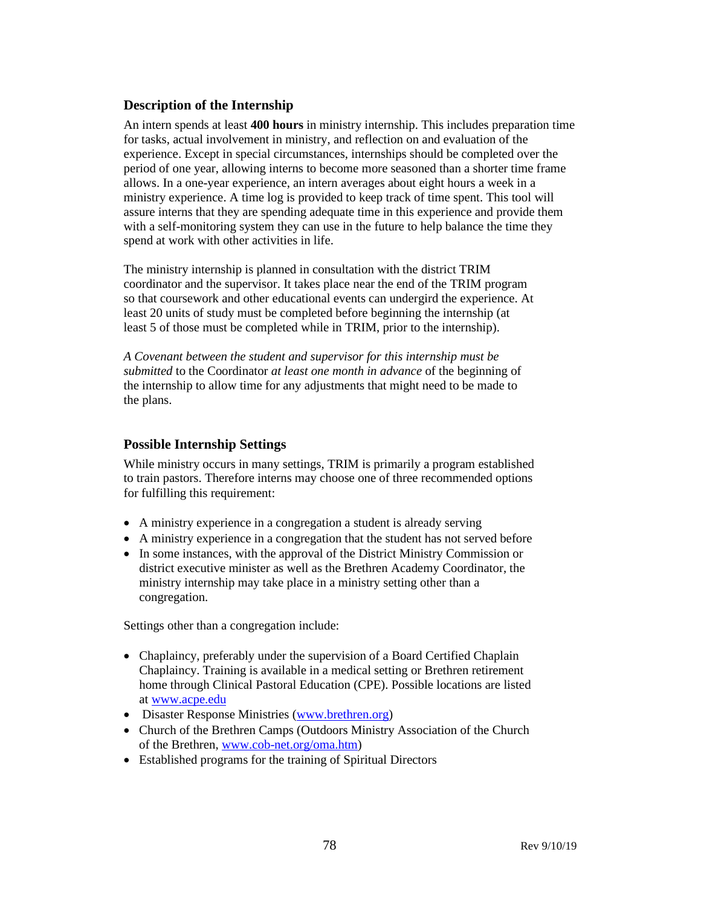### Description of the Internship

An intern spends at least **400 hours** in ministry internship. This includes preparation time for tasks, actual involvement in ministry, and reflection on and evaluation of the experience. Except in special circumstances, internships should be completed over the period of one year, allowing interns to become more seasoned than a shorter time frame allows. In a one-year experience, an intern averages about eight hours a week in a ministry experience. A time log is provided to keep track of time spent. This tool will assure interns that they are spending adequate time in this experience and provide them with a self-monitoring system they can use in the future to help balance the time they spend at work with other activities in life.

The ministry internship is planned in consultation with the district TRIM coordinator and the supervisor. It takes place near the end of the TRIM program so that coursework and other educational events can undergird the experience. At least 20 units of study must be completed before beginning the internship (at least 5 of those must be completed while in TRIM, prior to the internship).

*A Covenant between the student and supervisor for this internship must be submitted* to the Coordinator *at least one month in advance* of the beginning of the internship to allow time for any adjustments that might need to be made to the plans.

### Possible Internship Settings

While ministry occurs in many settings, TRIM is primarily a program established to train pastors. Therefore interns may choose one of three recommended options for fulfilling this requirement:

- A ministry experience in a congregation a student is already serving
- A ministry experience in a congregation that the student has not served before
- In some instances, with the approval of the District Ministry Commission or district executive minister as well as the Brethren Academy Coordinator, the ministry internship may take place in a ministry setting other than a congregation.

Settings other than a congregation include:

- Chaplaincy, preferably under the supervision of a Board Certified Chaplain Chaplaincy. Training is available in a medical setting or Brethren retirement home through Clinical Pastoral Education (CPE). Possible locations are listed at [www.acpe.edu](www.acpe.edu)
- Disaster Response Ministries ([www.brethren.org](www.brethren.org))
- Church of the Brethren Camps (Outdoors Ministry Association of the Church of the Brethren, [www.cob-net.org/oma.htm](www.cob-net.org/oma.htm))
- Established programs for the training of Spiritual Directors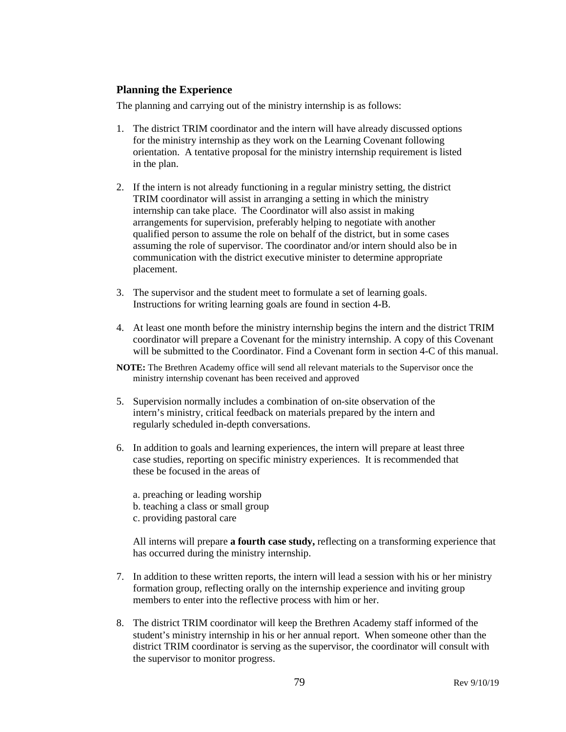### Planning the Experience

The planning and carrying out of the ministry internship is as follows:

1. The district TRIM coordinator and the intern will have already discussed options for the ministry internship as they work on the Learning Covenant following orientation. A tentative proposal for the ministry internship requirement is listed in the plan.

2. If the intern is not already functioning in a regular ministry setting, the district TRIM coordinator will assist in arranging a setting in which the ministry internship can take place. The Coordinator will also assist in making arrangements for supervision, preferably helping to negotiate with another qualified person to assume the role on behalf of the district, but in some cases assuming the role of supervisor. The coordinator and/or intern should also be in communication with the district executive minister to determine appropriate placement.

3. The supervisor and the student meet to formulate a set of learning goals. Instructions for writing learning goals are found in section 4-B.

4. At least one month before the ministry internship begins the intern and the district TRIM coordinator will prepare a Covenant for the ministry internship. A copy of this Covenant will be submitted to the Coordinator. Find a Covenant form in section 4-C of this manual.

**NOTE:** The Brethren Academy office will send all relevant materials to the Supervisor once the ministry internship covenant has been received and approved

5. Supervision normally includes a combination of on-site observation of the intern's ministry, critical feedback on materials prepared by the intern and regularly scheduled in-depth conversations.

6. In addition to goals and learning experiences, the intern will prepare at least three case studies, reporting on specific ministry experiences. It is recommended that these be focused in the areas of

   a. preaching or leading worship
   b. teaching a class or small group
   c. providing pastoral care

   All interns will prepare **a fourth case study,** reflecting on a transforming experience that has occurred during the ministry internship.

7. In addition to these written reports, the intern will lead a session with his or her ministry formation group, reflecting orally on the internship experience and inviting group members to enter into the reflective process with him or her.

8. The district TRIM coordinator will keep the Brethren Academy staff informed of the student's ministry internship in his or her annual report. When someone other than the district TRIM coordinator is serving as the supervisor, the coordinator will consult with the supervisor to monitor progress.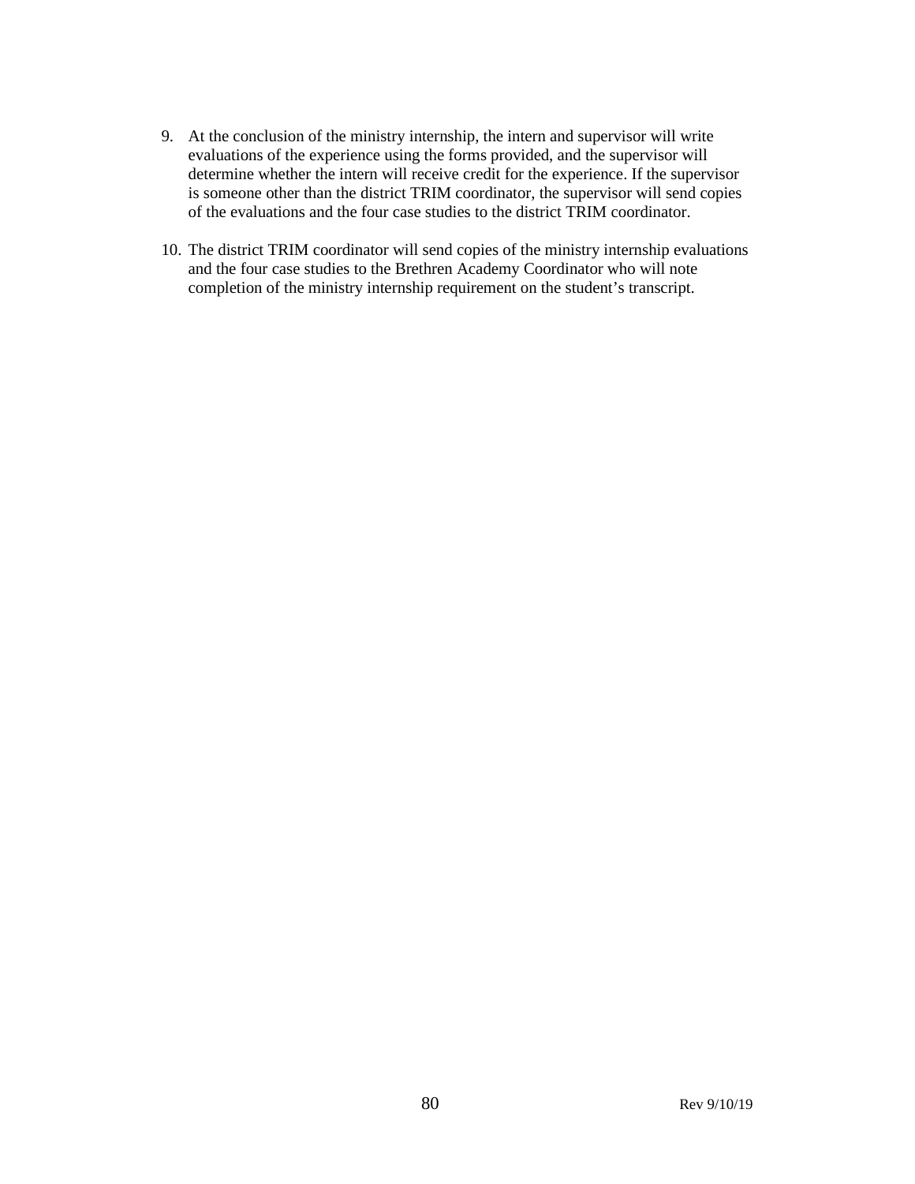9. At the conclusion of the ministry internship, the intern and supervisor will write evaluations of the experience using the forms provided, and the supervisor will determine whether the intern will receive credit for the experience. If the supervisor is someone other than the district TRIM coordinator, the supervisor will send copies of the evaluations and the four case studies to the district TRIM coordinator.

10. The district TRIM coordinator will send copies of the ministry internship evaluations and the four case studies to the Brethren Academy Coordinator who will note completion of the ministry internship requirement on the student's transcript.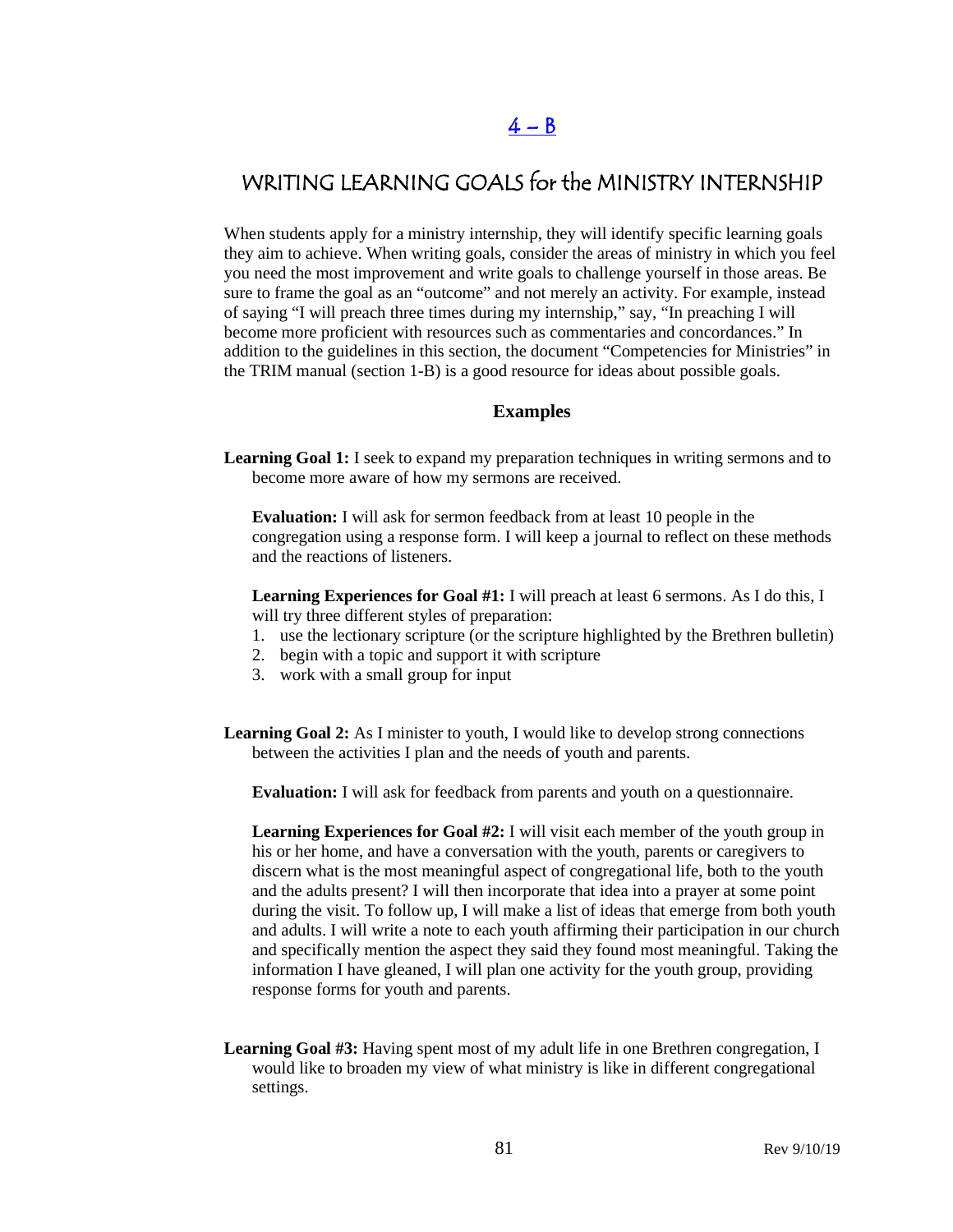## 4 – B

# WRITING LEARNING GOALS for the MINISTRY INTERNSHIP

When students apply for a ministry internship, they will identify specific learning goals they aim to achieve. When writing goals, consider the areas of ministry in which you feel you need the most improvement and write goals to challenge yourself in those areas. Be sure to frame the goal as an "outcome" and not merely an activity. For example, instead of saying "I will preach three times during my internship," say, "In preaching I will become more proficient with resources such as commentaries and concordances." In addition to the guidelines in this section, the document "Competencies for Ministries" in the TRIM manual (section 1-B) is a good resource for ideas about possible goals.

### Examples

**Learning Goal 1:** I seek to expand my preparation techniques in writing sermons and to become more aware of how my sermons are received.

**Evaluation:** I will ask for sermon feedback from at least 10 people in the congregation using a response form. I will keep a journal to reflect on these methods and the reactions of listeners.

**Learning Experiences for Goal #1:** I will preach at least 6 sermons. As I do this, I will try three different styles of preparation:

1. use the lectionary scripture (or the scripture highlighted by the Brethren bulletin)
2. begin with a topic and support it with scripture
3. work with a small group for input

**Learning Goal 2:** As I minister to youth, I would like to develop strong connections between the activities I plan and the needs of youth and parents.

**Evaluation:** I will ask for feedback from parents and youth on a questionnaire.

**Learning Experiences for Goal #2:** I will visit each member of the youth group in his or her home, and have a conversation with the youth, parents or caregivers to discern what is the most meaningful aspect of congregational life, both to the youth and the adults present? I will then incorporate that idea into a prayer at some point during the visit. To follow up, I will make a list of ideas that emerge from both youth and adults. I will write a note to each youth affirming their participation in our church and specifically mention the aspect they said they found most meaningful. Taking the information I have gleaned, I will plan one activity for the youth group, providing response forms for youth and parents.

**Learning Goal #3:** Having spent most of my adult life in one Brethren congregation, I would like to broaden my view of what ministry is like in different congregational settings.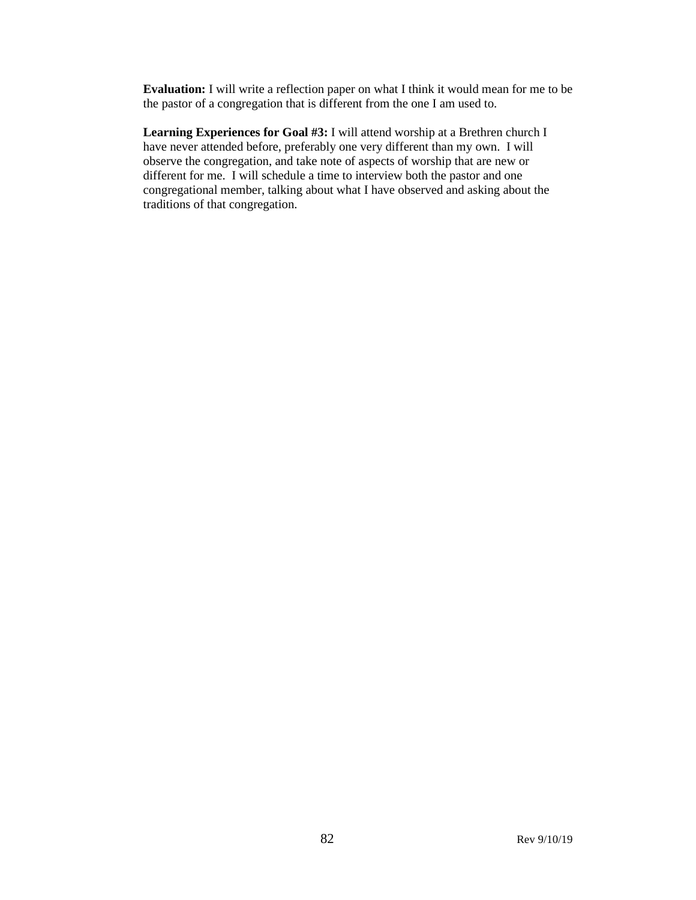**Evaluation:** I will write a reflection paper on what I think it would mean for me to be the pastor of a congregation that is different from the one I am used to.

**Learning Experiences for Goal #3:** I will attend worship at a Brethren church I have never attended before, preferably one very different than my own. I will observe the congregation, and take note of aspects of worship that are new or different for me. I will schedule a time to interview both the pastor and one congregational member, talking about what I have observed and asking about the traditions of that congregation.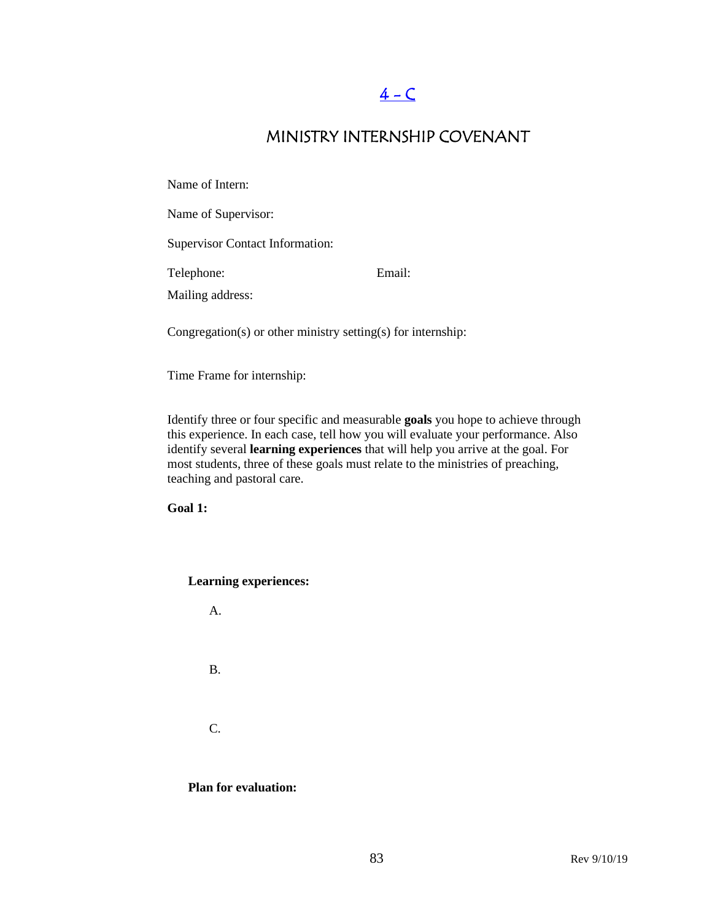# 4 – C

## MINISTRY INTERNSHIP COVENANT

Name of Intern:

Name of Supervisor:

Supervisor Contact Information:

Telephone: Email:

Mailing address:

Congregation(s) or other ministry setting(s) for internship:

Time Frame for internship:

Identify three or four specific and measurable **goals** you hope to achieve through this experience. In each case, tell how you will evaluate your performance. Also identify several **learning experiences** that will help you arrive at the goal. For most students, three of these goals must relate to the ministries of preaching, teaching and pastoral care.

**Goal 1:**

**Learning experiences:**

A.

B.

C.

**Plan for evaluation:**

Rev 9/10/19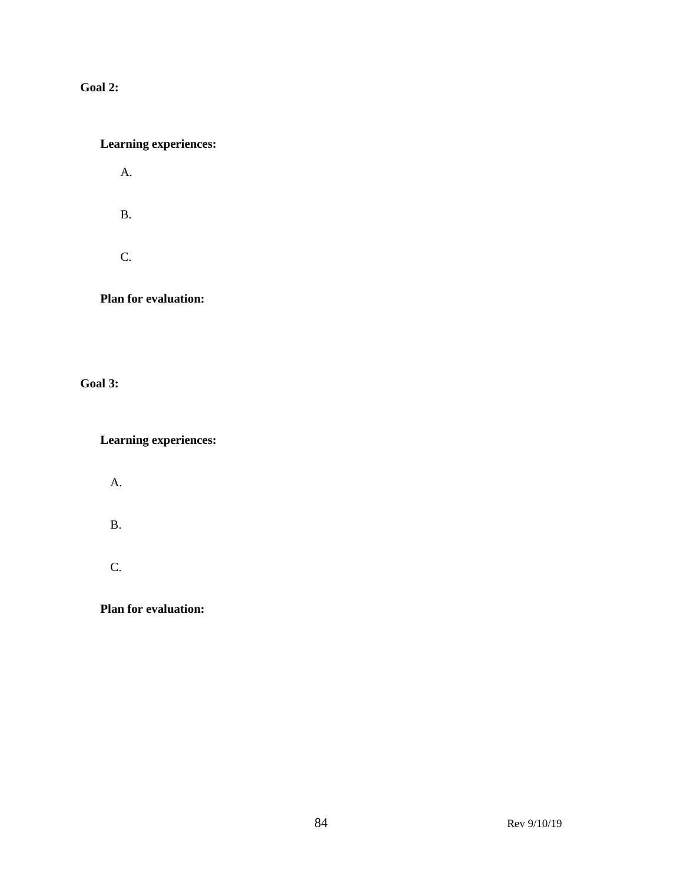**Goal 2:**

**Learning experiences:**

A.

B.

C.

**Plan for evaluation:**

**Goal 3:**

**Learning experiences:**

A.

B.

C.

**Plan for evaluation:**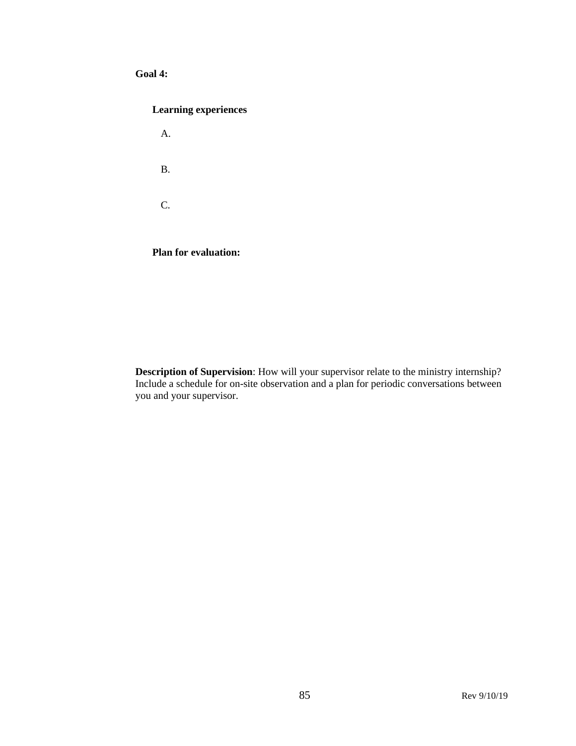**Goal 4:**

**Learning experiences**

A.

B.

C.

**Plan for evaluation:**

**Description of Supervision**: How will your supervisor relate to the ministry internship? Include a schedule for on-site observation and a plan for periodic conversations between you and your supervisor.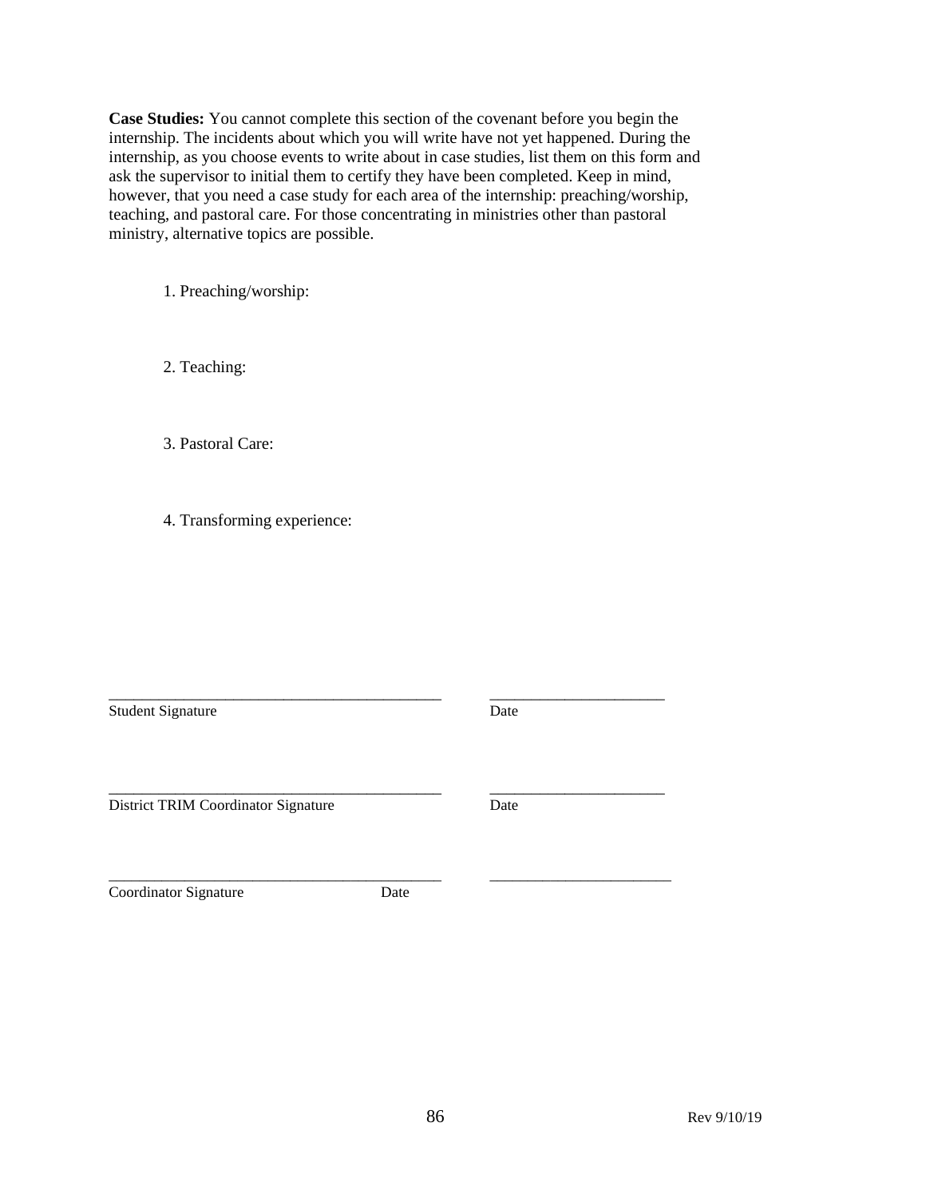**Case Studies:** You cannot complete this section of the covenant before you begin the internship. The incidents about which you will write have not yet happened. During the internship, as you choose events to write about in case studies, list them on this form and ask the supervisor to initial them to certify they have been completed. Keep in mind, however, that you need a case study for each area of the internship: preaching/worship, teaching, and pastoral care. For those concentrating in ministries other than pastoral ministry, alternative topics are possible.

1. Preaching/worship:

2. Teaching:

3. Pastoral Care:

4. Transforming experience:

_____________________________________________ ______________________

Student Signature Date

_____________________________________________ ______________________

District TRIM Coordinator Signature Date

_____________________________________________ ________________________

Coordinator Signature Date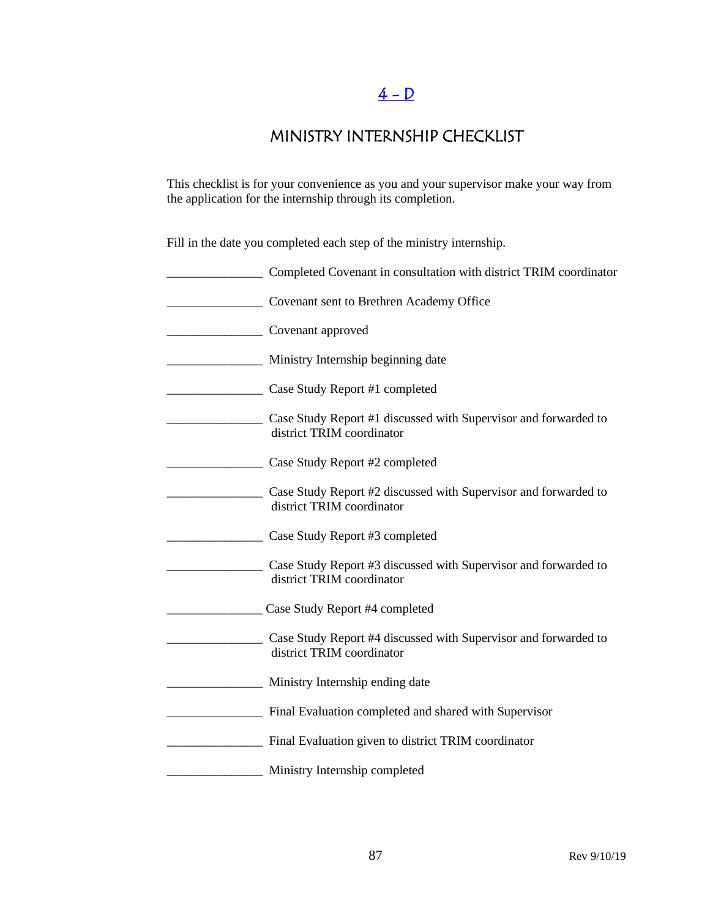## 4 – D

## MINISTRY INTERNSHIP CHECKLIST

This checklist is for your convenience as you and your supervisor make your way from the application for the internship through its completion.

Fill in the date you completed each step of the ministry internship.

_______________ Completed Covenant in consultation with district TRIM coordinator

_______________ Covenant sent to Brethren Academy Office

_______________ Covenant approved

_______________ Ministry Internship beginning date

_______________ Case Study Report #1 completed

_______________ Case Study Report #1 discussed with Supervisor and forwarded to district TRIM coordinator

_______________ Case Study Report #2 completed

_______________ Case Study Report #2 discussed with Supervisor and forwarded to district TRIM coordinator

_______________ Case Study Report #3 completed

_______________ Case Study Report #3 discussed with Supervisor and forwarded to district TRIM coordinator

_______________ Case Study Report #4 completed

_______________ Case Study Report #4 discussed with Supervisor and forwarded to district TRIM coordinator

_______________ Ministry Internship ending date

_______________ Final Evaluation completed and shared with Supervisor

_______________ Final Evaluation given to district TRIM coordinator

_______________ Ministry Internship completed

Rev 9/10/19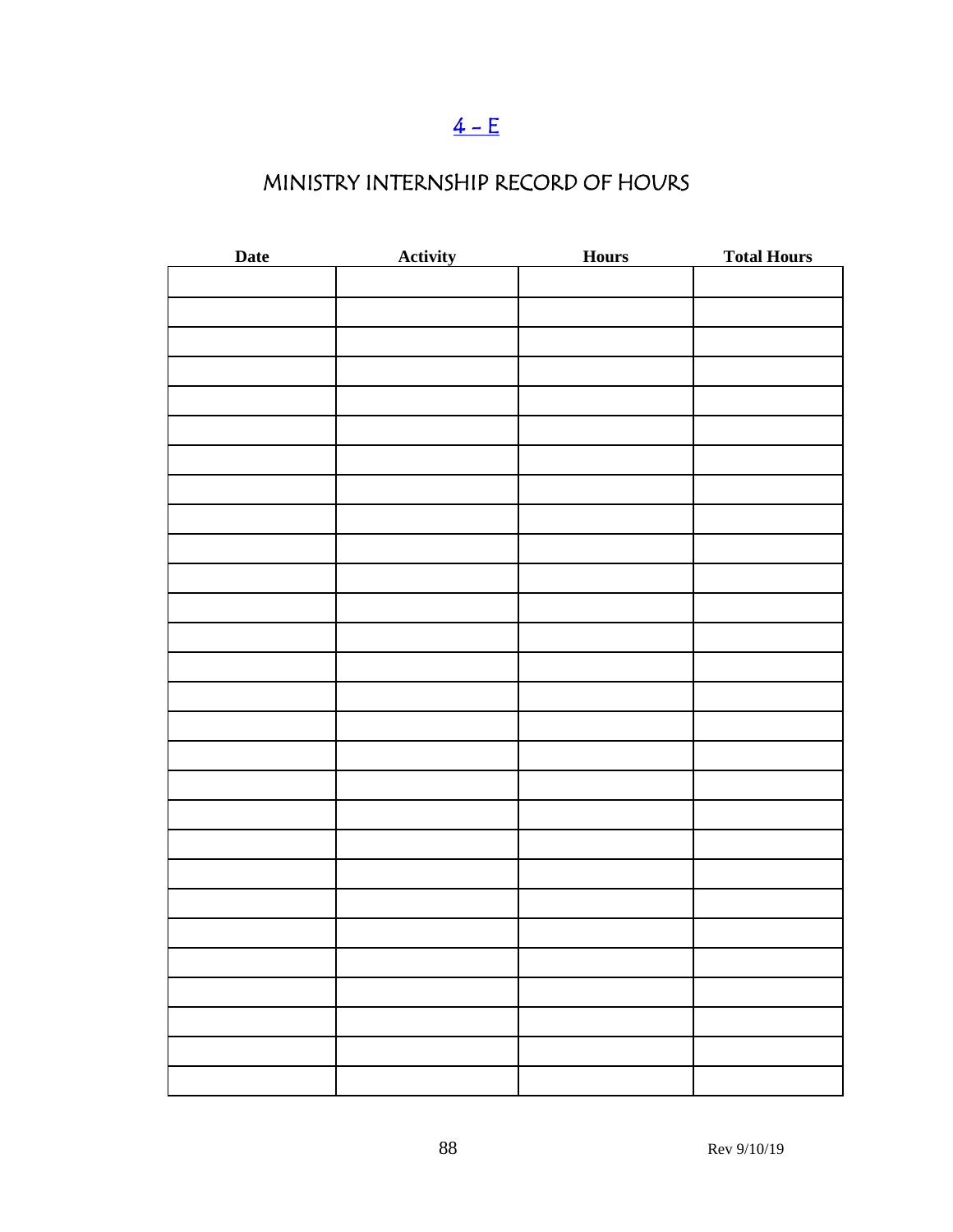[4 - E]

# MINISTRY INTERNSHIP RECORD OF HOURS

| Date | Activity | Hours | Total Hours |
|---|---|---|---|
| | | | |
| | | | |
| | | | |
| | | | |
| | | | |
| | | | |
| | | | |
| | | | |
| | | | |
| | | | |
| | | | |
| | | | |
| | | | |
| | | | |
| | | | |
| | | | |
| | | | |
| | | | |
| | | | |
| | | | |
| | | | |
| | | | |
| | | | |
| | | | |
| | | | |
| | | | |
| | | | |
| | | | |

Rev 9/10/19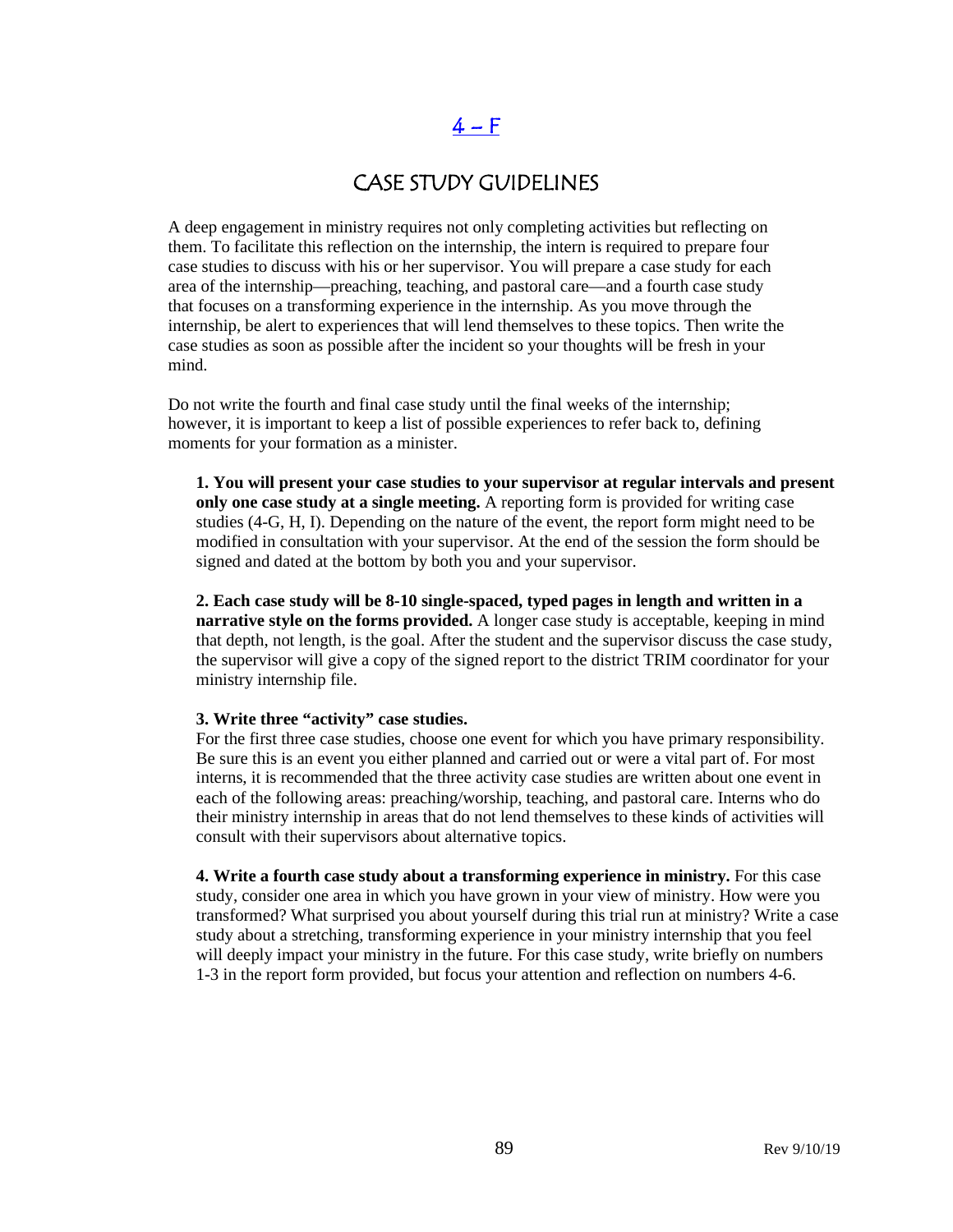# 4 – F

## CASE STUDY GUIDELINES

A deep engagement in ministry requires not only completing activities but reflecting on them. To facilitate this reflection on the internship, the intern is required to prepare four case studies to discuss with his or her supervisor. You will prepare a case study for each area of the internship—preaching, teaching, and pastoral care—and a fourth case study that focuses on a transforming experience in the internship. As you move through the internship, be alert to experiences that will lend themselves to these topics. Then write the case studies as soon as possible after the incident so your thoughts will be fresh in your mind.

Do not write the fourth and final case study until the final weeks of the internship; however, it is important to keep a list of possible experiences to refer back to, defining moments for your formation as a minister.

**1. You will present your case studies to your supervisor at regular intervals and present only one case study at a single meeting.** A reporting form is provided for writing case studies (4-G, H, I). Depending on the nature of the event, the report form might need to be modified in consultation with your supervisor. At the end of the session the form should be signed and dated at the bottom by both you and your supervisor.

**2. Each case study will be 8-10 single-spaced, typed pages in length and written in a narrative style on the forms provided.** A longer case study is acceptable, keeping in mind that depth, not length, is the goal. After the student and the supervisor discuss the case study, the supervisor will give a copy of the signed report to the district TRIM coordinator for your ministry internship file.

**3. Write three "activity" case studies.**
For the first three case studies, choose one event for which you have primary responsibility. Be sure this is an event you either planned and carried out or were a vital part of. For most interns, it is recommended that the three activity case studies are written about one event in each of the following areas: preaching/worship, teaching, and pastoral care. Interns who do their ministry internship in areas that do not lend themselves to these kinds of activities will consult with their supervisors about alternative topics.

**4. Write a fourth case study about a transforming experience in ministry.** For this case study, consider one area in which you have grown in your view of ministry. How were you transformed? What surprised you about yourself during this trial run at ministry? Write a case study about a stretching, transforming experience in your ministry internship that you feel will deeply impact your ministry in the future. For this case study, write briefly on numbers 1-3 in the report form provided, but focus your attention and reflection on numbers 4-6.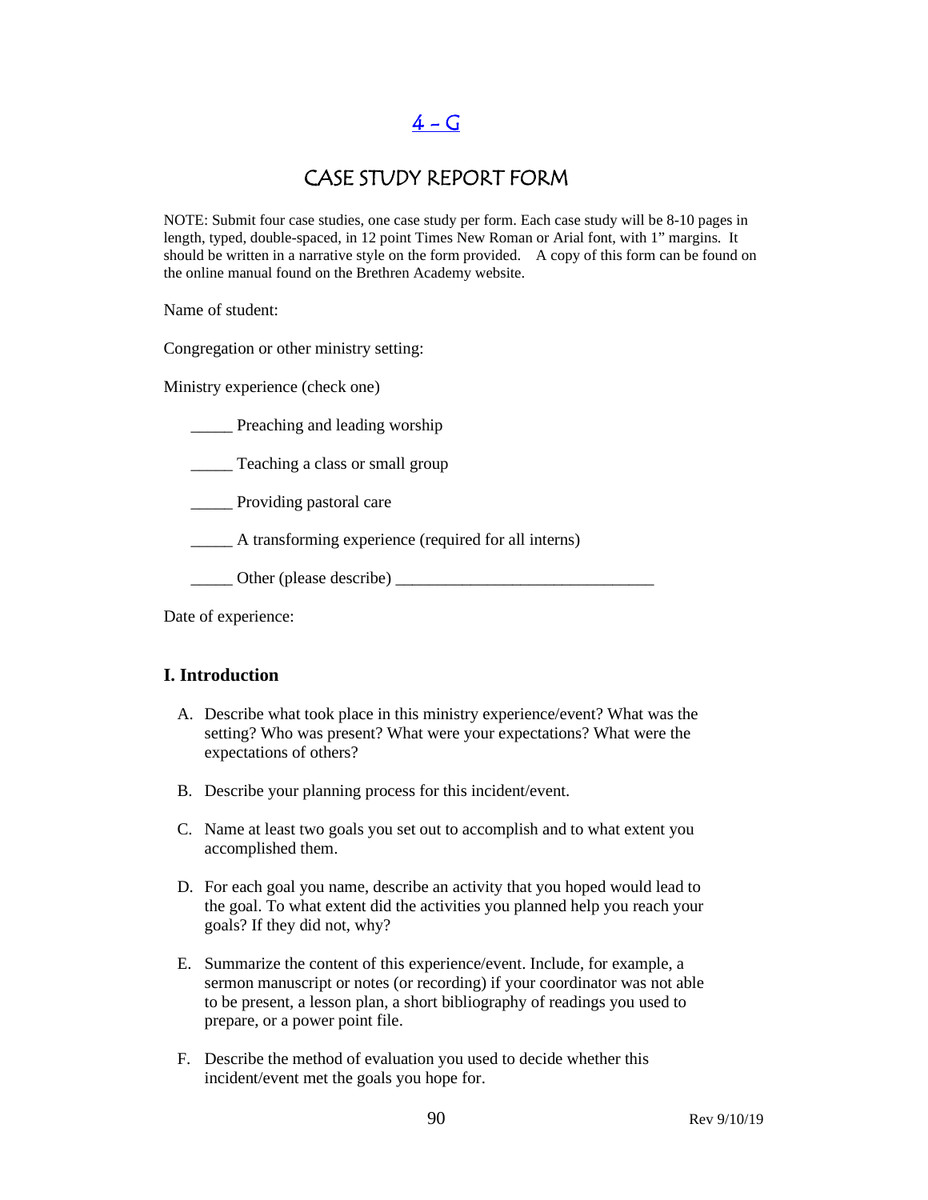# 4 – G

## CASE STUDY REPORT FORM

NOTE: Submit four case studies, one case study per form. Each case study will be 8-10 pages in length, typed, double-spaced, in 12 point Times New Roman or Arial font, with 1" margins. It should be written in a narrative style on the form provided. A copy of this form can be found on the online manual found on the Brethren Academy website.

Name of student:

Congregation or other ministry setting:

Ministry experience (check one)

_____ Preaching and leading worship

_____ Teaching a class or small group

_____ Providing pastoral care

_____ A transforming experience (required for all interns)

_____ Other (please describe) _______________________________

Date of experience:

### I. Introduction

A. Describe what took place in this ministry experience/event? What was the setting? Who was present? What were your expectations? What were the expectations of others?

B. Describe your planning process for this incident/event.

C. Name at least two goals you set out to accomplish and to what extent you accomplished them.

D. For each goal you name, describe an activity that you hoped would lead to the goal. To what extent did the activities you planned help you reach your goals? If they did not, why?

E. Summarize the content of this experience/event. Include, for example, a sermon manuscript or notes (or recording) if your coordinator was not able to be present, a lesson plan, a short bibliography of readings you used to prepare, or a power point file.

F. Describe the method of evaluation you used to decide whether this incident/event met the goals you hope for.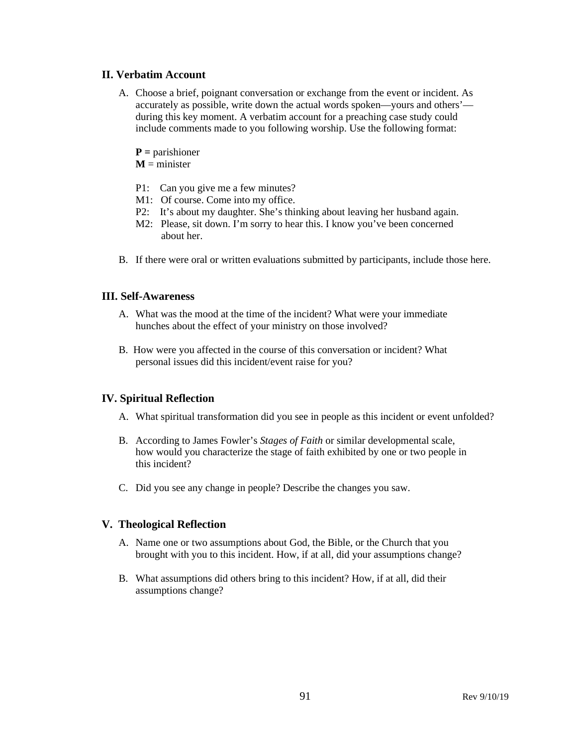## II. Verbatim Account

A. Choose a brief, poignant conversation or exchange from the event or incident. As accurately as possible, write down the actual words spoken—yours and others'—during this key moment. A verbatim account for a preaching case study could include comments made to you following worship. Use the following format:

**P =** parishioner
**M** = minister

P1: Can you give me a few minutes?
M1: Of course. Come into my office.
P2: It's about my daughter. She's thinking about leaving her husband again.
M2: Please, sit down. I'm sorry to hear this. I know you've been concerned about her.

B. If there were oral or written evaluations submitted by participants, include those here.

## III. Self-Awareness

A. What was the mood at the time of the incident? What were your immediate hunches about the effect of your ministry on those involved?

B. How were you affected in the course of this conversation or incident? What personal issues did this incident/event raise for you?

## IV. Spiritual Reflection

A. What spiritual transformation did you see in people as this incident or event unfolded?

B. According to James Fowler's *Stages of Faith* or similar developmental scale, how would you characterize the stage of faith exhibited by one or two people in this incident?

C. Did you see any change in people? Describe the changes you saw.

## V. Theological Reflection

A. Name one or two assumptions about God, the Bible, or the Church that you brought with you to this incident. How, if at all, did your assumptions change?

B. What assumptions did others bring to this incident? How, if at all, did their assumptions change?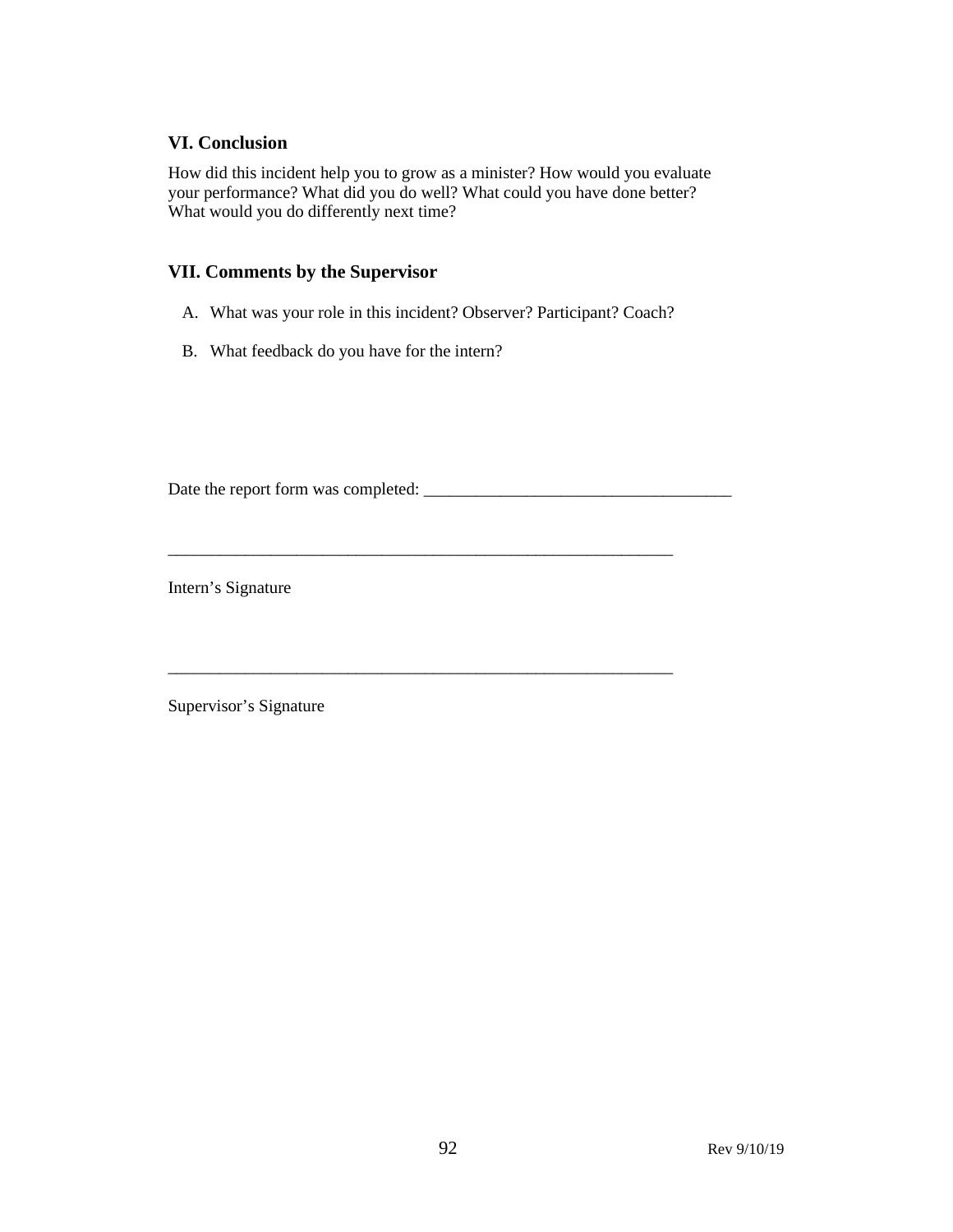### VI. Conclusion

How did this incident help you to grow as a minister? How would you evaluate your performance? What did you do well? What could you have done better? What would you do differently next time?

### VII. Comments by the Supervisor

A. What was your role in this incident? Observer? Participant? Coach?

B. What feedback do you have for the intern?

Date the report form was completed: ____________________________________

____________________________________________________________

Intern's Signature

____________________________________________________________

Supervisor's Signature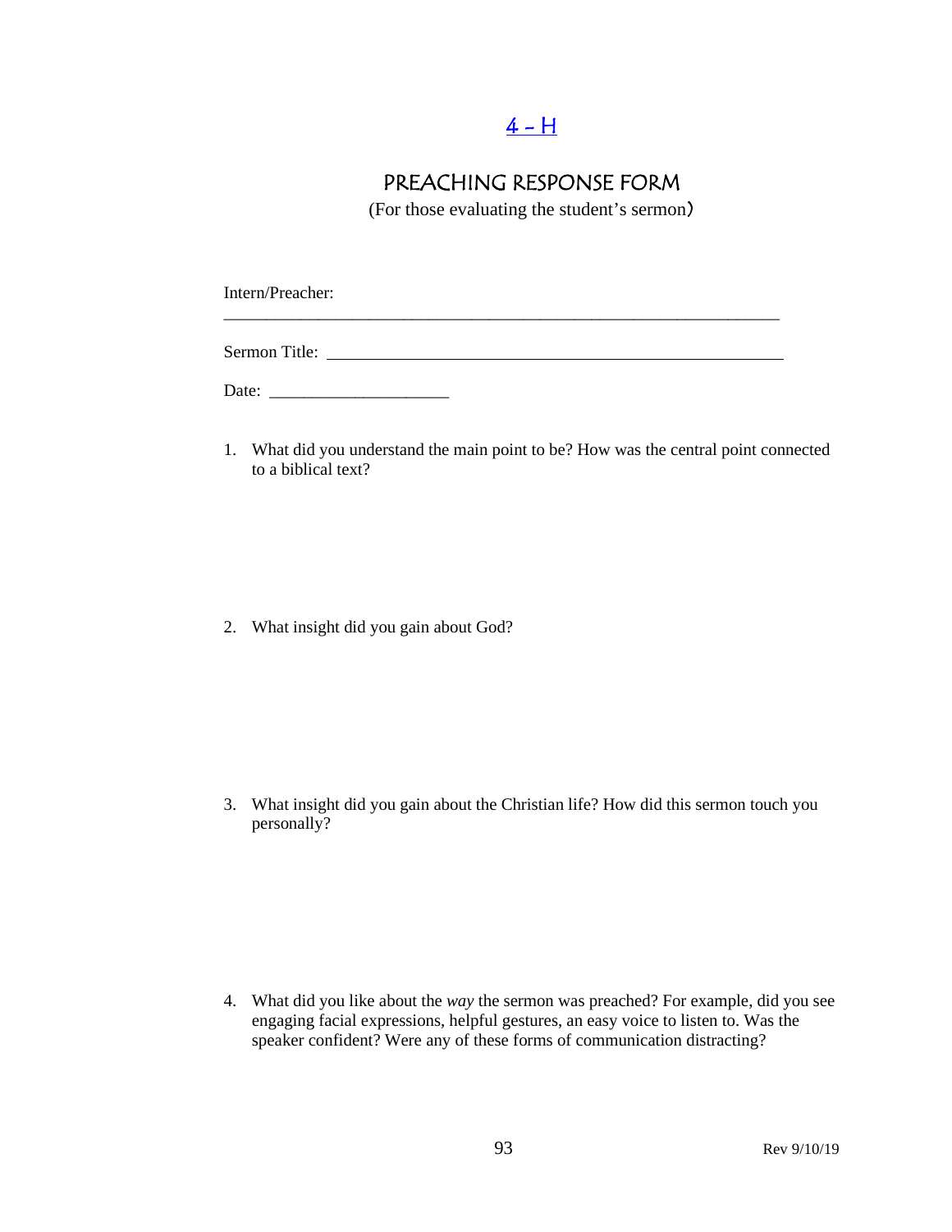[4 – H]()

# PREACHING RESPONSE FORM

(For those evaluating the student's sermon)

Intern/Preacher: ______________________________________________________________

Sermon Title: ______________________________________________________________

Date: ____________________

1. What did you understand the main point to be? How was the central point connected to a biblical text?

2. What insight did you gain about God?

3. What insight did you gain about the Christian life? How did this sermon touch you personally?

4. What did you like about the *way* the sermon was preached? For example, did you see engaging facial expressions, helpful gestures, an easy voice to listen to. Was the speaker confident? Were any of these forms of communication distracting?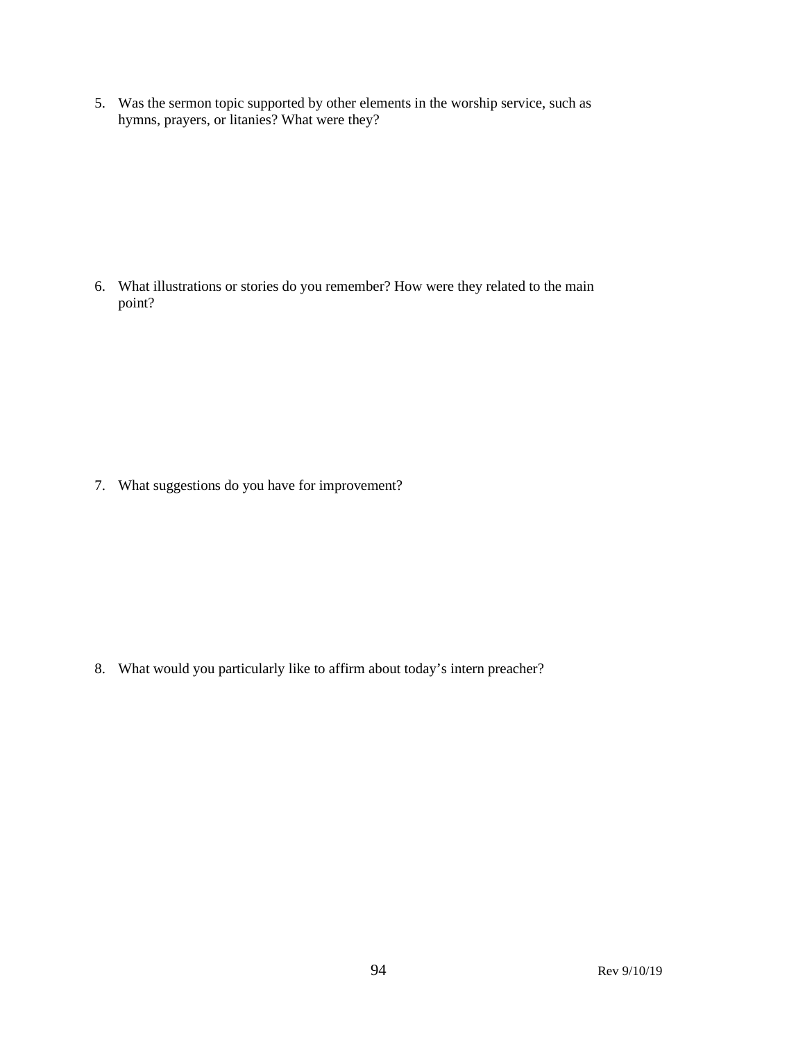5. Was the sermon topic supported by other elements in the worship service, such as hymns, prayers, or litanies? What were they?

6. What illustrations or stories do you remember? How were they related to the main point?

7. What suggestions do you have for improvement?

8. What would you particularly like to affirm about today's intern preacher?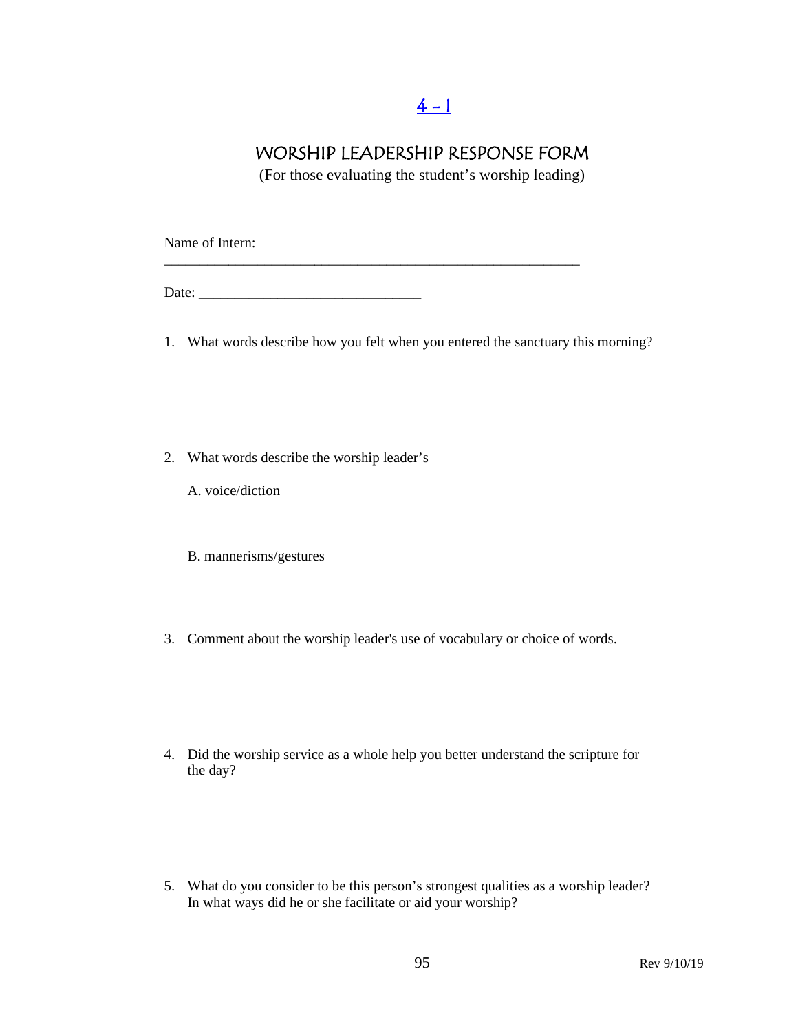[4 - 1]

## WORSHIP LEADERSHIP RESPONSE FORM

(For those evaluating the student's worship leading)

Name of Intern: ____________________________________________________________

Date: _______________________________

1. What words describe how you felt when you entered the sanctuary this morning?

2. What words describe the worship leader's

   A. voice/diction

   B. mannerisms/gestures

3. Comment about the worship leader's use of vocabulary or choice of words.

4. Did the worship service as a whole help you better understand the scripture for the day?

5. What do you consider to be this person's strongest qualities as a worship leader? In what ways did he or she facilitate or aid your worship?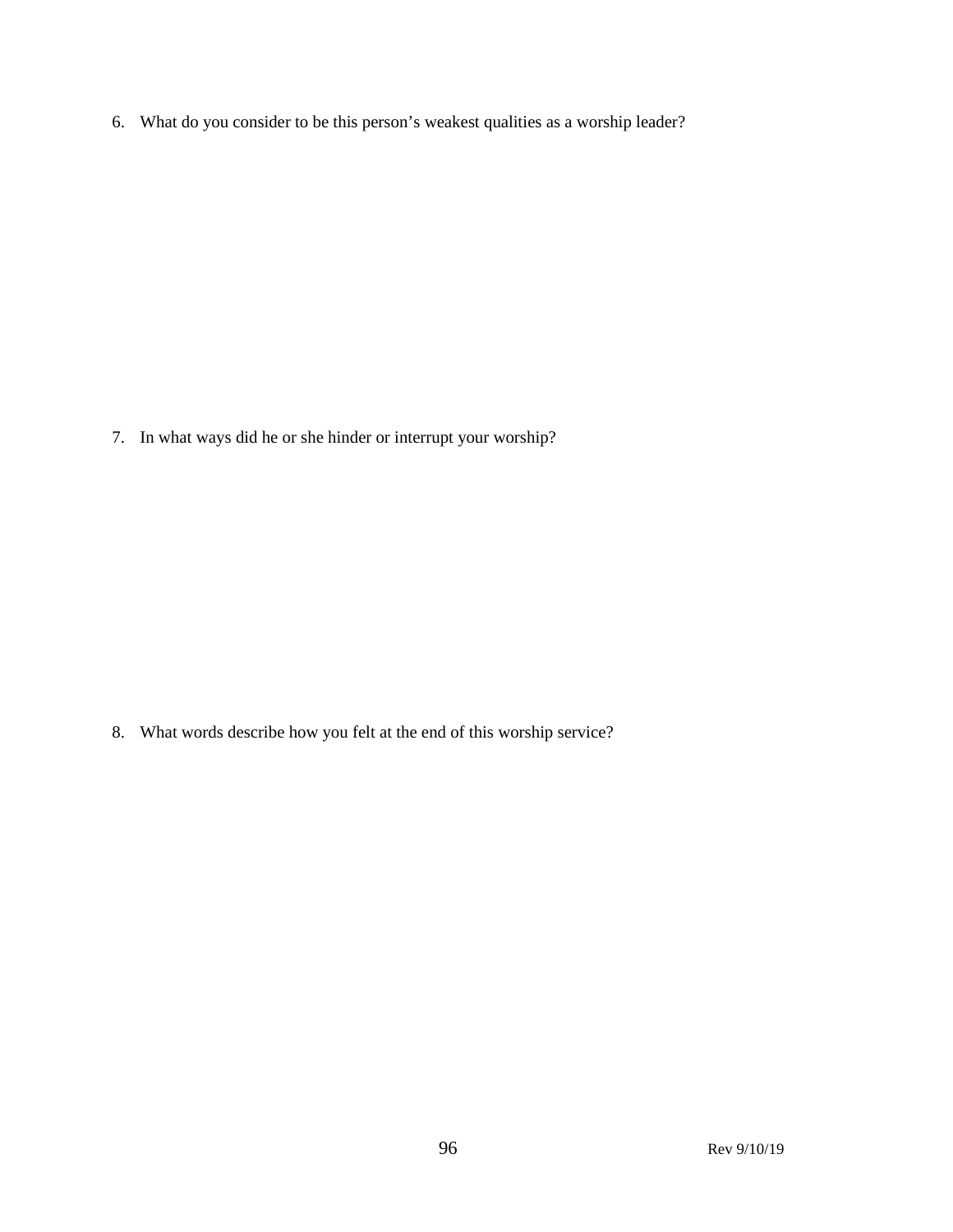6. What do you consider to be this person’s weakest qualities as a worship leader?

7. In what ways did he or she hinder or interrupt your worship?

8. What words describe how you felt at the end of this worship service?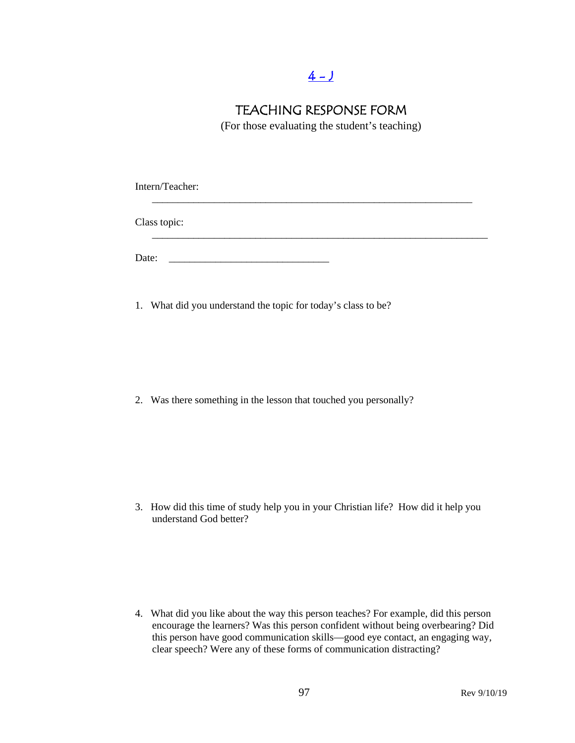[4 – J]

# TEACHING RESPONSE FORM

(For those evaluating the student's teaching)

Intern/Teacher: ________________________________________________________________

Class topic: ___________________________________________________________________

Date: ______________________________

1. What did you understand the topic for today's class to be?

2. Was there something in the lesson that touched you personally?

3. How did this time of study help you in your Christian life? How did it help you understand God better?

4. What did you like about the way this person teaches? For example, did this person encourage the learners? Was this person confident without being overbearing? Did this person have good communication skills—good eye contact, an engaging way, clear speech? Were any of these forms of communication distracting?

Rev 9/10/19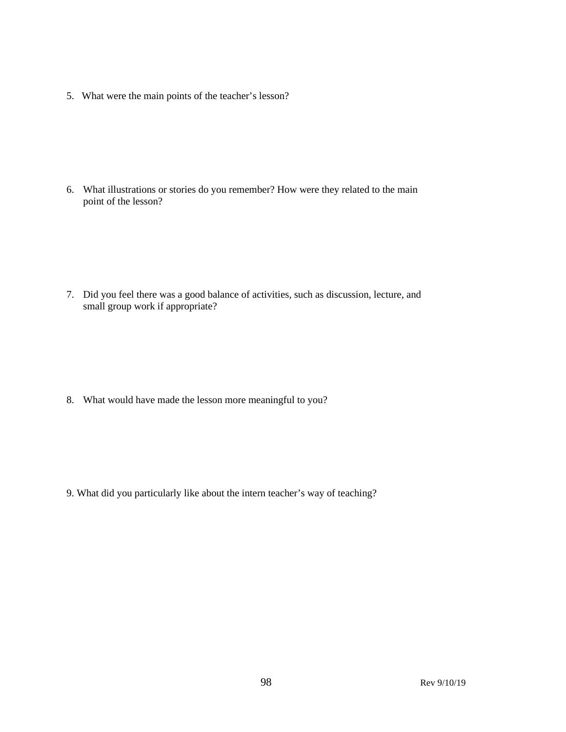5. What were the main points of the teacher's lesson?

6. What illustrations or stories do you remember? How were they related to the main point of the lesson?

7. Did you feel there was a good balance of activities, such as discussion, lecture, and small group work if appropriate?

8. What would have made the lesson more meaningful to you?

9. What did you particularly like about the intern teacher's way of teaching?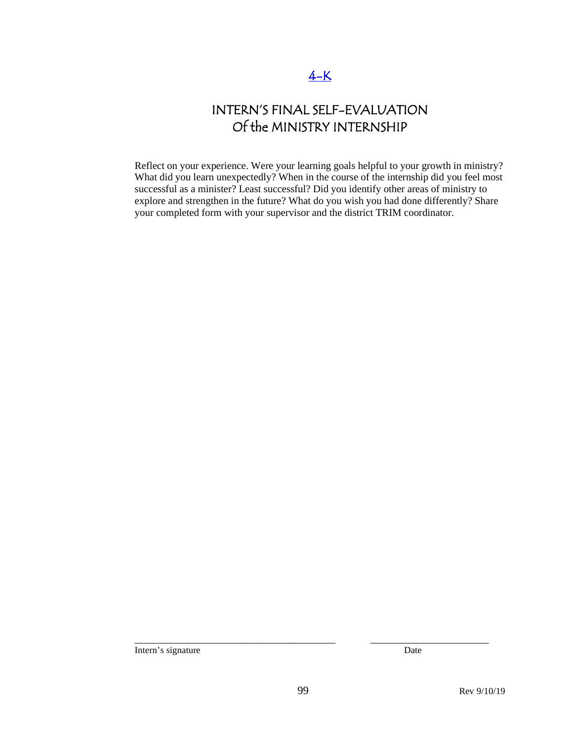[4-K]

# INTERN'S FINAL SELF-EVALUATION Of the MINISTRY INTERNSHIP

Reflect on your experience. Were your learning goals helpful to your growth in ministry? What did you learn unexpectedly? When in the course of the internship did you feel most successful as a minister? Least successful? Did you identify other areas of ministry to explore and strengthen in the future? What do you wish you had done differently? Share your completed form with your supervisor and the district TRIM coordinator.

_________________________________________ ________________________

Intern's signature Date

Rev 9/10/19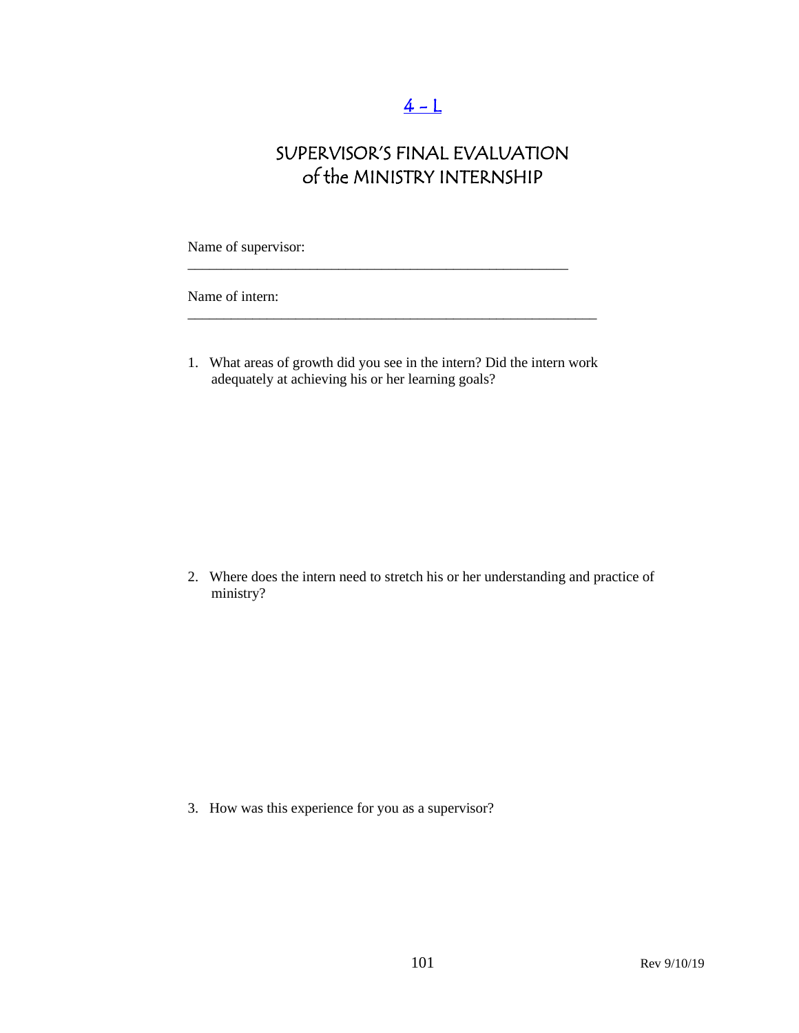4 - L

# SUPERVISOR'S FINAL EVALUATION of the MINISTRY INTERNSHIP

Name of supervisor: _______________________________________________________

Name of intern: ___________________________________________________________

1. What areas of growth did you see in the intern? Did the intern work adequately at achieving his or her learning goals?

2. Where does the intern need to stretch his or her understanding and practice of ministry?

3. How was this experience for you as a supervisor?

Rev 9/10/19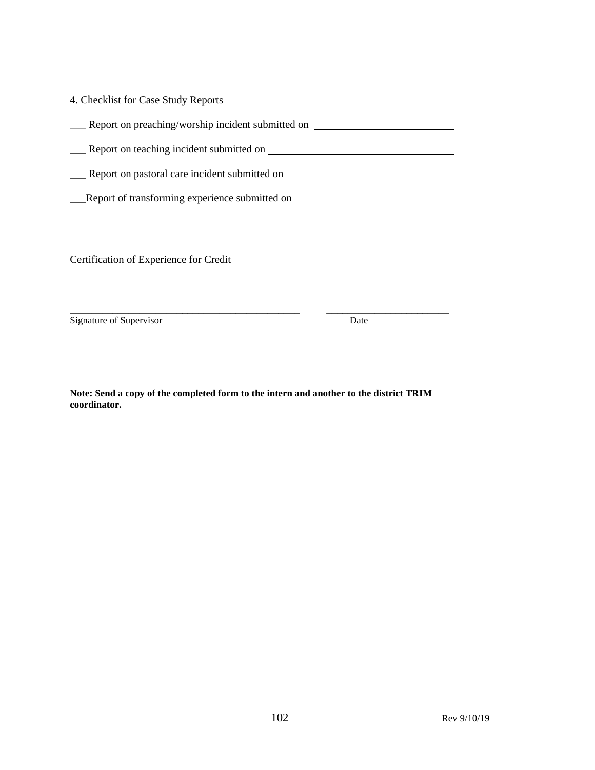4. Checklist for Case Study Reports

___ Report on preaching/worship incident submitted on ____________________________

___ Report on teaching incident submitted on ____________________________________

___ Report on pastoral care incident submitted on _________________________________

___Report of transforming experience submitted on _______________________________

Certification of Experience for Credit

_______________________________________________ &nbsp;&nbsp;&nbsp;&nbsp; _________________________

Signature of Supervisor &nbsp;&nbsp;&nbsp;&nbsp;&nbsp;&nbsp;&nbsp;&nbsp;&nbsp;&nbsp;&nbsp;&nbsp;&nbsp;&nbsp;&nbsp;&nbsp;&nbsp;&nbsp;&nbsp;&nbsp;&nbsp;&nbsp;&nbsp;&nbsp;&nbsp;&nbsp;&nbsp;&nbsp;&nbsp;&nbsp;&nbsp;&nbsp;&nbsp;&nbsp;&nbsp;&nbsp;&nbsp;&nbsp;&nbsp;&nbsp; Date

**Note: Send a copy of the completed form to the intern and another to the district TRIM coordinator.**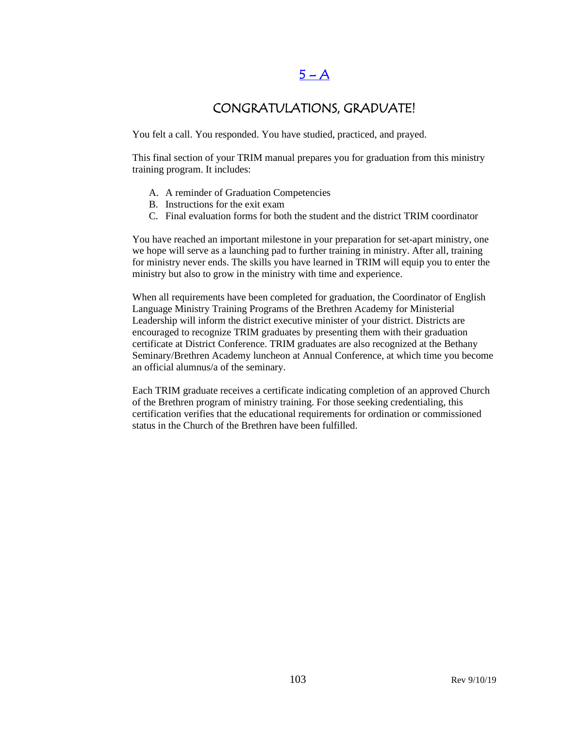# 5 – A

## CONGRATULATIONS, GRADUATE!

You felt a call. You responded. You have studied, practiced, and prayed.

This final section of your TRIM manual prepares you for graduation from this ministry training program. It includes:

A. A reminder of Graduation Competencies
B. Instructions for the exit exam
C. Final evaluation forms for both the student and the district TRIM coordinator

You have reached an important milestone in your preparation for set-apart ministry, one we hope will serve as a launching pad to further training in ministry. After all, training for ministry never ends. The skills you have learned in TRIM will equip you to enter the ministry but also to grow in the ministry with time and experience.

When all requirements have been completed for graduation, the Coordinator of English Language Ministry Training Programs of the Brethren Academy for Ministerial Leadership will inform the district executive minister of your district. Districts are encouraged to recognize TRIM graduates by presenting them with their graduation certificate at District Conference. TRIM graduates are also recognized at the Bethany Seminary/Brethren Academy luncheon at Annual Conference, at which time you become an official alumnus/a of the seminary.

Each TRIM graduate receives a certificate indicating completion of an approved Church of the Brethren program of ministry training. For those seeking credentialing, this certification verifies that the educational requirements for ordination or commissioned status in the Church of the Brethren have been fulfilled.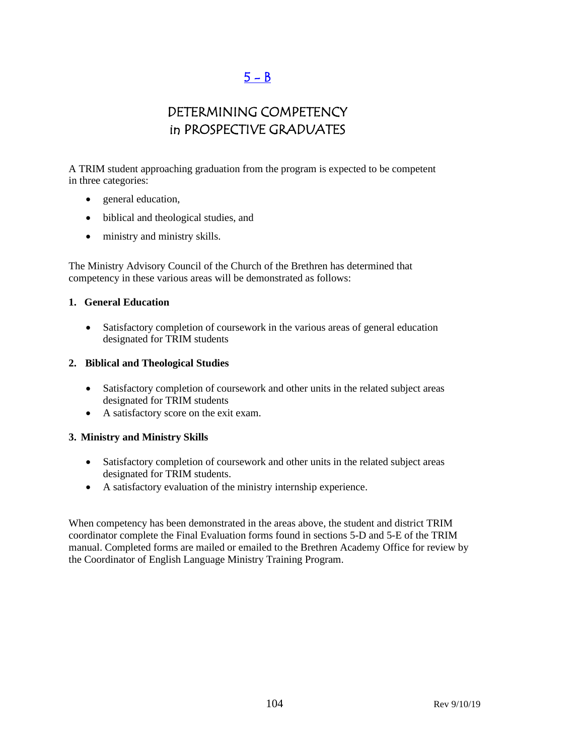## 5 – B

# DETERMINING COMPETENCY in PROSPECTIVE GRADUATES

A TRIM student approaching graduation from the program is expected to be competent in three categories:

- general education,
- biblical and theological studies, and
- ministry and ministry skills.

The Ministry Advisory Council of the Church of the Brethren has determined that competency in these various areas will be demonstrated as follows:

**1. General Education**

- Satisfactory completion of coursework in the various areas of general education designated for TRIM students

**2. Biblical and Theological Studies**

- Satisfactory completion of coursework and other units in the related subject areas designated for TRIM students
- A satisfactory score on the exit exam.

**3. Ministry and Ministry Skills**

- Satisfactory completion of coursework and other units in the related subject areas designated for TRIM students.
- A satisfactory evaluation of the ministry internship experience.

When competency has been demonstrated in the areas above, the student and district TRIM coordinator complete the Final Evaluation forms found in sections 5-D and 5-E of the TRIM manual. Completed forms are mailed or emailed to the Brethren Academy Office for review by the Coordinator of English Language Ministry Training Program.

Rev 9/10/19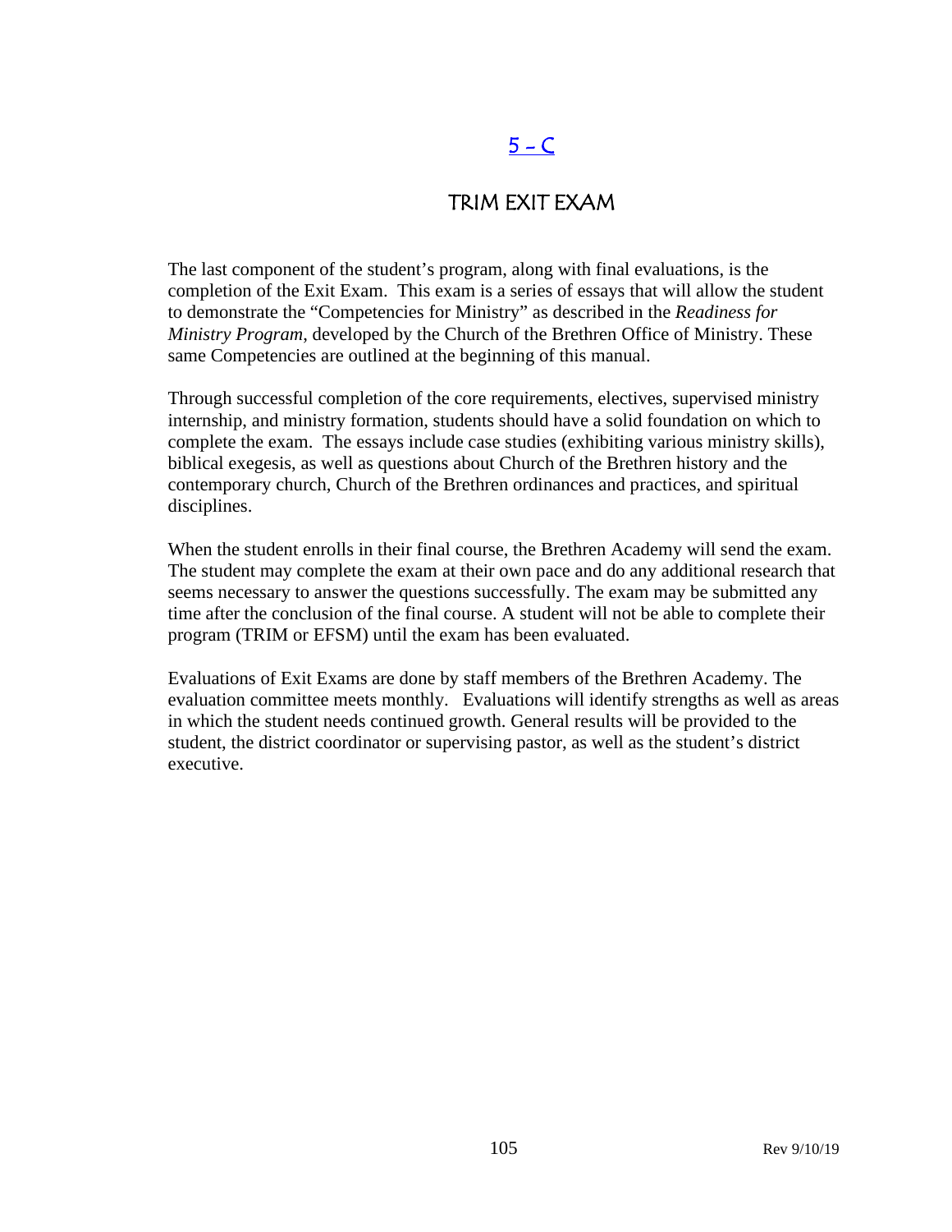# 5 – C

## TRIM EXIT EXAM

The last component of the student's program, along with final evaluations, is the completion of the Exit Exam. This exam is a series of essays that will allow the student to demonstrate the "Competencies for Ministry" as described in the *Readiness for Ministry Program*, developed by the Church of the Brethren Office of Ministry. These same Competencies are outlined at the beginning of this manual.

Through successful completion of the core requirements, electives, supervised ministry internship, and ministry formation, students should have a solid foundation on which to complete the exam. The essays include case studies (exhibiting various ministry skills), biblical exegesis, as well as questions about Church of the Brethren history and the contemporary church, Church of the Brethren ordinances and practices, and spiritual disciplines.

When the student enrolls in their final course, the Brethren Academy will send the exam. The student may complete the exam at their own pace and do any additional research that seems necessary to answer the questions successfully. The exam may be submitted any time after the conclusion of the final course. A student will not be able to complete their program (TRIM or EFSM) until the exam has been evaluated.

Evaluations of Exit Exams are done by staff members of the Brethren Academy. The evaluation committee meets monthly. Evaluations will identify strengths as well as areas in which the student needs continued growth. General results will be provided to the student, the district coordinator or supervising pastor, as well as the student's district executive.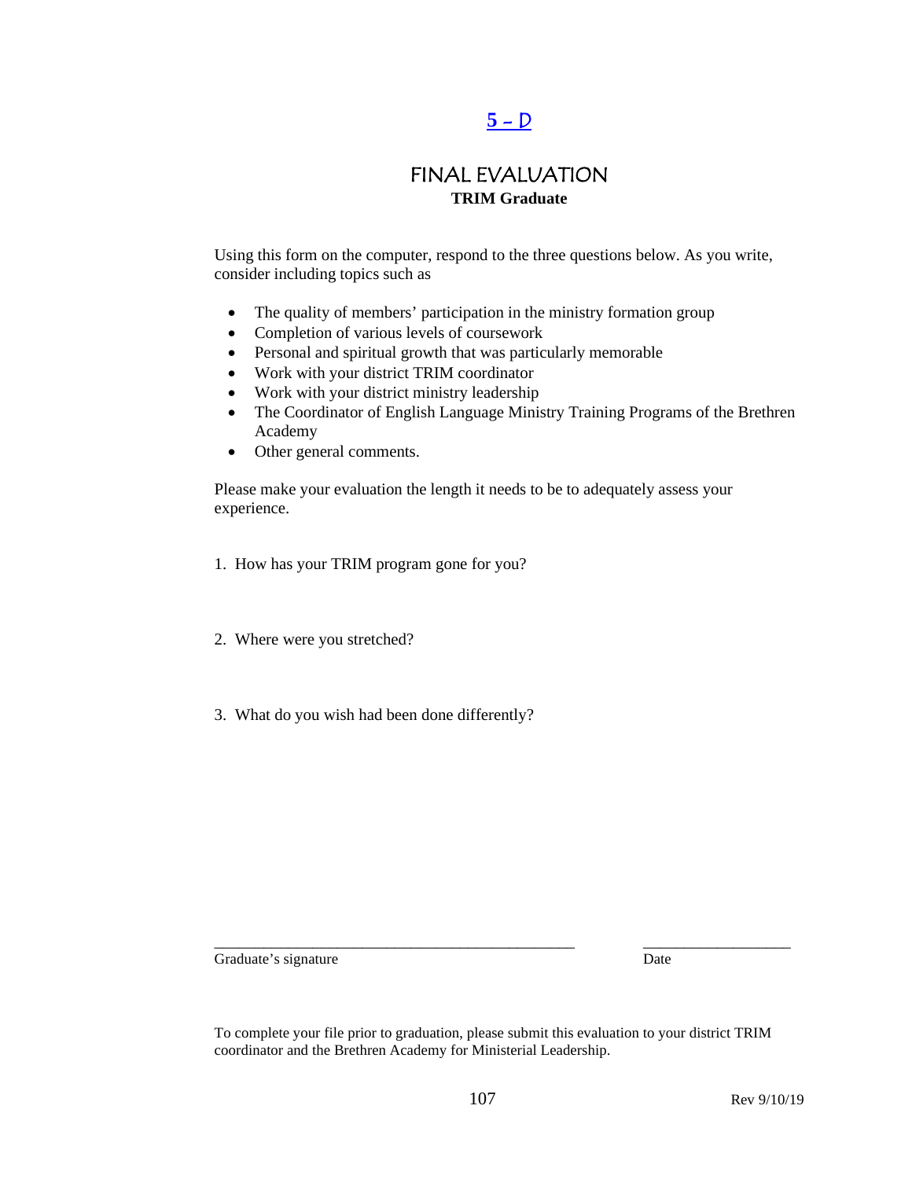[5 – D]

# FINAL EVALUATION

**TRIM Graduate**

Using this form on the computer, respond to the three questions below. As you write, consider including topics such as

- The quality of members' participation in the ministry formation group
- Completion of various levels of coursework
- Personal and spiritual growth that was particularly memorable
- Work with your district TRIM coordinator
- Work with your district ministry leadership
- The Coordinator of English Language Ministry Training Programs of the Brethren Academy
- Other general comments.

Please make your evaluation the length it needs to be to adequately assess your experience.

1. How has your TRIM program gone for you?

2. Where were you stretched?

3. What do you wish had been done differently?

_______________________________________________ ___________________

Graduate's signature Date

To complete your file prior to graduation, please submit this evaluation to your district TRIM coordinator and the Brethren Academy for Ministerial Leadership.

Rev 9/10/19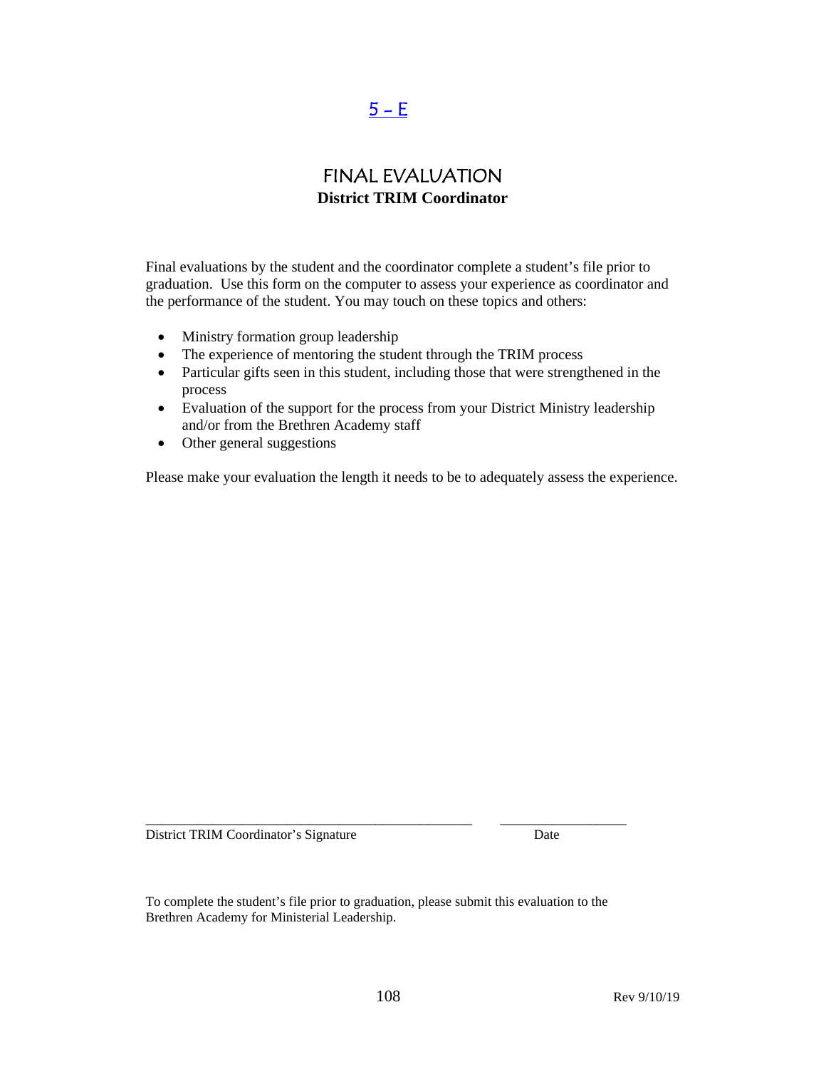[5 – E]

# FINAL EVALUATION

**District TRIM Coordinator**

Final evaluations by the student and the coordinator complete a student's file prior to graduation. Use this form on the computer to assess your experience as coordinator and the performance of the student. You may touch on these topics and others:

- Ministry formation group leadership
- The experience of mentoring the student through the TRIM process
- Particular gifts seen in this student, including those that were strengthened in the process
- Evaluation of the support for the process from your District Ministry leadership and/or from the Brethren Academy staff
- Other general suggestions

Please make your evaluation the length it needs to be to adequately assess the experience.

_______________________________________________ __________________

District TRIM Coordinator's Signature Date

To complete the student's file prior to graduation, please submit this evaluation to the Brethren Academy for Ministerial Leadership.

Rev 9/10/19